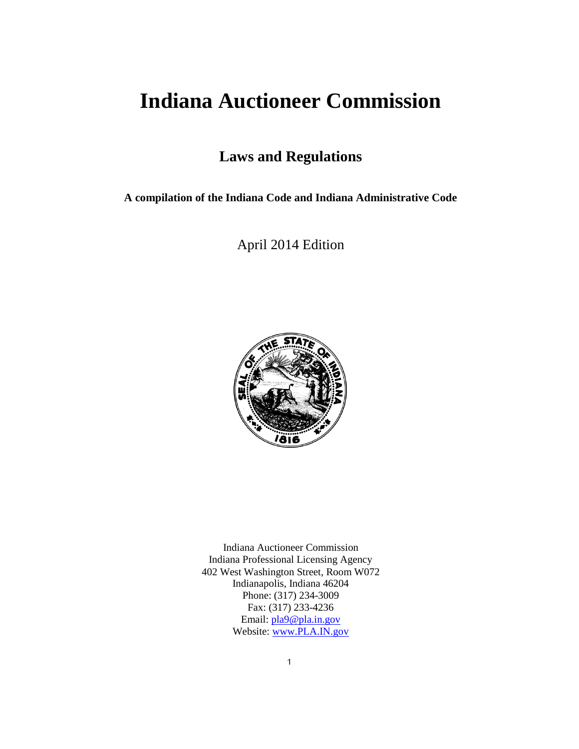# Indiana Auctioneer Commission

## Laws and Regulations

**A compilation of the Indiana Code and Indiana Administrative Code**

April 2014 Edition

Indiana Auctioneer Commission
Indiana Professional Licensing Agency
402 West Washington Street, Room W072
Indianapolis, Indiana 46204
Phone: (317) 234-3009
Fax: (317) 233-4236
Email: pla9@pla.in.gov
Website: www.PLA.IN.gov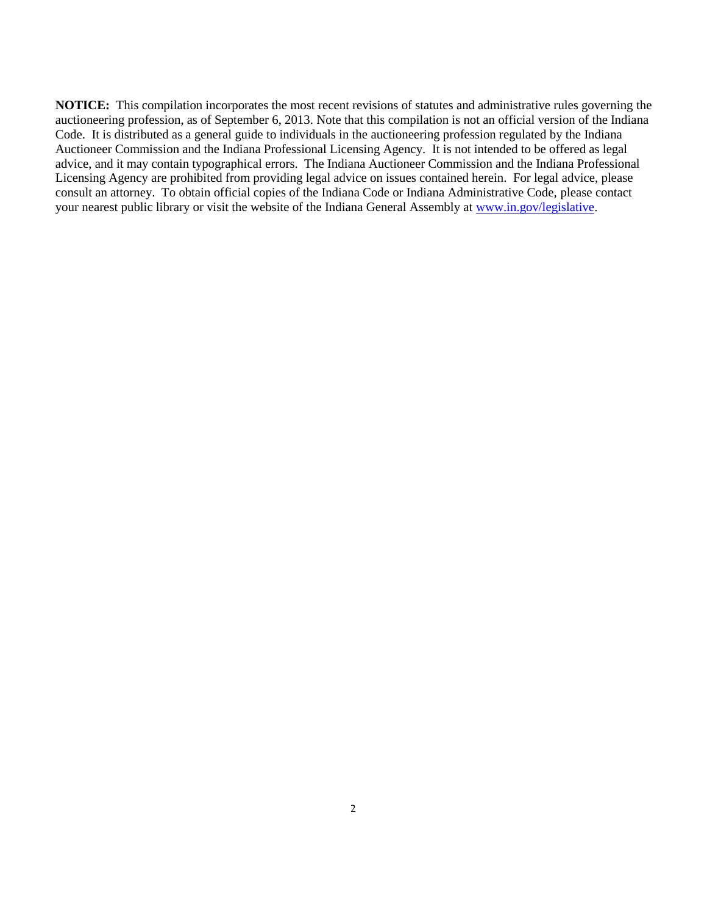**NOTICE:** This compilation incorporates the most recent revisions of statutes and administrative rules governing the auctioneering profession, as of September 6, 2013. Note that this compilation is not an official version of the Indiana Code. It is distributed as a general guide to individuals in the auctioneering profession regulated by the Indiana Auctioneer Commission and the Indiana Professional Licensing Agency. It is not intended to be offered as legal advice, and it may contain typographical errors. The Indiana Auctioneer Commission and the Indiana Professional Licensing Agency are prohibited from providing legal advice on issues contained herein. For legal advice, please consult an attorney. To obtain official copies of the Indiana Code or Indiana Administrative Code, please contact your nearest public library or visit the website of the Indiana General Assembly at [www.in.gov/legislative](http://www.in.gov/legislative).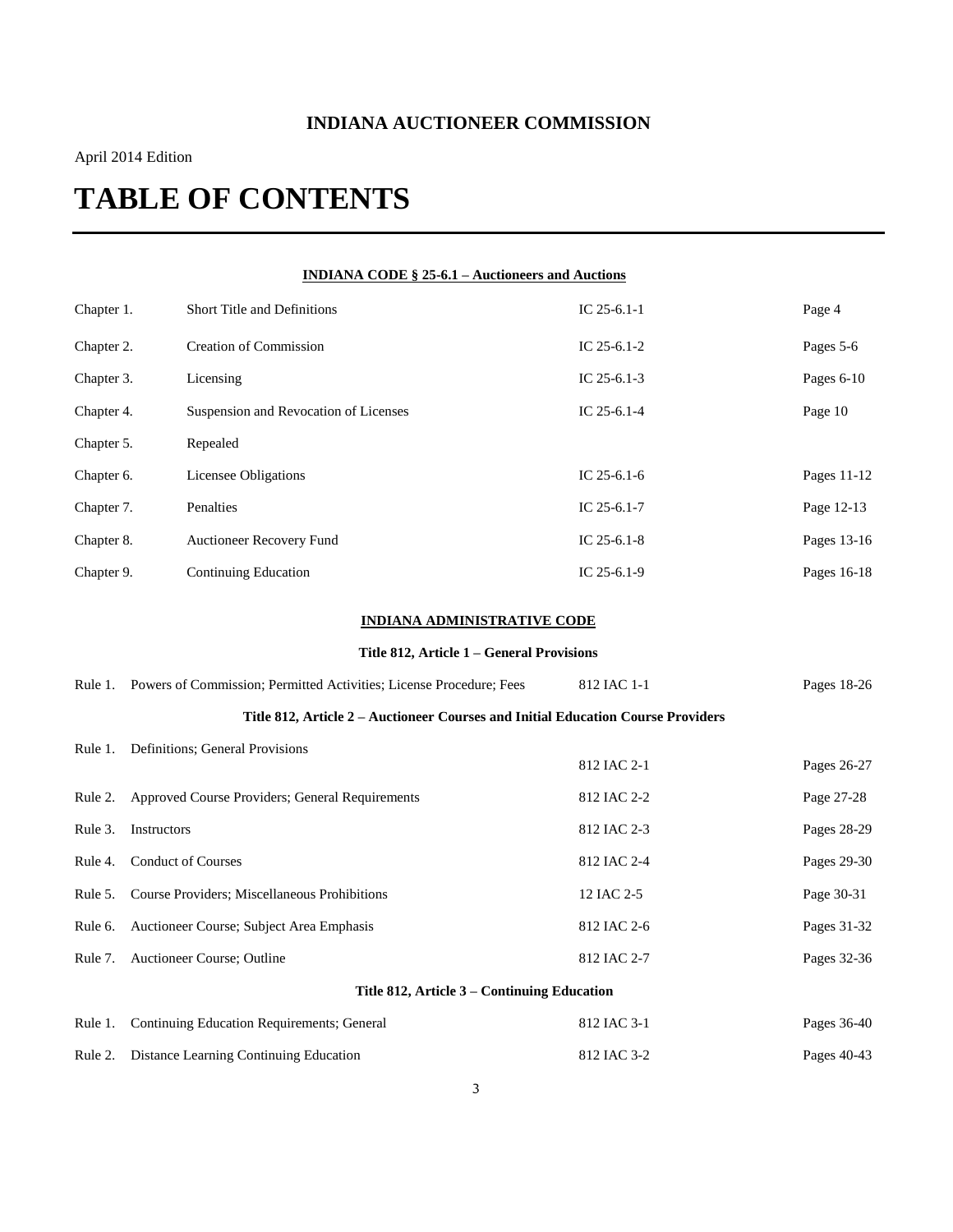## INDIANA AUCTIONEER COMMISSION

April 2014 Edition

# TABLE OF CONTENTS

**INDIANA CODE § 25-6.1 – Auctioneers and Auctions**

| | | | |
|---|---|---|---|
| Chapter 1. | Short Title and Definitions | IC 25-6.1-1 | Page 4 |
| Chapter 2. | Creation of Commission | IC 25-6.1-2 | Pages 5-6 |
| Chapter 3. | Licensing | IC 25-6.1-3 | Pages 6-10 |
| Chapter 4. | Suspension and Revocation of Licenses | IC 25-6.1-4 | Page 10 |
| Chapter 5. | Repealed | | |
| Chapter 6. | Licensee Obligations | IC 25-6.1-6 | Pages 11-12 |
| Chapter 7. | Penalties | IC 25-6.1-7 | Page 12-13 |
| Chapter 8. | Auctioneer Recovery Fund | IC 25-6.1-8 | Pages 13-16 |
| Chapter 9. | Continuing Education | IC 25-6.1-9 | Pages 16-18 |

**INDIANA ADMINISTRATIVE CODE**

**Title 812, Article 1 – General Provisions**

| | | | |
|---|---|---|---|
| Rule 1. | Powers of Commission; Permitted Activities; License Procedure; Fees | 812 IAC 1-1 | Pages 18-26 |

**Title 812, Article 2 – Auctioneer Courses and Initial Education Course Providers**

| | | | |
|---|---|---|---|
| Rule 1. | Definitions; General Provisions | 812 IAC 2-1 | Pages 26-27 |
| Rule 2. | Approved Course Providers; General Requirements | 812 IAC 2-2 | Page 27-28 |
| Rule 3. | Instructors | 812 IAC 2-3 | Pages 28-29 |
| Rule 4. | Conduct of Courses | 812 IAC 2-4 | Pages 29-30 |
| Rule 5. | Course Providers; Miscellaneous Prohibitions | 12 IAC 2-5 | Page 30-31 |
| Rule 6. | Auctioneer Course; Subject Area Emphasis | 812 IAC 2-6 | Pages 31-32 |
| Rule 7. | Auctioneer Course; Outline | 812 IAC 2-7 | Pages 32-36 |

**Title 812, Article 3 – Continuing Education**

| | | | |
|---|---|---|---|
| Rule 1. | Continuing Education Requirements; General | 812 IAC 3-1 | Pages 36-40 |
| Rule 2. | Distance Learning Continuing Education | 812 IAC 3-2 | Pages 40-43 |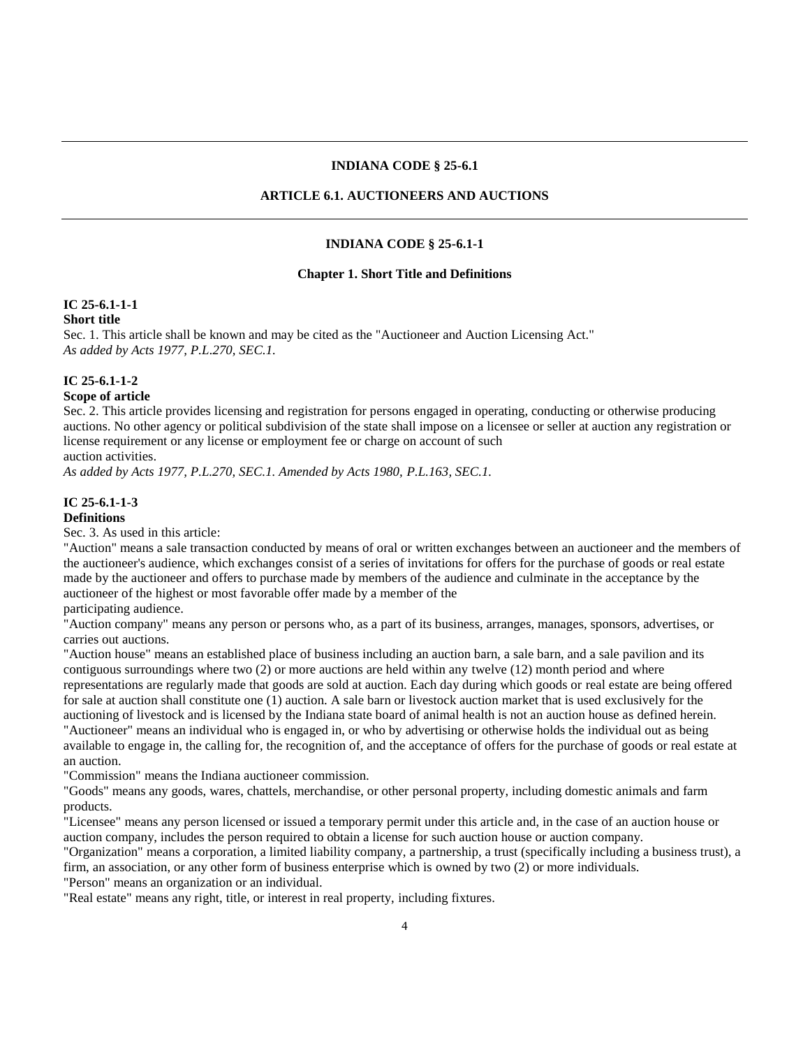# INDIANA CODE § 25-6.1

## ARTICLE 6.1. AUCTIONEERS AND AUCTIONS

## INDIANA CODE § 25-6.1-1

### Chapter 1. Short Title and Definitions

**IC 25-6.1-1-1**
**Short title**

Sec. 1. This article shall be known and may be cited as the "Auctioneer and Auction Licensing Act."
*As added by Acts 1977, P.L.270, SEC.1.*

**IC 25-6.1-1-2**
**Scope of article**

Sec. 2. This article provides licensing and registration for persons engaged in operating, conducting or otherwise producing auctions. No other agency or political subdivision of the state shall impose on a licensee or seller at auction any registration or license requirement or any license or employment fee or charge on account of such auction activities.
*As added by Acts 1977, P.L.270, SEC.1. Amended by Acts 1980, P.L.163, SEC.1.*

**IC 25-6.1-1-3**
**Definitions**

Sec. 3. As used in this article:

"Auction" means a sale transaction conducted by means of oral or written exchanges between an auctioneer and the members of the auctioneer's audience, which exchanges consist of a series of invitations for offers for the purchase of goods or real estate made by the auctioneer and offers to purchase made by members of the audience and culminate in the acceptance by the auctioneer of the highest or most favorable offer made by a member of the participating audience.

"Auction company" means any person or persons who, as a part of its business, arranges, manages, sponsors, advertises, or carries out auctions.

"Auction house" means an established place of business including an auction barn, a sale barn, and a sale pavilion and its contiguous surroundings where two (2) or more auctions are held within any twelve (12) month period and where representations are regularly made that goods are sold at auction. Each day during which goods or real estate are being offered for sale at auction shall constitute one (1) auction. A sale barn or livestock auction market that is used exclusively for the auctioning of livestock and is licensed by the Indiana state board of animal health is not an auction house as defined herein.

"Auctioneer" means an individual who is engaged in, or who by advertising or otherwise holds the individual out as being available to engage in, the calling for, the recognition of, and the acceptance of offers for the purchase of goods or real estate at an auction.

"Commission" means the Indiana auctioneer commission.

"Goods" means any goods, wares, chattels, merchandise, or other personal property, including domestic animals and farm products.

"Licensee" means any person licensed or issued a temporary permit under this article and, in the case of an auction house or auction company, includes the person required to obtain a license for such auction house or auction company.

"Organization" means a corporation, a limited liability company, a partnership, a trust (specifically including a business trust), a firm, an association, or any other form of business enterprise which is owned by two (2) or more individuals.

"Person" means an organization or an individual.

"Real estate" means any right, title, or interest in real property, including fixtures.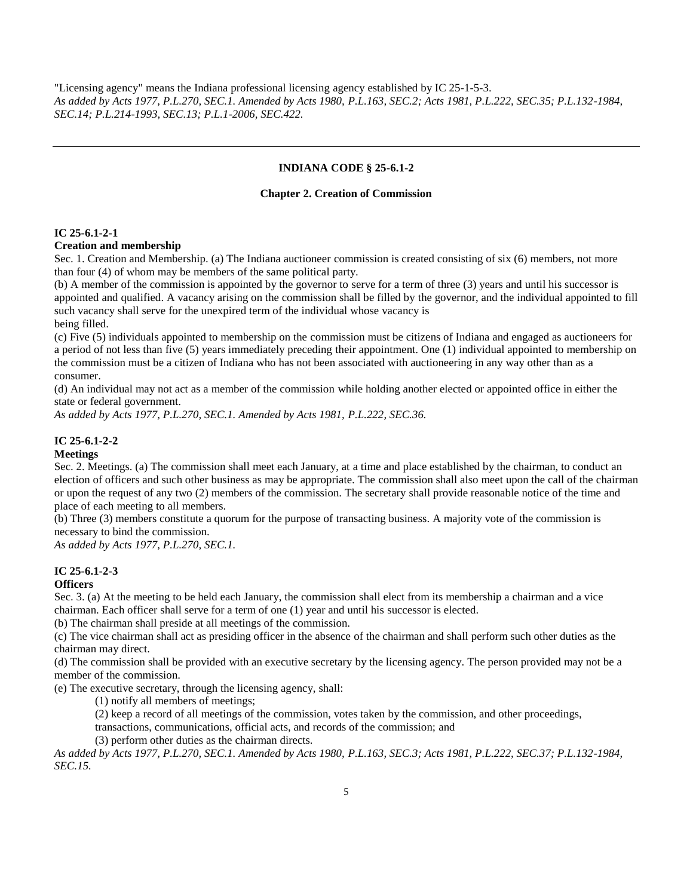"Licensing agency" means the Indiana professional licensing agency established by IC 25-1-5-3.
*As added by Acts 1977, P.L.270, SEC.1. Amended by Acts 1980, P.L.163, SEC.2; Acts 1981, P.L.222, SEC.35; P.L.132-1984, SEC.14; P.L.214-1993, SEC.13; P.L.1-2006, SEC.422.*

---

## INDIANA CODE § 25-6.1-2

### Chapter 2. Creation of Commission

**IC 25-6.1-2-1**
**Creation and membership**
Sec. 1. Creation and Membership. (a) The Indiana auctioneer commission is created consisting of six (6) members, not more than four (4) of whom may be members of the same political party.
(b) A member of the commission is appointed by the governor to serve for a term of three (3) years and until his successor is appointed and qualified. A vacancy arising on the commission shall be filled by the governor, and the individual appointed to fill such vacancy shall serve for the unexpired term of the individual whose vacancy is being filled.
(c) Five (5) individuals appointed to membership on the commission must be citizens of Indiana and engaged as auctioneers for a period of not less than five (5) years immediately preceding their appointment. One (1) individual appointed to membership on the commission must be a citizen of Indiana who has not been associated with auctioneering in any way other than as a consumer.
(d) An individual may not act as a member of the commission while holding another elected or appointed office in either the state or federal government.
*As added by Acts 1977, P.L.270, SEC.1. Amended by Acts 1981, P.L.222, SEC.36.*

**IC 25-6.1-2-2**
**Meetings**
Sec. 2. Meetings. (a) The commission shall meet each January, at a time and place established by the chairman, to conduct an election of officers and such other business as may be appropriate. The commission shall also meet upon the call of the chairman or upon the request of any two (2) members of the commission. The secretary shall provide reasonable notice of the time and place of each meeting to all members.
(b) Three (3) members constitute a quorum for the purpose of transacting business. A majority vote of the commission is necessary to bind the commission.
*As added by Acts 1977, P.L.270, SEC.1.*

**IC 25-6.1-2-3**
**Officers**
Sec. 3. (a) At the meeting to be held each January, the commission shall elect from its membership a chairman and a vice chairman. Each officer shall serve for a term of one (1) year and until his successor is elected.
(b) The chairman shall preside at all meetings of the commission.
(c) The vice chairman shall act as presiding officer in the absence of the chairman and shall perform such other duties as the chairman may direct.
(d) The commission shall be provided with an executive secretary by the licensing agency. The person provided may not be a member of the commission.
(e) The executive secretary, through the licensing agency, shall:
(1) notify all members of meetings;
(2) keep a record of all meetings of the commission, votes taken by the commission, and other proceedings, transactions, communications, official acts, and records of the commission; and
(3) perform other duties as the chairman directs.
*As added by Acts 1977, P.L.270, SEC.1. Amended by Acts 1980, P.L.163, SEC.3; Acts 1981, P.L.222, SEC.37; P.L.132-1984, SEC.15.*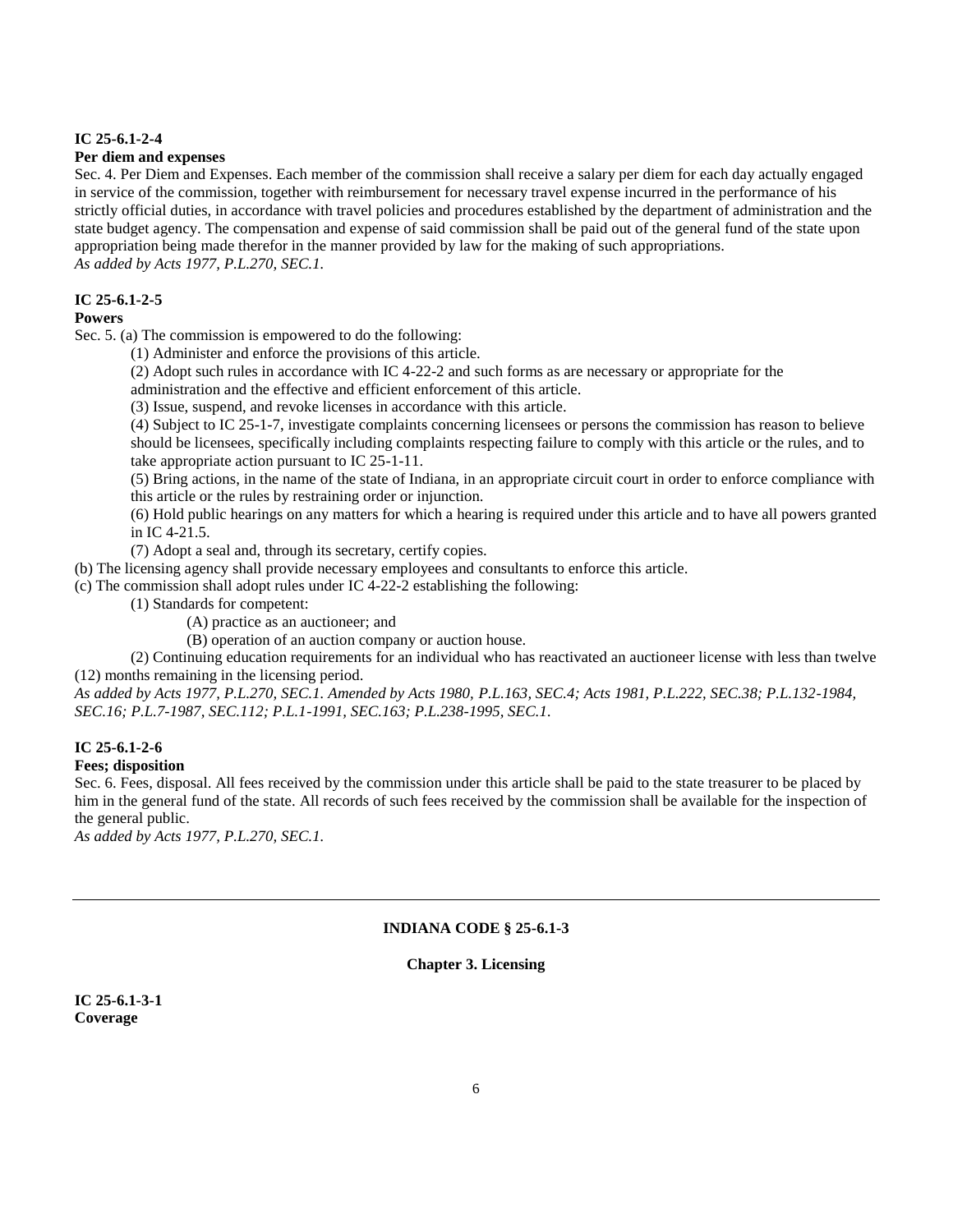**IC 25-6.1-2-4**
**Per diem and expenses**

Sec. 4. Per Diem and Expenses. Each member of the commission shall receive a salary per diem for each day actually engaged in service of the commission, together with reimbursement for necessary travel expense incurred in the performance of his strictly official duties, in accordance with travel policies and procedures established by the department of administration and the state budget agency. The compensation and expense of said commission shall be paid out of the general fund of the state upon appropriation being made therefor in the manner provided by law for the making of such appropriations.
*As added by Acts 1977, P.L.270, SEC.1.*

**IC 25-6.1-2-5**
**Powers**

Sec. 5. (a) The commission is empowered to do the following:

(1) Administer and enforce the provisions of this article.

(2) Adopt such rules in accordance with IC 4-22-2 and such forms as are necessary or appropriate for the administration and the effective and efficient enforcement of this article.

(3) Issue, suspend, and revoke licenses in accordance with this article.

(4) Subject to IC 25-1-7, investigate complaints concerning licensees or persons the commission has reason to believe should be licensees, specifically including complaints respecting failure to comply with this article or the rules, and to take appropriate action pursuant to IC 25-1-11.

(5) Bring actions, in the name of the state of Indiana, in an appropriate circuit court in order to enforce compliance with this article or the rules by restraining order or injunction.

(6) Hold public hearings on any matters for which a hearing is required under this article and to have all powers granted in IC 4-21.5.

(7) Adopt a seal and, through its secretary, certify copies.

(b) The licensing agency shall provide necessary employees and consultants to enforce this article.

(c) The commission shall adopt rules under IC 4-22-2 establishing the following:

(1) Standards for competent:

(A) practice as an auctioneer; and

(B) operation of an auction company or auction house.

(2) Continuing education requirements for an individual who has reactivated an auctioneer license with less than twelve (12) months remaining in the licensing period.

*As added by Acts 1977, P.L.270, SEC.1. Amended by Acts 1980, P.L.163, SEC.4; Acts 1981, P.L.222, SEC.38; P.L.132-1984, SEC.16; P.L.7-1987, SEC.112; P.L.1-1991, SEC.163; P.L.238-1995, SEC.1.*

**IC 25-6.1-2-6**
**Fees; disposition**

Sec. 6. Fees, disposal. All fees received by the commission under this article shall be paid to the state treasurer to be placed by him in the general fund of the state. All records of such fees received by the commission shall be available for the inspection of the general public.
*As added by Acts 1977, P.L.270, SEC.1.*

---

## INDIANA CODE § 25-6.1-3

### Chapter 3. Licensing

**IC 25-6.1-3-1**
**Coverage**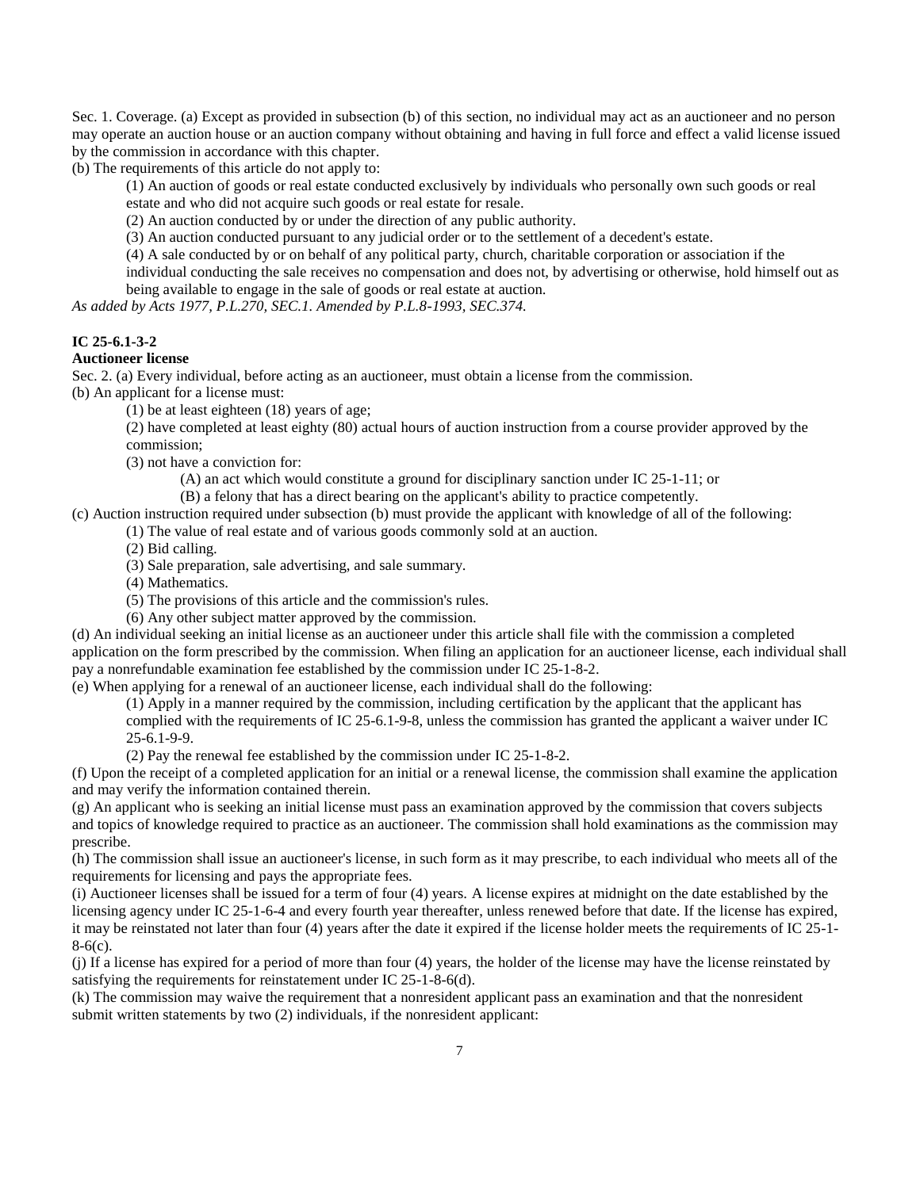Sec. 1. Coverage. (a) Except as provided in subsection (b) of this section, no individual may act as an auctioneer and no person may operate an auction house or an auction company without obtaining and having in full force and effect a valid license issued by the commission in accordance with this chapter.

(b) The requirements of this article do not apply to:

> (1) An auction of goods or real estate conducted exclusively by individuals who personally own such goods or real estate and who did not acquire such goods or real estate for resale.
>
> (2) An auction conducted by or under the direction of any public authority.
>
> (3) An auction conducted pursuant to any judicial order or to the settlement of a decedent's estate.
>
> (4) A sale conducted by or on behalf of any political party, church, charitable corporation or association if the individual conducting the sale receives no compensation and does not, by advertising or otherwise, hold himself out as being available to engage in the sale of goods or real estate at auction.

*As added by Acts 1977, P.L.270, SEC.1. Amended by P.L.8-1993, SEC.374.*

**IC 25-6.1-3-2**

**Auctioneer license**

Sec. 2. (a) Every individual, before acting as an auctioneer, must obtain a license from the commission.

(b) An applicant for a license must:

> (1) be at least eighteen (18) years of age;
>
> (2) have completed at least eighty (80) actual hours of auction instruction from a course provider approved by the commission;
>
> (3) not have a conviction for:
>
> > (A) an act which would constitute a ground for disciplinary sanction under IC 25-1-11; or
> >
> > (B) a felony that has a direct bearing on the applicant's ability to practice competently.

(c) Auction instruction required under subsection (b) must provide the applicant with knowledge of all of the following:

> (1) The value of real estate and of various goods commonly sold at an auction.
>
> (2) Bid calling.
>
> (3) Sale preparation, sale advertising, and sale summary.
>
> (4) Mathematics.
>
> (5) The provisions of this article and the commission's rules.
>
> (6) Any other subject matter approved by the commission.

(d) An individual seeking an initial license as an auctioneer under this article shall file with the commission a completed application on the form prescribed by the commission. When filing an application for an auctioneer license, each individual shall pay a nonrefundable examination fee established by the commission under IC 25-1-8-2.

(e) When applying for a renewal of an auctioneer license, each individual shall do the following:

> (1) Apply in a manner required by the commission, including certification by the applicant that the applicant has complied with the requirements of IC 25-6.1-9-8, unless the commission has granted the applicant a waiver under IC 25-6.1-9-9.
>
> (2) Pay the renewal fee established by the commission under IC 25-1-8-2.

(f) Upon the receipt of a completed application for an initial or a renewal license, the commission shall examine the application and may verify the information contained therein.

(g) An applicant who is seeking an initial license must pass an examination approved by the commission that covers subjects and topics of knowledge required to practice as an auctioneer. The commission shall hold examinations as the commission may prescribe.

(h) The commission shall issue an auctioneer's license, in such form as it may prescribe, to each individual who meets all of the requirements for licensing and pays the appropriate fees.

(i) Auctioneer licenses shall be issued for a term of four (4) years. A license expires at midnight on the date established by the licensing agency under IC 25-1-6-4 and every fourth year thereafter, unless renewed before that date. If the license has expired, it may be reinstated not later than four (4) years after the date it expired if the license holder meets the requirements of IC 25-1-8-6(c).

(j) If a license has expired for a period of more than four (4) years, the holder of the license may have the license reinstated by satisfying the requirements for reinstatement under IC 25-1-8-6(d).

(k) The commission may waive the requirement that a nonresident applicant pass an examination and that the nonresident submit written statements by two (2) individuals, if the nonresident applicant: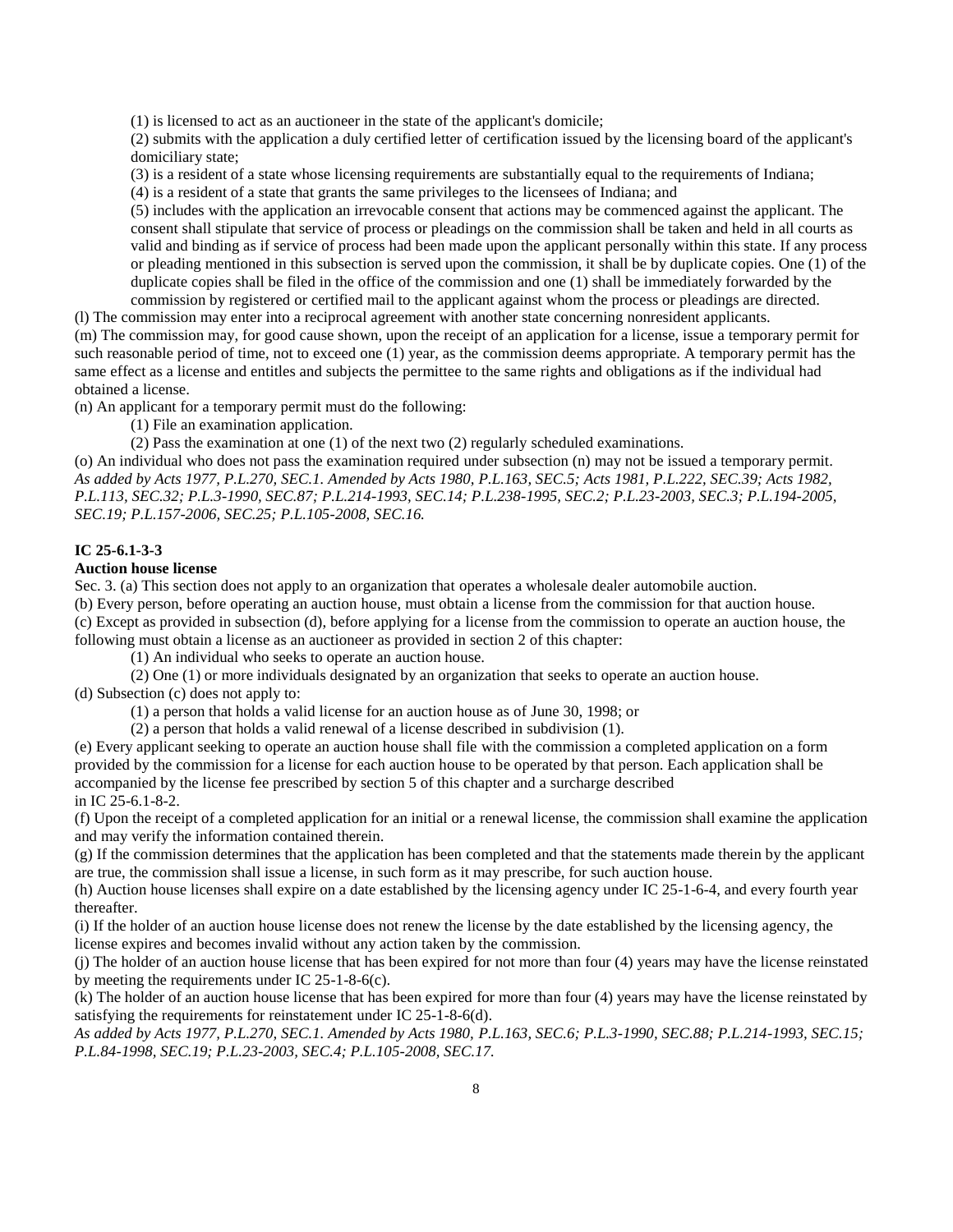(1) is licensed to act as an auctioneer in the state of the applicant's domicile;

(2) submits with the application a duly certified letter of certification issued by the licensing board of the applicant's domiciliary state;

(3) is a resident of a state whose licensing requirements are substantially equal to the requirements of Indiana;

(4) is a resident of a state that grants the same privileges to the licensees of Indiana; and

(5) includes with the application an irrevocable consent that actions may be commenced against the applicant. The consent shall stipulate that service of process or pleadings on the commission shall be taken and held in all courts as valid and binding as if service of process had been made upon the applicant personally within this state. If any process or pleading mentioned in this subsection is served upon the commission, it shall be by duplicate copies. One (1) of the duplicate copies shall be filed in the office of the commission and one (1) shall be immediately forwarded by the commission by registered or certified mail to the applicant against whom the process or pleadings are directed.

(l) The commission may enter into a reciprocal agreement with another state concerning nonresident applicants.

(m) The commission may, for good cause shown, upon the receipt of an application for a license, issue a temporary permit for such reasonable period of time, not to exceed one (1) year, as the commission deems appropriate. A temporary permit has the same effect as a license and entitles and subjects the permittee to the same rights and obligations as if the individual had obtained a license.

(n) An applicant for a temporary permit must do the following:

(1) File an examination application.

(2) Pass the examination at one (1) of the next two (2) regularly scheduled examinations.

(o) An individual who does not pass the examination required under subsection (n) may not be issued a temporary permit.

*As added by Acts 1977, P.L.270, SEC.1. Amended by Acts 1980, P.L.163, SEC.5; Acts 1981, P.L.222, SEC.39; Acts 1982, P.L.113, SEC.32; P.L.3-1990, SEC.87; P.L.214-1993, SEC.14; P.L.238-1995, SEC.2; P.L.23-2003, SEC.3; P.L.194-2005, SEC.19; P.L.157-2006, SEC.25; P.L.105-2008, SEC.16.*

**IC 25-6.1-3-3**

**Auction house license**

Sec. 3. (a) This section does not apply to an organization that operates a wholesale dealer automobile auction.

(b) Every person, before operating an auction house, must obtain a license from the commission for that auction house.

(c) Except as provided in subsection (d), before applying for a license from the commission to operate an auction house, the following must obtain a license as an auctioneer as provided in section 2 of this chapter:

(1) An individual who seeks to operate an auction house.

(2) One (1) or more individuals designated by an organization that seeks to operate an auction house.

(d) Subsection (c) does not apply to:

(1) a person that holds a valid license for an auction house as of June 30, 1998; or

(2) a person that holds a valid renewal of a license described in subdivision (1).

(e) Every applicant seeking to operate an auction house shall file with the commission a completed application on a form provided by the commission for a license for each auction house to be operated by that person. Each application shall be accompanied by the license fee prescribed by section 5 of this chapter and a surcharge described in IC 25-6.1-8-2.

(f) Upon the receipt of a completed application for an initial or a renewal license, the commission shall examine the application and may verify the information contained therein.

(g) If the commission determines that the application has been completed and that the statements made therein by the applicant are true, the commission shall issue a license, in such form as it may prescribe, for such auction house.

(h) Auction house licenses shall expire on a date established by the licensing agency under IC 25-1-6-4, and every fourth year thereafter.

(i) If the holder of an auction house license does not renew the license by the date established by the licensing agency, the license expires and becomes invalid without any action taken by the commission.

(j) The holder of an auction house license that has been expired for not more than four (4) years may have the license reinstated by meeting the requirements under IC 25-1-8-6(c).

(k) The holder of an auction house license that has been expired for more than four (4) years may have the license reinstated by satisfying the requirements for reinstatement under IC 25-1-8-6(d).

*As added by Acts 1977, P.L.270, SEC.1. Amended by Acts 1980, P.L.163, SEC.6; P.L.3-1990, SEC.88; P.L.214-1993, SEC.15; P.L.84-1998, SEC.19; P.L.23-2003, SEC.4; P.L.105-2008, SEC.17.*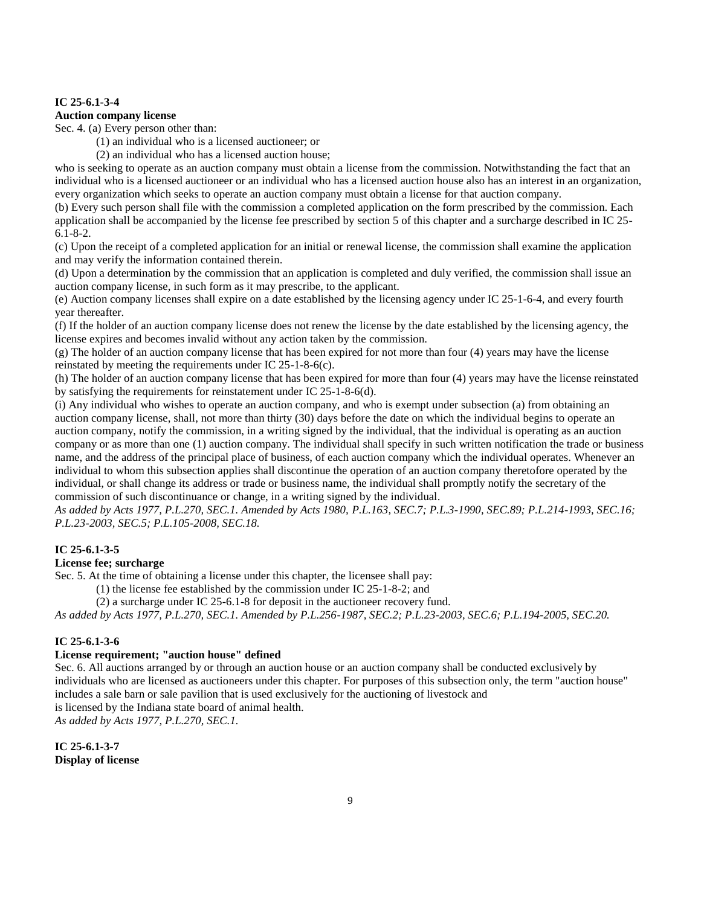**IC 25-6.1-3-4**
**Auction company license**

Sec. 4. (a) Every person other than:

(1) an individual who is a licensed auctioneer; or

(2) an individual who has a licensed auction house;

who is seeking to operate as an auction company must obtain a license from the commission. Notwithstanding the fact that an individual who is a licensed auctioneer or an individual who has a licensed auction house also has an interest in an organization, every organization which seeks to operate an auction company must obtain a license for that auction company.

(b) Every such person shall file with the commission a completed application on the form prescribed by the commission. Each application shall be accompanied by the license fee prescribed by section 5 of this chapter and a surcharge described in IC 25-6.1-8-2.

(c) Upon the receipt of a completed application for an initial or renewal license, the commission shall examine the application and may verify the information contained therein.

(d) Upon a determination by the commission that an application is completed and duly verified, the commission shall issue an auction company license, in such form as it may prescribe, to the applicant.

(e) Auction company licenses shall expire on a date established by the licensing agency under IC 25-1-6-4, and every fourth year thereafter.

(f) If the holder of an auction company license does not renew the license by the date established by the licensing agency, the license expires and becomes invalid without any action taken by the commission.

(g) The holder of an auction company license that has been expired for not more than four (4) years may have the license reinstated by meeting the requirements under IC 25-1-8-6(c).

(h) The holder of an auction company license that has been expired for more than four (4) years may have the license reinstated by satisfying the requirements for reinstatement under IC 25-1-8-6(d).

(i) Any individual who wishes to operate an auction company, and who is exempt under subsection (a) from obtaining an auction company license, shall, not more than thirty (30) days before the date on which the individual begins to operate an auction company, notify the commission, in a writing signed by the individual, that the individual is operating as an auction company or as more than one (1) auction company. The individual shall specify in such written notification the trade or business name, and the address of the principal place of business, of each auction company which the individual operates. Whenever an individual to whom this subsection applies shall discontinue the operation of an auction company theretofore operated by the individual, or shall change its address or trade or business name, the individual shall promptly notify the secretary of the commission of such discontinuance or change, in a writing signed by the individual.

*As added by Acts 1977, P.L.270, SEC.1. Amended by Acts 1980, P.L.163, SEC.7; P.L.3-1990, SEC.89; P.L.214-1993, SEC.16; P.L.23-2003, SEC.5; P.L.105-2008, SEC.18.*

**IC 25-6.1-3-5**
**License fee; surcharge**

Sec. 5. At the time of obtaining a license under this chapter, the licensee shall pay:

(1) the license fee established by the commission under IC 25-1-8-2; and

(2) a surcharge under IC 25-6.1-8 for deposit in the auctioneer recovery fund.

*As added by Acts 1977, P.L.270, SEC.1. Amended by P.L.256-1987, SEC.2; P.L.23-2003, SEC.6; P.L.194-2005, SEC.20.*

**IC 25-6.1-3-6**
**License requirement; "auction house" defined**

Sec. 6. All auctions arranged by or through an auction house or an auction company shall be conducted exclusively by individuals who are licensed as auctioneers under this chapter. For purposes of this subsection only, the term "auction house" includes a sale barn or sale pavilion that is used exclusively for the auctioning of livestock and is licensed by the Indiana state board of animal health.

*As added by Acts 1977, P.L.270, SEC.1.*

**IC 25-6.1-3-7**
**Display of license**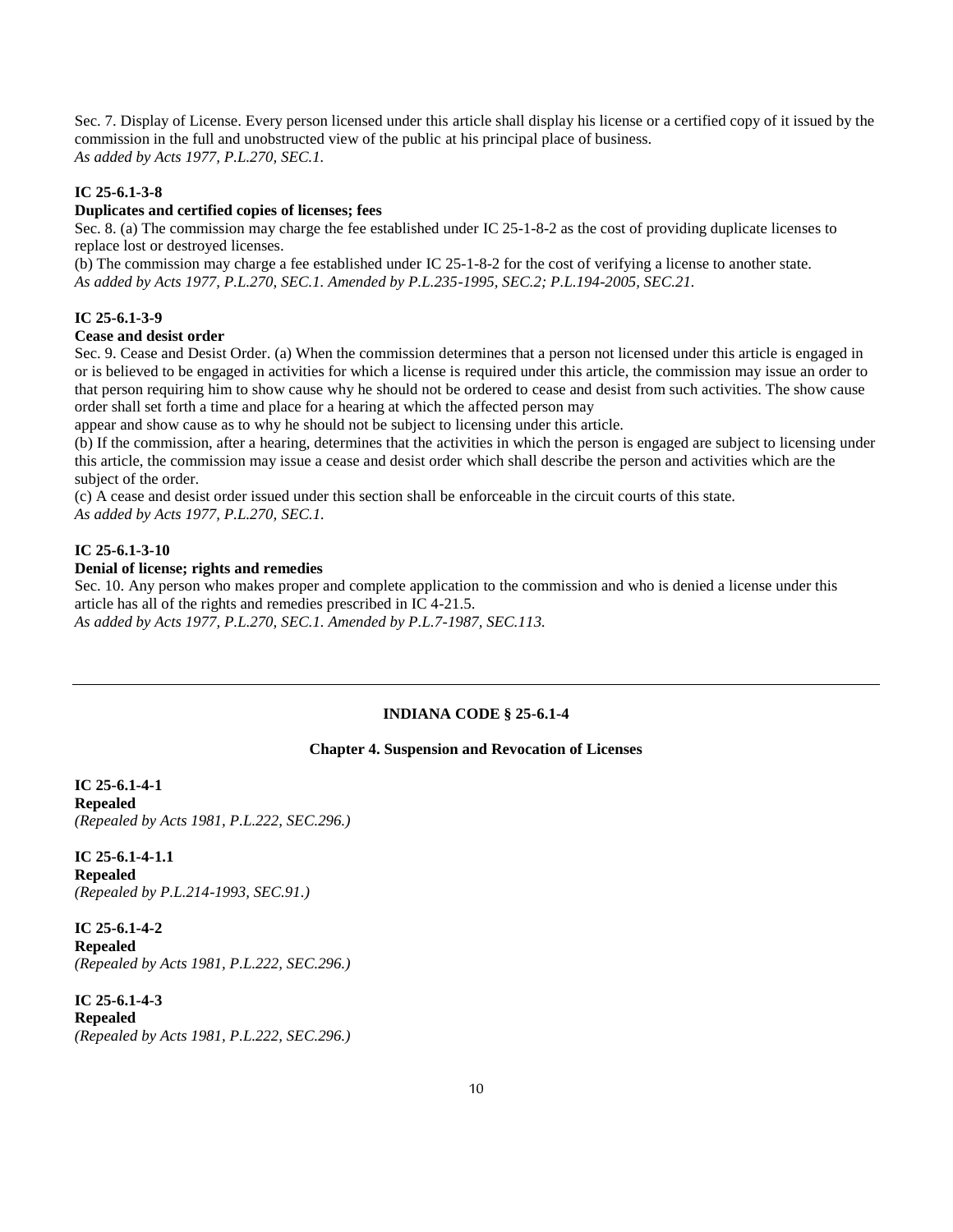Sec. 7. Display of License. Every person licensed under this article shall display his license or a certified copy of it issued by the commission in the full and unobstructed view of the public at his principal place of business.
*As added by Acts 1977, P.L.270, SEC.1.*

**IC 25-6.1-3-8**

**Duplicates and certified copies of licenses; fees**

Sec. 8. (a) The commission may charge the fee established under IC 25-1-8-2 as the cost of providing duplicate licenses to replace lost or destroyed licenses.

(b) The commission may charge a fee established under IC 25-1-8-2 for the cost of verifying a license to another state.
*As added by Acts 1977, P.L.270, SEC.1. Amended by P.L.235-1995, SEC.2; P.L.194-2005, SEC.21.*

**IC 25-6.1-3-9**

**Cease and desist order**

Sec. 9. Cease and Desist Order. (a) When the commission determines that a person not licensed under this article is engaged in or is believed to be engaged in activities for which a license is required under this article, the commission may issue an order to that person requiring him to show cause why he should not be ordered to cease and desist from such activities. The show cause order shall set forth a time and place for a hearing at which the affected person may appear and show cause as to why he should not be subject to licensing under this article.

(b) If the commission, after a hearing, determines that the activities in which the person is engaged are subject to licensing under this article, the commission may issue a cease and desist order which shall describe the person and activities which are the subject of the order.

(c) A cease and desist order issued under this section shall be enforceable in the circuit courts of this state.
*As added by Acts 1977, P.L.270, SEC.1.*

**IC 25-6.1-3-10**

**Denial of license; rights and remedies**

Sec. 10. Any person who makes proper and complete application to the commission and who is denied a license under this article has all of the rights and remedies prescribed in IC 4-21.5.
*As added by Acts 1977, P.L.270, SEC.1. Amended by P.L.7-1987, SEC.113.*

---

## INDIANA CODE § 25-6.1-4

### Chapter 4. Suspension and Revocation of Licenses

**IC 25-6.1-4-1**
**Repealed**
*(Repealed by Acts 1981, P.L.222, SEC.296.)*

**IC 25-6.1-4-1.1**
**Repealed**
*(Repealed by P.L.214-1993, SEC.91.)*

**IC 25-6.1-4-2**
**Repealed**
*(Repealed by Acts 1981, P.L.222, SEC.296.)*

**IC 25-6.1-4-3**
**Repealed**
*(Repealed by Acts 1981, P.L.222, SEC.296.)*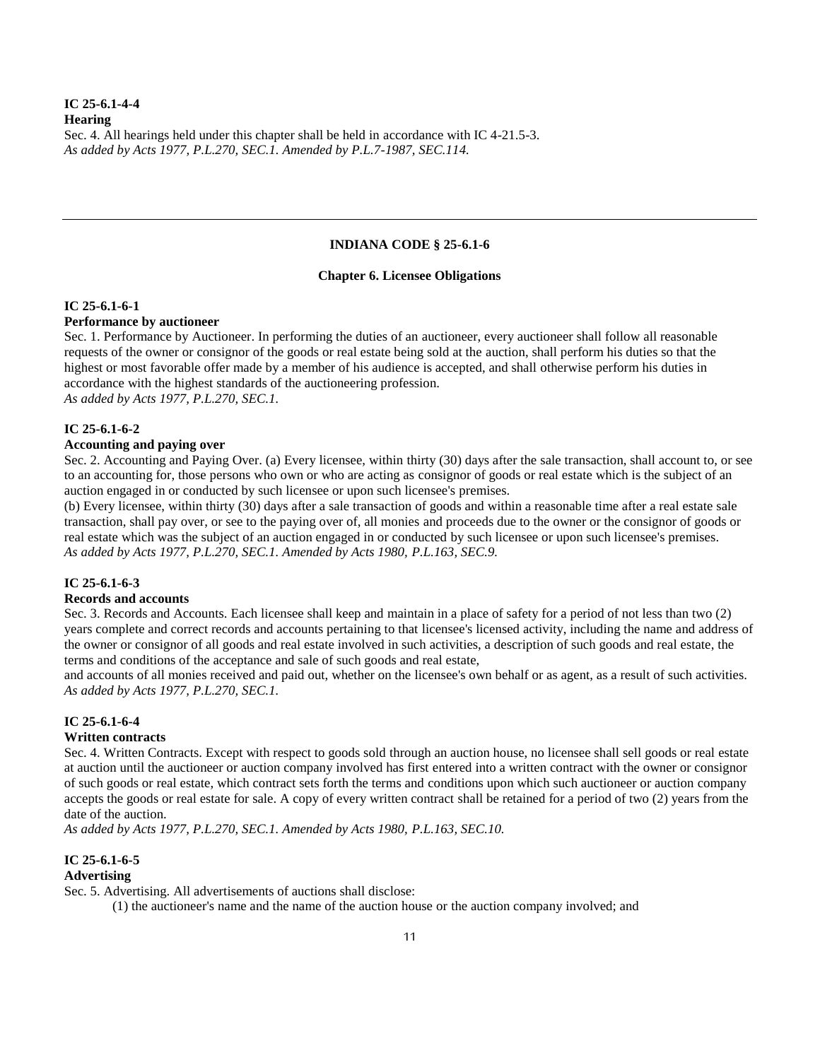**IC 25-6.1-4-4**
**Hearing**
Sec. 4. All hearings held under this chapter shall be held in accordance with IC 4-21.5-3.
*As added by Acts 1977, P.L.270, SEC.1. Amended by P.L.7-1987, SEC.114.*

---

## INDIANA CODE § 25-6.1-6

### Chapter 6. Licensee Obligations

**IC 25-6.1-6-1**
**Performance by auctioneer**
Sec. 1. Performance by Auctioneer. In performing the duties of an auctioneer, every auctioneer shall follow all reasonable requests of the owner or consignor of the goods or real estate being sold at the auction, shall perform his duties so that the highest or most favorable offer made by a member of his audience is accepted, and shall otherwise perform his duties in accordance with the highest standards of the auctioneering profession.
*As added by Acts 1977, P.L.270, SEC.1.*

**IC 25-6.1-6-2**
**Accounting and paying over**
Sec. 2. Accounting and Paying Over. (a) Every licensee, within thirty (30) days after the sale transaction, shall account to, or see to an accounting for, those persons who own or who are acting as consignor of goods or real estate which is the subject of an auction engaged in or conducted by such licensee or upon such licensee's premises.
(b) Every licensee, within thirty (30) days after a sale transaction of goods and within a reasonable time after a real estate sale transaction, shall pay over, or see to the paying over of, all monies and proceeds due to the owner or the consignor of goods or real estate which was the subject of an auction engaged in or conducted by such licensee or upon such licensee's premises.
*As added by Acts 1977, P.L.270, SEC.1. Amended by Acts 1980, P.L.163, SEC.9.*

**IC 25-6.1-6-3**
**Records and accounts**
Sec. 3. Records and Accounts. Each licensee shall keep and maintain in a place of safety for a period of not less than two (2) years complete and correct records and accounts pertaining to that licensee's licensed activity, including the name and address of the owner or consignor of all goods and real estate involved in such activities, a description of such goods and real estate, the terms and conditions of the acceptance and sale of such goods and real estate,
and accounts of all monies received and paid out, whether on the licensee's own behalf or as agent, as a result of such activities.
*As added by Acts 1977, P.L.270, SEC.1.*

**IC 25-6.1-6-4**
**Written contracts**
Sec. 4. Written Contracts. Except with respect to goods sold through an auction house, no licensee shall sell goods or real estate at auction until the auctioneer or auction company involved has first entered into a written contract with the owner or consignor of such goods or real estate, which contract sets forth the terms and conditions upon which such auctioneer or auction company accepts the goods or real estate for sale. A copy of every written contract shall be retained for a period of two (2) years from the date of the auction.
*As added by Acts 1977, P.L.270, SEC.1. Amended by Acts 1980, P.L.163, SEC.10.*

**IC 25-6.1-6-5**
**Advertising**
Sec. 5. Advertising. All advertisements of auctions shall disclose:

(1) the auctioneer's name and the name of the auction house or the auction company involved; and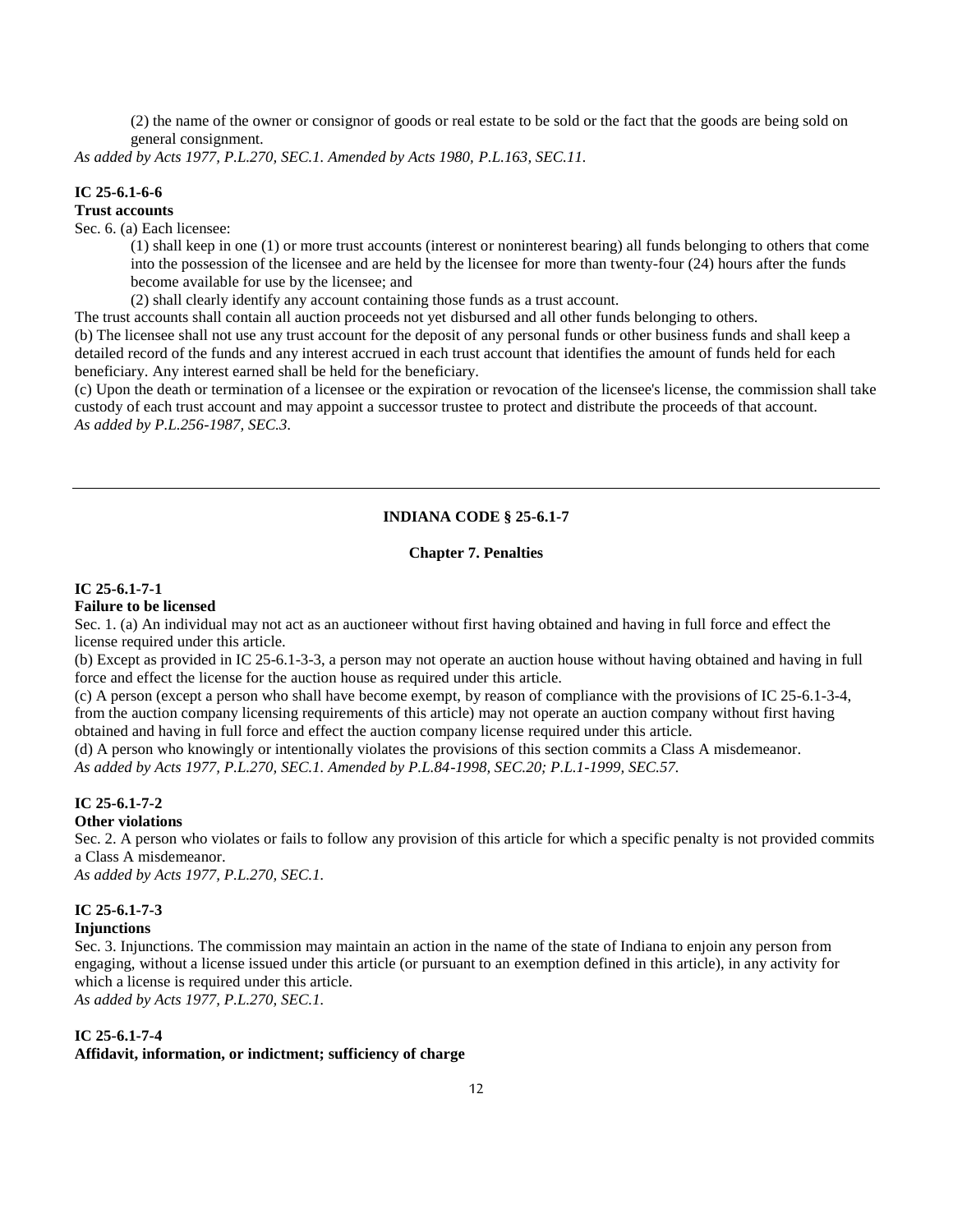(2) the name of the owner or consignor of goods or real estate to be sold or the fact that the goods are being sold on general consignment.

*As added by Acts 1977, P.L.270, SEC.1. Amended by Acts 1980, P.L.163, SEC.11.*

**IC 25-6.1-6-6**
**Trust accounts**

Sec. 6. (a) Each licensee:

(1) shall keep in one (1) or more trust accounts (interest or noninterest bearing) all funds belonging to others that come into the possession of the licensee and are held by the licensee for more than twenty-four (24) hours after the funds become available for use by the licensee; and

(2) shall clearly identify any account containing those funds as a trust account.

The trust accounts shall contain all auction proceeds not yet disbursed and all other funds belonging to others.

(b) The licensee shall not use any trust account for the deposit of any personal funds or other business funds and shall keep a detailed record of the funds and any interest accrued in each trust account that identifies the amount of funds held for each beneficiary. Any interest earned shall be held for the beneficiary.

(c) Upon the death or termination of a licensee or the expiration or revocation of the licensee's license, the commission shall take custody of each trust account and may appoint a successor trustee to protect and distribute the proceeds of that account.

*As added by P.L.256-1987, SEC.3.*

---

## INDIANA CODE § 25-6.1-7

### Chapter 7. Penalties

**IC 25-6.1-7-1**
**Failure to be licensed**

Sec. 1. (a) An individual may not act as an auctioneer without first having obtained and having in full force and effect the license required under this article.

(b) Except as provided in IC 25-6.1-3-3, a person may not operate an auction house without having obtained and having in full force and effect the license for the auction house as required under this article.

(c) A person (except a person who shall have become exempt, by reason of compliance with the provisions of IC 25-6.1-3-4, from the auction company licensing requirements of this article) may not operate an auction company without first having obtained and having in full force and effect the auction company license required under this article.

(d) A person who knowingly or intentionally violates the provisions of this section commits a Class A misdemeanor.

*As added by Acts 1977, P.L.270, SEC.1. Amended by P.L.84-1998, SEC.20; P.L.1-1999, SEC.57.*

**IC 25-6.1-7-2**
**Other violations**

Sec. 2. A person who violates or fails to follow any provision of this article for which a specific penalty is not provided commits a Class A misdemeanor.

*As added by Acts 1977, P.L.270, SEC.1.*

**IC 25-6.1-7-3**
**Injunctions**

Sec. 3. Injunctions. The commission may maintain an action in the name of the state of Indiana to enjoin any person from engaging, without a license issued under this article (or pursuant to an exemption defined in this article), in any activity for which a license is required under this article.

*As added by Acts 1977, P.L.270, SEC.1.*

**IC 25-6.1-7-4**
**Affidavit, information, or indictment; sufficiency of charge**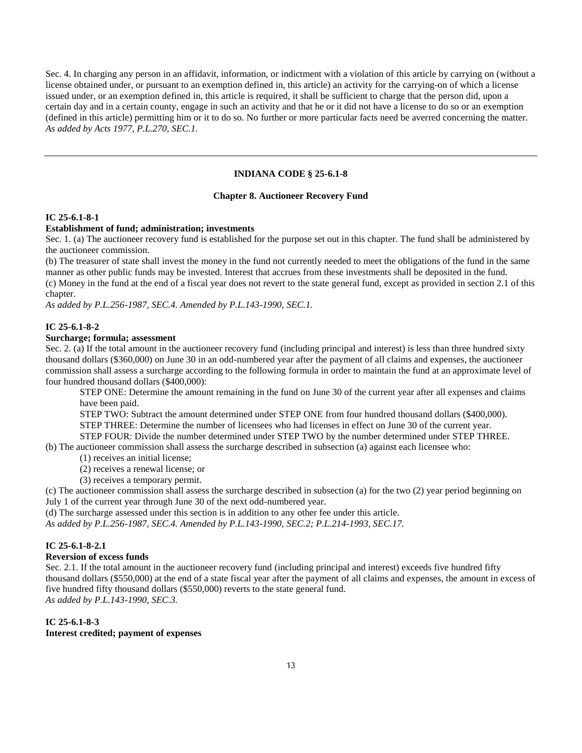Sec. 4. In charging any person in an affidavit, information, or indictment with a violation of this article by carrying on (without a license obtained under, or pursuant to an exemption defined in, this article) an activity for the carrying-on of which a license issued under, or an exemption defined in, this article is required, it shall be sufficient to charge that the person did, upon a certain day and in a certain county, engage in such an activity and that he or it did not have a license to do so or an exemption (defined in this article) permitting him or it to do so. No further or more particular facts need be averred concerning the matter.
*As added by Acts 1977, P.L.270, SEC.1.*

---

## INDIANA CODE § 25-6.1-8

### Chapter 8. Auctioneer Recovery Fund

**IC 25-6.1-8-1**

**Establishment of fund; administration; investments**

Sec. 1. (a) The auctioneer recovery fund is established for the purpose set out in this chapter. The fund shall be administered by the auctioneer commission.

(b) The treasurer of state shall invest the money in the fund not currently needed to meet the obligations of the fund in the same manner as other public funds may be invested. Interest that accrues from these investments shall be deposited in the fund.

(c) Money in the fund at the end of a fiscal year does not revert to the state general fund, except as provided in section 2.1 of this chapter.

*As added by P.L.256-1987, SEC.4. Amended by P.L.143-1990, SEC.1.*

**IC 25-6.1-8-2**

**Surcharge; formula; assessment**

Sec. 2. (a) If the total amount in the auctioneer recovery fund (including principal and interest) is less than three hundred sixty thousand dollars ($360,000) on June 30 in an odd-numbered year after the payment of all claims and expenses, the auctioneer commission shall assess a surcharge according to the following formula in order to maintain the fund at an approximate level of four hundred thousand dollars ($400,000):

STEP ONE: Determine the amount remaining in the fund on June 30 of the current year after all expenses and claims have been paid.

STEP TWO: Subtract the amount determined under STEP ONE from four hundred thousand dollars ($400,000).

STEP THREE: Determine the number of licensees who had licenses in effect on June 30 of the current year.

STEP FOUR: Divide the number determined under STEP TWO by the number determined under STEP THREE.

(b) The auctioneer commission shall assess the surcharge described in subsection (a) against each licensee who:

(1) receives an initial license;

(2) receives a renewal license; or

(3) receives a temporary permit.

(c) The auctioneer commission shall assess the surcharge described in subsection (a) for the two (2) year period beginning on July 1 of the current year through June 30 of the next odd-numbered year.

(d) The surcharge assessed under this section is in addition to any other fee under this article.

*As added by P.L.256-1987, SEC.4. Amended by P.L.143-1990, SEC.2; P.L.214-1993, SEC.17.*

**IC 25-6.1-8-2.1**

**Reversion of excess funds**

Sec. 2.1. If the total amount in the auctioneer recovery fund (including principal and interest) exceeds five hundred fifty thousand dollars ($550,000) at the end of a state fiscal year after the payment of all claims and expenses, the amount in excess of five hundred fifty thousand dollars ($550,000) reverts to the state general fund.

*As added by P.L.143-1990, SEC.3.*

**IC 25-6.1-8-3**

**Interest credited; payment of expenses**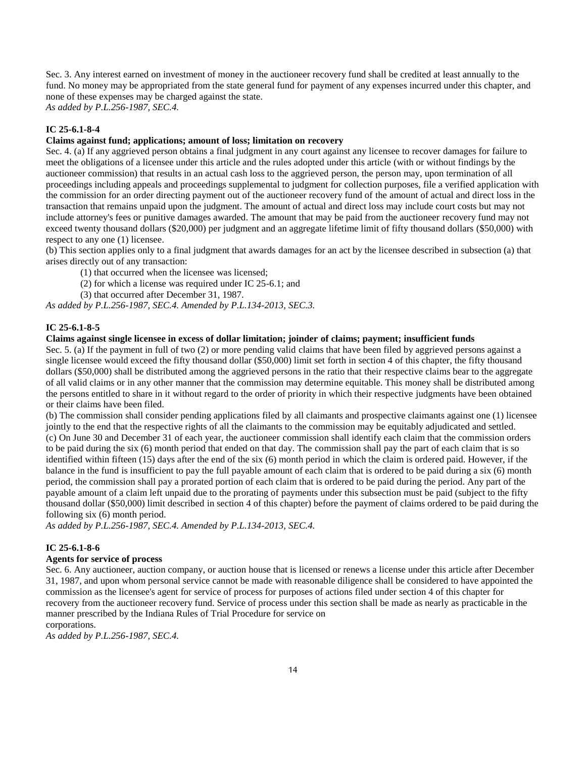Sec. 3. Any interest earned on investment of money in the auctioneer recovery fund shall be credited at least annually to the fund. No money may be appropriated from the state general fund for payment of any expenses incurred under this chapter, and none of these expenses may be charged against the state.
*As added by P.L.256-1987, SEC.4.*

**IC 25-6.1-8-4**
**Claims against fund; applications; amount of loss; limitation on recovery**
Sec. 4. (a) If any aggrieved person obtains a final judgment in any court against any licensee to recover damages for failure to meet the obligations of a licensee under this article and the rules adopted under this article (with or without findings by the auctioneer commission) that results in an actual cash loss to the aggrieved person, the person may, upon termination of all proceedings including appeals and proceedings supplemental to judgment for collection purposes, file a verified application with the commission for an order directing payment out of the auctioneer recovery fund of the amount of actual and direct loss in the transaction that remains unpaid upon the judgment. The amount of actual and direct loss may include court costs but may not include attorney's fees or punitive damages awarded. The amount that may be paid from the auctioneer recovery fund may not exceed twenty thousand dollars ($20,000) per judgment and an aggregate lifetime limit of fifty thousand dollars ($50,000) with respect to any one (1) licensee.
(b) This section applies only to a final judgment that awards damages for an act by the licensee described in subsection (a) that arises directly out of any transaction:

(1) that occurred when the licensee was licensed;
(2) for which a license was required under IC 25-6.1; and
(3) that occurred after December 31, 1987.

*As added by P.L.256-1987, SEC.4. Amended by P.L.134-2013, SEC.3.*

**IC 25-6.1-8-5**
**Claims against single licensee in excess of dollar limitation; joinder of claims; payment; insufficient funds**
Sec. 5. (a) If the payment in full of two (2) or more pending valid claims that have been filed by aggrieved persons against a single licensee would exceed the fifty thousand dollar ($50,000) limit set forth in section 4 of this chapter, the fifty thousand dollars ($50,000) shall be distributed among the aggrieved persons in the ratio that their respective claims bear to the aggregate of all valid claims or in any other manner that the commission may determine equitable. This money shall be distributed among the persons entitled to share in it without regard to the order of priority in which their respective judgments have been obtained or their claims have been filed.
(b) The commission shall consider pending applications filed by all claimants and prospective claimants against one (1) licensee jointly to the end that the respective rights of all the claimants to the commission may be equitably adjudicated and settled.
(c) On June 30 and December 31 of each year, the auctioneer commission shall identify each claim that the commission orders to be paid during the six (6) month period that ended on that day. The commission shall pay the part of each claim that is so identified within fifteen (15) days after the end of the six (6) month period in which the claim is ordered paid. However, if the balance in the fund is insufficient to pay the full payable amount of each claim that is ordered to be paid during a six (6) month period, the commission shall pay a prorated portion of each claim that is ordered to be paid during the period. Any part of the payable amount of a claim left unpaid due to the prorating of payments under this subsection must be paid (subject to the fifty thousand dollar ($50,000) limit described in section 4 of this chapter) before the payment of claims ordered to be paid during the following six (6) month period.
*As added by P.L.256-1987, SEC.4. Amended by P.L.134-2013, SEC.4.*

**IC 25-6.1-8-6**
**Agents for service of process**
Sec. 6. Any auctioneer, auction company, or auction house that is licensed or renews a license under this article after December 31, 1987, and upon whom personal service cannot be made with reasonable diligence shall be considered to have appointed the commission as the licensee's agent for service of process for purposes of actions filed under section 4 of this chapter for recovery from the auctioneer recovery fund. Service of process under this section shall be made as nearly as practicable in the manner prescribed by the Indiana Rules of Trial Procedure for service on corporations.
*As added by P.L.256-1987, SEC.4.*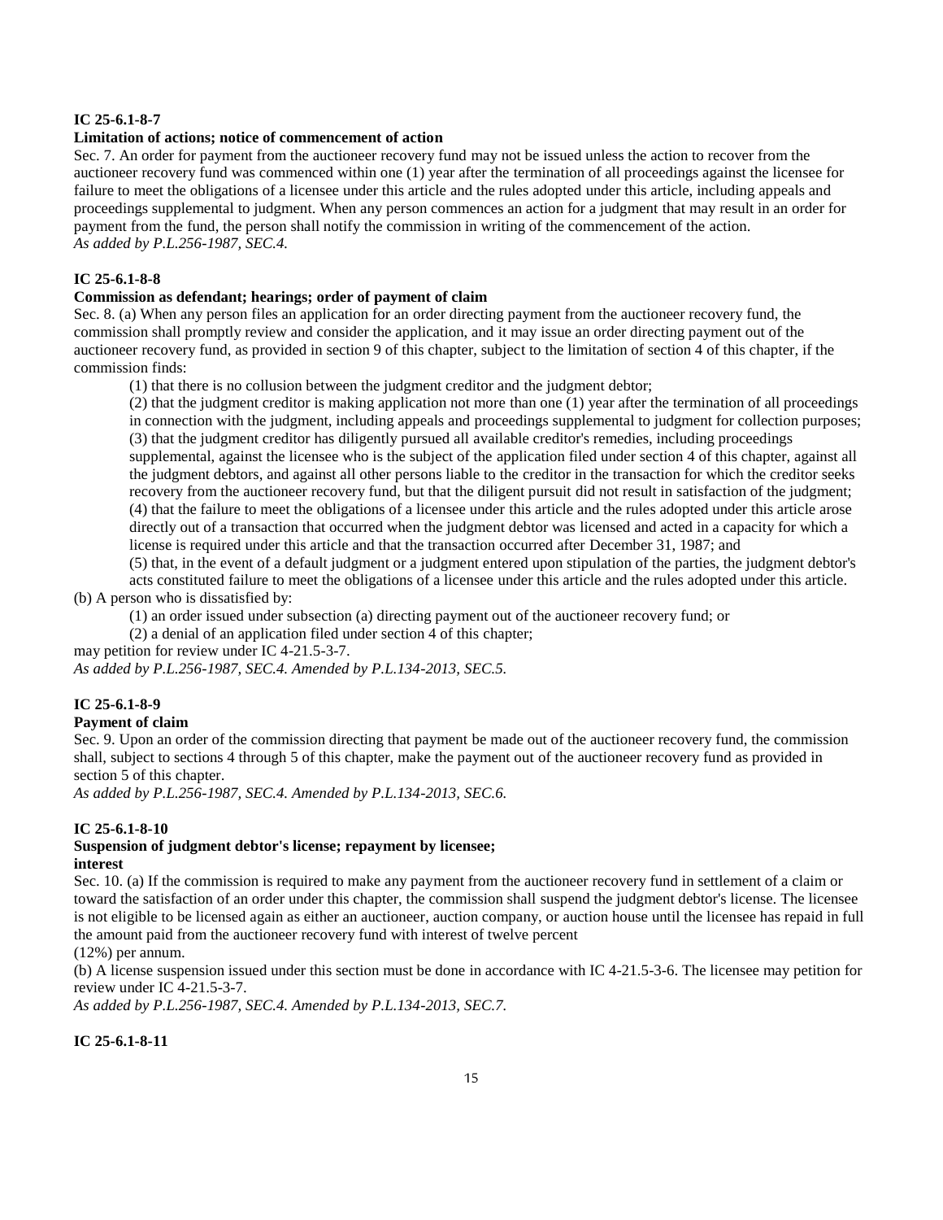**IC 25-6.1-8-7**

**Limitation of actions; notice of commencement of action**

Sec. 7. An order for payment from the auctioneer recovery fund may not be issued unless the action to recover from the auctioneer recovery fund was commenced within one (1) year after the termination of all proceedings against the licensee for failure to meet the obligations of a licensee under this article and the rules adopted under this article, including appeals and proceedings supplemental to judgment. When any person commences an action for a judgment that may result in an order for payment from the fund, the person shall notify the commission in writing of the commencement of the action.

*As added by P.L.256-1987, SEC.4.*

**IC 25-6.1-8-8**

**Commission as defendant; hearings; order of payment of claim**

Sec. 8. (a) When any person files an application for an order directing payment from the auctioneer recovery fund, the commission shall promptly review and consider the application, and it may issue an order directing payment out of the auctioneer recovery fund, as provided in section 9 of this chapter, subject to the limitation of section 4 of this chapter, if the commission finds:

(1) that there is no collusion between the judgment creditor and the judgment debtor;

(2) that the judgment creditor is making application not more than one (1) year after the termination of all proceedings in connection with the judgment, including appeals and proceedings supplemental to judgment for collection purposes;

(3) that the judgment creditor has diligently pursued all available creditor's remedies, including proceedings supplemental, against the licensee who is the subject of the application filed under section 4 of this chapter, against all the judgment debtors, and against all other persons liable to the creditor in the transaction for which the creditor seeks recovery from the auctioneer recovery fund, but that the diligent pursuit did not result in satisfaction of the judgment;

(4) that the failure to meet the obligations of a licensee under this article and the rules adopted under this article arose directly out of a transaction that occurred when the judgment debtor was licensed and acted in a capacity for which a license is required under this article and that the transaction occurred after December 31, 1987; and

(5) that, in the event of a default judgment or a judgment entered upon stipulation of the parties, the judgment debtor's acts constituted failure to meet the obligations of a licensee under this article and the rules adopted under this article.

(b) A person who is dissatisfied by:

(1) an order issued under subsection (a) directing payment out of the auctioneer recovery fund; or

(2) a denial of an application filed under section 4 of this chapter;

may petition for review under IC 4-21.5-3-7.

*As added by P.L.256-1987, SEC.4. Amended by P.L.134-2013, SEC.5.*

**IC 25-6.1-8-9**

**Payment of claim**

Sec. 9. Upon an order of the commission directing that payment be made out of the auctioneer recovery fund, the commission shall, subject to sections 4 through 5 of this chapter, make the payment out of the auctioneer recovery fund as provided in section 5 of this chapter.

*As added by P.L.256-1987, SEC.4. Amended by P.L.134-2013, SEC.6.*

**IC 25-6.1-8-10**

**Suspension of judgment debtor's license; repayment by licensee; interest**

Sec. 10. (a) If the commission is required to make any payment from the auctioneer recovery fund in settlement of a claim or toward the satisfaction of an order under this chapter, the commission shall suspend the judgment debtor's license. The licensee is not eligible to be licensed again as either an auctioneer, auction company, or auction house until the licensee has repaid in full the amount paid from the auctioneer recovery fund with interest of twelve percent (12%) per annum.

(b) A license suspension issued under this section must be done in accordance with IC 4-21.5-3-6. The licensee may petition for review under IC 4-21.5-3-7.

*As added by P.L.256-1987, SEC.4. Amended by P.L.134-2013, SEC.7.*

**IC 25-6.1-8-11**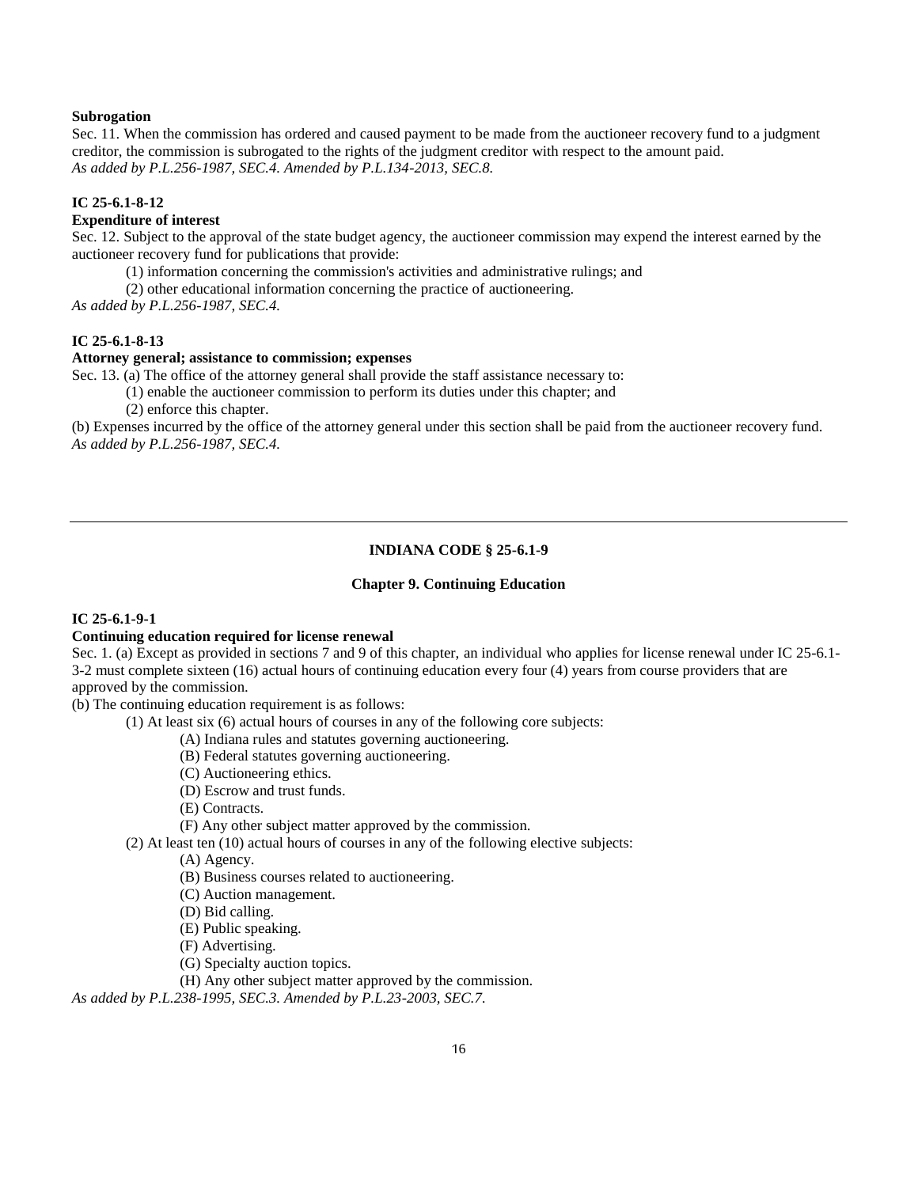**Subrogation**

Sec. 11. When the commission has ordered and caused payment to be made from the auctioneer recovery fund to a judgment creditor, the commission is subrogated to the rights of the judgment creditor with respect to the amount paid.
*As added by P.L.256-1987, SEC.4. Amended by P.L.134-2013, SEC.8.*

**IC 25-6.1-8-12**

**Expenditure of interest**

Sec. 12. Subject to the approval of the state budget agency, the auctioneer commission may expend the interest earned by the auctioneer recovery fund for publications that provide:

(1) information concerning the commission's activities and administrative rulings; and

(2) other educational information concerning the practice of auctioneering.

*As added by P.L.256-1987, SEC.4.*

**IC 25-6.1-8-13**

**Attorney general; assistance to commission; expenses**

Sec. 13. (a) The office of the attorney general shall provide the staff assistance necessary to:

(1) enable the auctioneer commission to perform its duties under this chapter; and

(2) enforce this chapter.

(b) Expenses incurred by the office of the attorney general under this section shall be paid from the auctioneer recovery fund.
*As added by P.L.256-1987, SEC.4.*

---

## INDIANA CODE § 25-6.1-9

### Chapter 9. Continuing Education

**IC 25-6.1-9-1**

**Continuing education required for license renewal**

Sec. 1. (a) Except as provided in sections 7 and 9 of this chapter, an individual who applies for license renewal under IC 25-6.1-3-2 must complete sixteen (16) actual hours of continuing education every four (4) years from course providers that are approved by the commission.

(b) The continuing education requirement is as follows:

(1) At least six (6) actual hours of courses in any of the following core subjects:

(A) Indiana rules and statutes governing auctioneering.

(B) Federal statutes governing auctioneering.

(C) Auctioneering ethics.

(D) Escrow and trust funds.

(E) Contracts.

(F) Any other subject matter approved by the commission.

(2) At least ten (10) actual hours of courses in any of the following elective subjects:

(A) Agency.

(B) Business courses related to auctioneering.

(C) Auction management.

(D) Bid calling.

(E) Public speaking.

(F) Advertising.

(G) Specialty auction topics.

(H) Any other subject matter approved by the commission.

*As added by P.L.238-1995, SEC.3. Amended by P.L.23-2003, SEC.7.*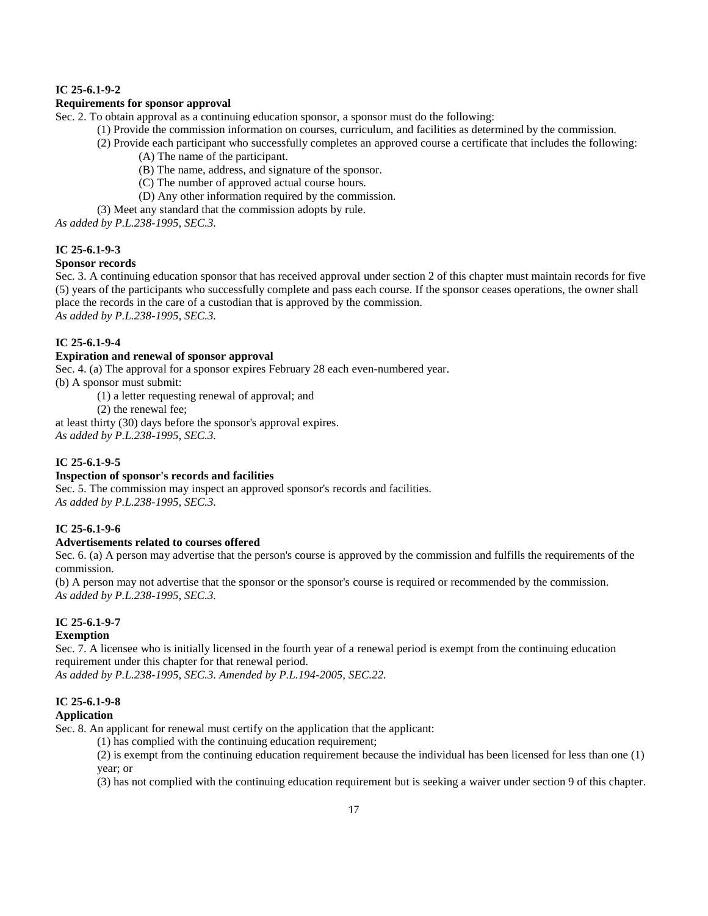**IC 25-6.1-9-2**

**Requirements for sponsor approval**

Sec. 2. To obtain approval as a continuing education sponsor, a sponsor must do the following:

(1) Provide the commission information on courses, curriculum, and facilities as determined by the commission.

(2) Provide each participant who successfully completes an approved course a certificate that includes the following:

(A) The name of the participant.

(B) The name, address, and signature of the sponsor.

(C) The number of approved actual course hours.

(D) Any other information required by the commission.

(3) Meet any standard that the commission adopts by rule.

*As added by P.L.238-1995, SEC.3.*

**IC 25-6.1-9-3**

**Sponsor records**

Sec. 3. A continuing education sponsor that has received approval under section 2 of this chapter must maintain records for five (5) years of the participants who successfully complete and pass each course. If the sponsor ceases operations, the owner shall place the records in the care of a custodian that is approved by the commission.

*As added by P.L.238-1995, SEC.3.*

**IC 25-6.1-9-4**

**Expiration and renewal of sponsor approval**

Sec. 4. (a) The approval for a sponsor expires February 28 each even-numbered year.

(b) A sponsor must submit:

(1) a letter requesting renewal of approval; and

(2) the renewal fee;

at least thirty (30) days before the sponsor's approval expires.

*As added by P.L.238-1995, SEC.3.*

**IC 25-6.1-9-5**

**Inspection of sponsor's records and facilities**

Sec. 5. The commission may inspect an approved sponsor's records and facilities.

*As added by P.L.238-1995, SEC.3.*

**IC 25-6.1-9-6**

**Advertisements related to courses offered**

Sec. 6. (a) A person may advertise that the person's course is approved by the commission and fulfills the requirements of the commission.

(b) A person may not advertise that the sponsor or the sponsor's course is required or recommended by the commission.

*As added by P.L.238-1995, SEC.3.*

**IC 25-6.1-9-7**

**Exemption**

Sec. 7. A licensee who is initially licensed in the fourth year of a renewal period is exempt from the continuing education requirement under this chapter for that renewal period.

*As added by P.L.238-1995, SEC.3. Amended by P.L.194-2005, SEC.22.*

**IC 25-6.1-9-8**

**Application**

Sec. 8. An applicant for renewal must certify on the application that the applicant:

(1) has complied with the continuing education requirement;

(2) is exempt from the continuing education requirement because the individual has been licensed for less than one (1) year; or

(3) has not complied with the continuing education requirement but is seeking a waiver under section 9 of this chapter.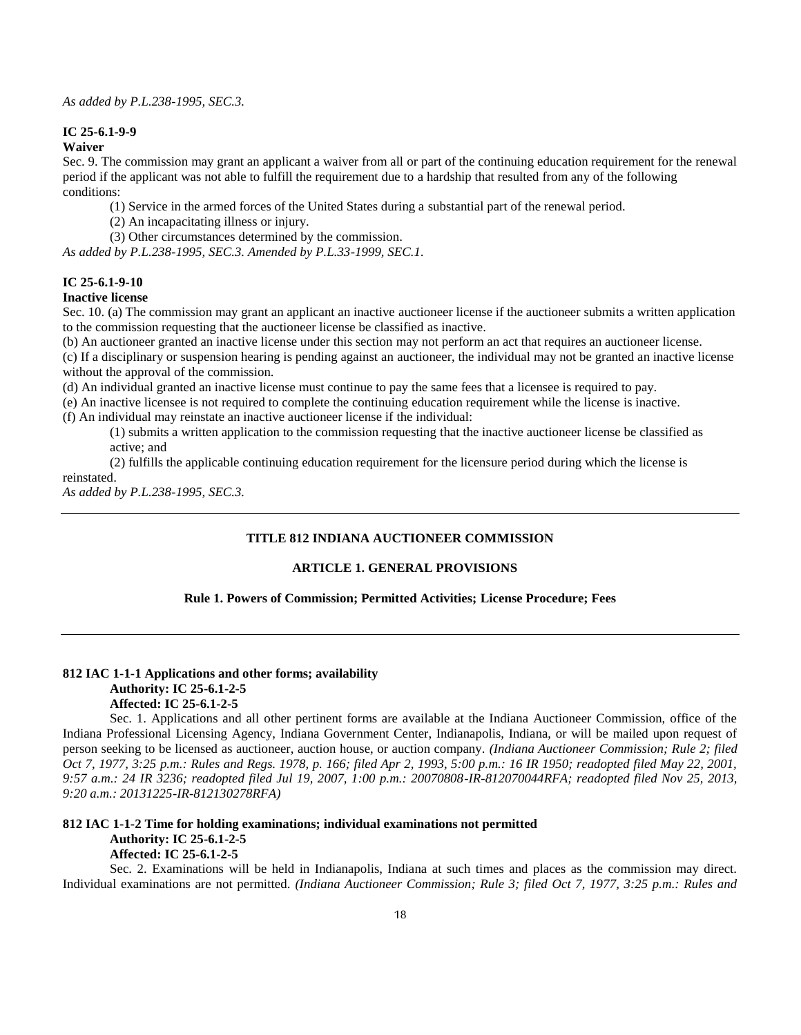*As added by P.L.238-1995, SEC.3.*

**IC 25-6.1-9-9**
**Waiver**

Sec. 9. The commission may grant an applicant a waiver from all or part of the continuing education requirement for the renewal period if the applicant was not able to fulfill the requirement due to a hardship that resulted from any of the following conditions:

(1) Service in the armed forces of the United States during a substantial part of the renewal period.

(2) An incapacitating illness or injury.

(3) Other circumstances determined by the commission.

*As added by P.L.238-1995, SEC.3. Amended by P.L.33-1999, SEC.1.*

**IC 25-6.1-9-10**
**Inactive license**

Sec. 10. (a) The commission may grant an applicant an inactive auctioneer license if the auctioneer submits a written application to the commission requesting that the auctioneer license be classified as inactive.

(b) An auctioneer granted an inactive license under this section may not perform an act that requires an auctioneer license.

(c) If a disciplinary or suspension hearing is pending against an auctioneer, the individual may not be granted an inactive license without the approval of the commission.

(d) An individual granted an inactive license must continue to pay the same fees that a licensee is required to pay.

(e) An inactive licensee is not required to complete the continuing education requirement while the license is inactive.

(f) An individual may reinstate an inactive auctioneer license if the individual:

(1) submits a written application to the commission requesting that the inactive auctioneer license be classified as active; and

(2) fulfills the applicable continuing education requirement for the licensure period during which the license is reinstated.

*As added by P.L.238-1995, SEC.3.*

---

## TITLE 812 INDIANA AUCTIONEER COMMISSION

### ARTICLE 1. GENERAL PROVISIONS

#### Rule 1. Powers of Commission; Permitted Activities; License Procedure; Fees

---

**812 IAC 1-1-1 Applications and other forms; availability**
**Authority: IC 25-6.1-2-5**
**Affected: IC 25-6.1-2-5**

Sec. 1. Applications and all other pertinent forms are available at the Indiana Auctioneer Commission, office of the Indiana Professional Licensing Agency, Indiana Government Center, Indianapolis, Indiana, or will be mailed upon request of person seeking to be licensed as auctioneer, auction house, or auction company. *(Indiana Auctioneer Commission; Rule 2; filed Oct 7, 1977, 3:25 p.m.: Rules and Regs. 1978, p. 166; filed Apr 2, 1993, 5:00 p.m.: 16 IR 1950; readopted filed May 22, 2001, 9:57 a.m.: 24 IR 3236; readopted filed Jul 19, 2007, 1:00 p.m.: 20070808-IR-812070044RFA; readopted filed Nov 25, 2013, 9:20 a.m.: 20131225-IR-812130278RFA)*

**812 IAC 1-1-2 Time for holding examinations; individual examinations not permitted**
**Authority: IC 25-6.1-2-5**
**Affected: IC 25-6.1-2-5**

Sec. 2. Examinations will be held in Indianapolis, Indiana at such times and places as the commission may direct. Individual examinations are not permitted. *(Indiana Auctioneer Commission; Rule 3; filed Oct 7, 1977, 3:25 p.m.: Rules and*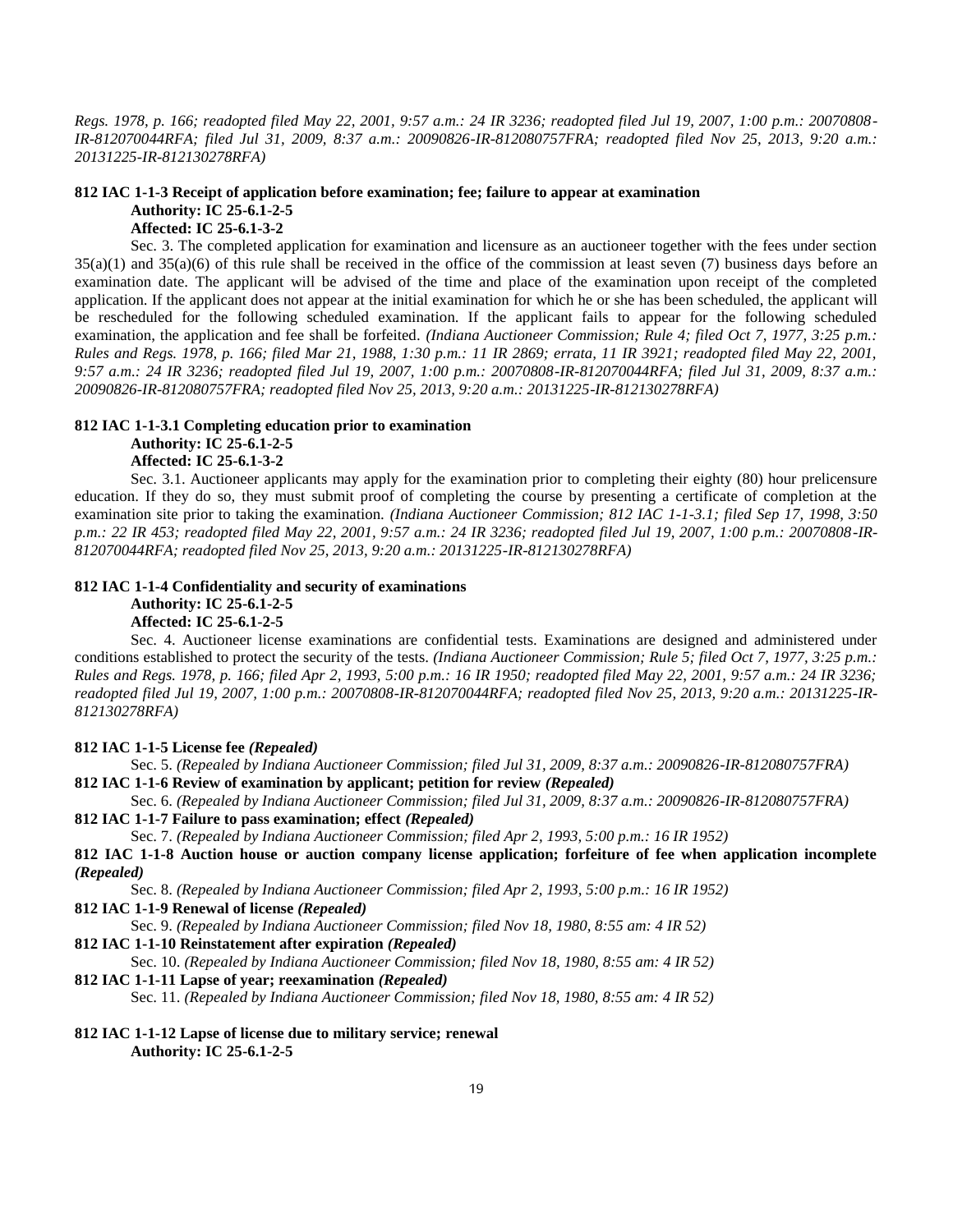*Regs. 1978, p. 166; readopted filed May 22, 2001, 9:57 a.m.: 24 IR 3236; readopted filed Jul 19, 2007, 1:00 p.m.: 20070808-IR-812070044RFA; filed Jul 31, 2009, 8:37 a.m.: 20090826-IR-812080757FRA; readopted filed Nov 25, 2013, 9:20 a.m.: 20131225-IR-812130278RFA)*

**812 IAC 1-1-3 Receipt of application before examination; fee; failure to appear at examination**

**Authority: IC 25-6.1-2-5**

**Affected: IC 25-6.1-3-2**

Sec. 3. The completed application for examination and licensure as an auctioneer together with the fees under section 35(a)(1) and 35(a)(6) of this rule shall be received in the office of the commission at least seven (7) business days before an examination date. The applicant will be advised of the time and place of the examination upon receipt of the completed application. If the applicant does not appear at the initial examination for which he or she has been scheduled, the applicant will be rescheduled for the following scheduled examination. If the applicant fails to appear for the following scheduled examination, the application and fee shall be forfeited. *(Indiana Auctioneer Commission; Rule 4; filed Oct 7, 1977, 3:25 p.m.: Rules and Regs. 1978, p. 166; filed Mar 21, 1988, 1:30 p.m.: 11 IR 2869; errata, 11 IR 3921; readopted filed May 22, 2001, 9:57 a.m.: 24 IR 3236; readopted filed Jul 19, 2007, 1:00 p.m.: 20070808-IR-812070044RFA; filed Jul 31, 2009, 8:37 a.m.: 20090826-IR-812080757FRA; readopted filed Nov 25, 2013, 9:20 a.m.: 20131225-IR-812130278RFA)*

**812 IAC 1-1-3.1 Completing education prior to examination**

**Authority: IC 25-6.1-2-5**

**Affected: IC 25-6.1-3-2**

Sec. 3.1. Auctioneer applicants may apply for the examination prior to completing their eighty (80) hour prelicensure education. If they do so, they must submit proof of completing the course by presenting a certificate of completion at the examination site prior to taking the examination. *(Indiana Auctioneer Commission; 812 IAC 1-1-3.1; filed Sep 17, 1998, 3:50 p.m.: 22 IR 453; readopted filed May 22, 2001, 9:57 a.m.: 24 IR 3236; readopted filed Jul 19, 2007, 1:00 p.m.: 20070808-IR-812070044RFA; readopted filed Nov 25, 2013, 9:20 a.m.: 20131225-IR-812130278RFA)*

**812 IAC 1-1-4 Confidentiality and security of examinations**

**Authority: IC 25-6.1-2-5**

**Affected: IC 25-6.1-2-5**

Sec. 4. Auctioneer license examinations are confidential tests. Examinations are designed and administered under conditions established to protect the security of the tests. *(Indiana Auctioneer Commission; Rule 5; filed Oct 7, 1977, 3:25 p.m.: Rules and Regs. 1978, p. 166; filed Apr 2, 1993, 5:00 p.m.: 16 IR 1950; readopted filed May 22, 2001, 9:57 a.m.: 24 IR 3236; readopted filed Jul 19, 2007, 1:00 p.m.: 20070808-IR-812070044RFA; readopted filed Nov 25, 2013, 9:20 a.m.: 20131225-IR-812130278RFA)*

**812 IAC 1-1-5 License fee *(Repealed)***

Sec. 5. *(Repealed by Indiana Auctioneer Commission; filed Jul 31, 2009, 8:37 a.m.: 20090826-IR-812080757FRA)*

**812 IAC 1-1-6 Review of examination by applicant; petition for review *(Repealed)***

Sec. 6. *(Repealed by Indiana Auctioneer Commission; filed Jul 31, 2009, 8:37 a.m.: 20090826-IR-812080757FRA)*

**812 IAC 1-1-7 Failure to pass examination; effect *(Repealed)***

Sec. 7. *(Repealed by Indiana Auctioneer Commission; filed Apr 2, 1993, 5:00 p.m.: 16 IR 1952)*

**812 IAC 1-1-8 Auction house or auction company license application; forfeiture of fee when application incomplete *(Repealed)***

Sec. 8. *(Repealed by Indiana Auctioneer Commission; filed Apr 2, 1993, 5:00 p.m.: 16 IR 1952)*

**812 IAC 1-1-9 Renewal of license *(Repealed)***

Sec. 9. *(Repealed by Indiana Auctioneer Commission; filed Nov 18, 1980, 8:55 am: 4 IR 52)*

**812 IAC 1-1-10 Reinstatement after expiration *(Repealed)***

Sec. 10. *(Repealed by Indiana Auctioneer Commission; filed Nov 18, 1980, 8:55 am: 4 IR 52)*

**812 IAC 1-1-11 Lapse of year; reexamination *(Repealed)***

Sec. 11. *(Repealed by Indiana Auctioneer Commission; filed Nov 18, 1980, 8:55 am: 4 IR 52)*

**812 IAC 1-1-12 Lapse of license due to military service; renewal**

**Authority: IC 25-6.1-2-5**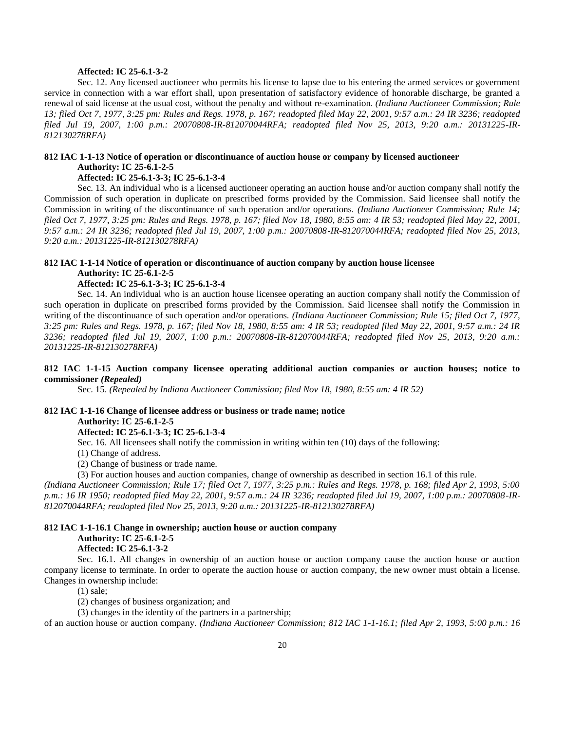**Affected: IC 25-6.1-3-2**

Sec. 12. Any licensed auctioneer who permits his license to lapse due to his entering the armed services or government service in connection with a war effort shall, upon presentation of satisfactory evidence of honorable discharge, be granted a renewal of said license at the usual cost, without the penalty and without re-examination. *(Indiana Auctioneer Commission; Rule 13; filed Oct 7, 1977, 3:25 pm: Rules and Regs. 1978, p. 167; readopted filed May 22, 2001, 9:57 a.m.: 24 IR 3236; readopted filed Jul 19, 2007, 1:00 p.m.: 20070808-IR-812070044RFA; readopted filed Nov 25, 2013, 9:20 a.m.: 20131225-IR-812130278RFA)*

**812 IAC 1-1-13 Notice of operation or discontinuance of auction house or company by licensed auctioneer**

**Authority: IC 25-6.1-2-5**

**Affected: IC 25-6.1-3-3; IC 25-6.1-3-4**

Sec. 13. An individual who is a licensed auctioneer operating an auction house and/or auction company shall notify the Commission of such operation in duplicate on prescribed forms provided by the Commission. Said licensee shall notify the Commission in writing of the discontinuance of such operation and/or operations. *(Indiana Auctioneer Commission; Rule 14; filed Oct 7, 1977, 3:25 pm: Rules and Regs. 1978, p. 167; filed Nov 18, 1980, 8:55 am: 4 IR 53; readopted filed May 22, 2001, 9:57 a.m.: 24 IR 3236; readopted filed Jul 19, 2007, 1:00 p.m.: 20070808-IR-812070044RFA; readopted filed Nov 25, 2013, 9:20 a.m.: 20131225-IR-812130278RFA)*

**812 IAC 1-1-14 Notice of operation or discontinuance of auction company by auction house licensee**

**Authority: IC 25-6.1-2-5**

**Affected: IC 25-6.1-3-3; IC 25-6.1-3-4**

Sec. 14. An individual who is an auction house licensee operating an auction company shall notify the Commission of such operation in duplicate on prescribed forms provided by the Commission. Said licensee shall notify the Commission in writing of the discontinuance of such operation and/or operations. *(Indiana Auctioneer Commission; Rule 15; filed Oct 7, 1977, 3:25 pm: Rules and Regs. 1978, p. 167; filed Nov 18, 1980, 8:55 am: 4 IR 53; readopted filed May 22, 2001, 9:57 a.m.: 24 IR 3236; readopted filed Jul 19, 2007, 1:00 p.m.: 20070808-IR-812070044RFA; readopted filed Nov 25, 2013, 9:20 a.m.: 20131225-IR-812130278RFA)*

**812 IAC 1-1-15 Auction company licensee operating additional auction companies or auction houses; notice to commissioner *(Repealed)***

Sec. 15. *(Repealed by Indiana Auctioneer Commission; filed Nov 18, 1980, 8:55 am: 4 IR 52)*

**812 IAC 1-1-16 Change of licensee address or business or trade name; notice**

**Authority: IC 25-6.1-2-5**

**Affected: IC 25-6.1-3-3; IC 25-6.1-3-4**

Sec. 16. All licensees shall notify the commission in writing within ten (10) days of the following:

(1) Change of address.

(2) Change of business or trade name.

(3) For auction houses and auction companies, change of ownership as described in section 16.1 of this rule.

*(Indiana Auctioneer Commission; Rule 17; filed Oct 7, 1977, 3:25 p.m.: Rules and Regs. 1978, p. 168; filed Apr 2, 1993, 5:00 p.m.: 16 IR 1950; readopted filed May 22, 2001, 9:57 a.m.: 24 IR 3236; readopted filed Jul 19, 2007, 1:00 p.m.: 20070808-IR-812070044RFA; readopted filed Nov 25, 2013, 9:20 a.m.: 20131225-IR-812130278RFA)*

**812 IAC 1-1-16.1 Change in ownership; auction house or auction company**

**Authority: IC 25-6.1-2-5**

**Affected: IC 25-6.1-3-2**

Sec. 16.1. All changes in ownership of an auction house or auction company cause the auction house or auction company license to terminate. In order to operate the auction house or auction company, the new owner must obtain a license. Changes in ownership include:

(1) sale;

(2) changes of business organization; and

(3) changes in the identity of the partners in a partnership;

of an auction house or auction company. *(Indiana Auctioneer Commission; 812 IAC 1-1-16.1; filed Apr 2, 1993, 5:00 p.m.: 16*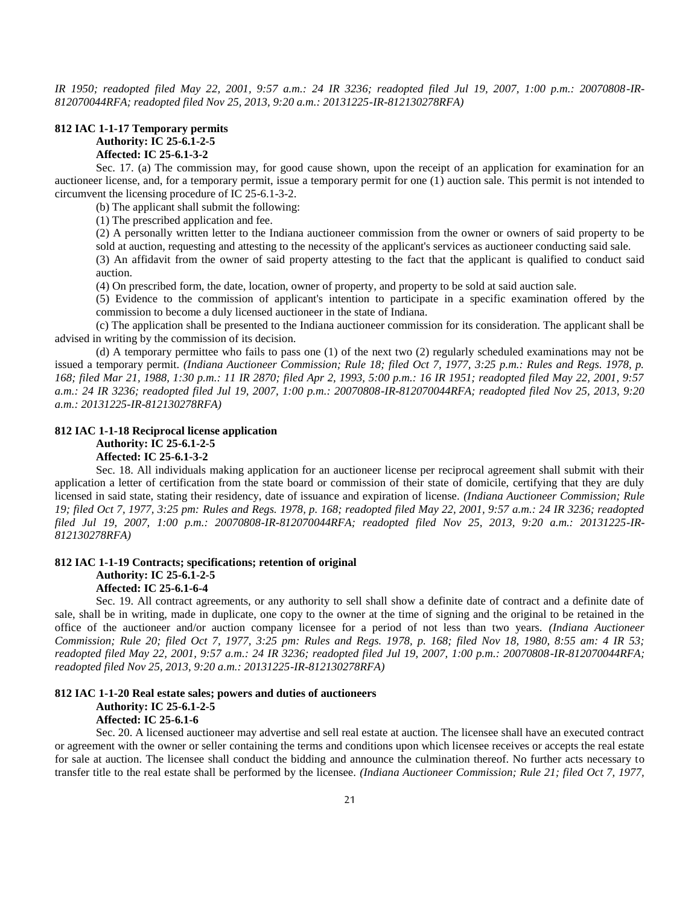*IR 1950; readopted filed May 22, 2001, 9:57 a.m.: 24 IR 3236; readopted filed Jul 19, 2007, 1:00 p.m.: 20070808-IR-812070044RFA; readopted filed Nov 25, 2013, 9:20 a.m.: 20131225-IR-812130278RFA)*

**812 IAC 1-1-17 Temporary permits**
**Authority: IC 25-6.1-2-5**
**Affected: IC 25-6.1-3-2**

Sec. 17. (a) The commission may, for good cause shown, upon the receipt of an application for examination for an auctioneer license, and, for a temporary permit, issue a temporary permit for one (1) auction sale. This permit is not intended to circumvent the licensing procedure of IC 25-6.1-3-2.

(b) The applicant shall submit the following:

(1) The prescribed application and fee.

(2) A personally written letter to the Indiana auctioneer commission from the owner or owners of said property to be sold at auction, requesting and attesting to the necessity of the applicant's services as auctioneer conducting said sale.

(3) An affidavit from the owner of said property attesting to the fact that the applicant is qualified to conduct said auction.

(4) On prescribed form, the date, location, owner of property, and property to be sold at said auction sale.

(5) Evidence to the commission of applicant's intention to participate in a specific examination offered by the commission to become a duly licensed auctioneer in the state of Indiana.

(c) The application shall be presented to the Indiana auctioneer commission for its consideration. The applicant shall be advised in writing by the commission of its decision.

(d) A temporary permittee who fails to pass one (1) of the next two (2) regularly scheduled examinations may not be issued a temporary permit. *(Indiana Auctioneer Commission; Rule 18; filed Oct 7, 1977, 3:25 p.m.: Rules and Regs. 1978, p. 168; filed Mar 21, 1988, 1:30 p.m.: 11 IR 2870; filed Apr 2, 1993, 5:00 p.m.: 16 IR 1951; readopted filed May 22, 2001, 9:57 a.m.: 24 IR 3236; readopted filed Jul 19, 2007, 1:00 p.m.: 20070808-IR-812070044RFA; readopted filed Nov 25, 2013, 9:20 a.m.: 20131225-IR-812130278RFA)*

**812 IAC 1-1-18 Reciprocal license application**
**Authority: IC 25-6.1-2-5**
**Affected: IC 25-6.1-3-2**

Sec. 18. All individuals making application for an auctioneer license per reciprocal agreement shall submit with their application a letter of certification from the state board or commission of their state of domicile, certifying that they are duly licensed in said state, stating their residency, date of issuance and expiration of license. *(Indiana Auctioneer Commission; Rule 19; filed Oct 7, 1977, 3:25 pm: Rules and Regs. 1978, p. 168; readopted filed May 22, 2001, 9:57 a.m.: 24 IR 3236; readopted filed Jul 19, 2007, 1:00 p.m.: 20070808-IR-812070044RFA; readopted filed Nov 25, 2013, 9:20 a.m.: 20131225-IR-812130278RFA)*

**812 IAC 1-1-19 Contracts; specifications; retention of original**
**Authority: IC 25-6.1-2-5**
**Affected: IC 25-6.1-6-4**

Sec. 19. All contract agreements, or any authority to sell shall show a definite date of contract and a definite date of sale, shall be in writing, made in duplicate, one copy to the owner at the time of signing and the original to be retained in the office of the auctioneer and/or auction company licensee for a period of not less than two years. *(Indiana Auctioneer Commission; Rule 20; filed Oct 7, 1977, 3:25 pm: Rules and Regs. 1978, p. 168; filed Nov 18, 1980, 8:55 am: 4 IR 53; readopted filed May 22, 2001, 9:57 a.m.: 24 IR 3236; readopted filed Jul 19, 2007, 1:00 p.m.: 20070808-IR-812070044RFA; readopted filed Nov 25, 2013, 9:20 a.m.: 20131225-IR-812130278RFA)*

**812 IAC 1-1-20 Real estate sales; powers and duties of auctioneers**
**Authority: IC 25-6.1-2-5**
**Affected: IC 25-6.1-6**

Sec. 20. A licensed auctioneer may advertise and sell real estate at auction. The licensee shall have an executed contract or agreement with the owner or seller containing the terms and conditions upon which licensee receives or accepts the real estate for sale at auction. The licensee shall conduct the bidding and announce the culmination thereof. No further acts necessary to transfer title to the real estate shall be performed by the licensee. *(Indiana Auctioneer Commission; Rule 21; filed Oct 7, 1977,*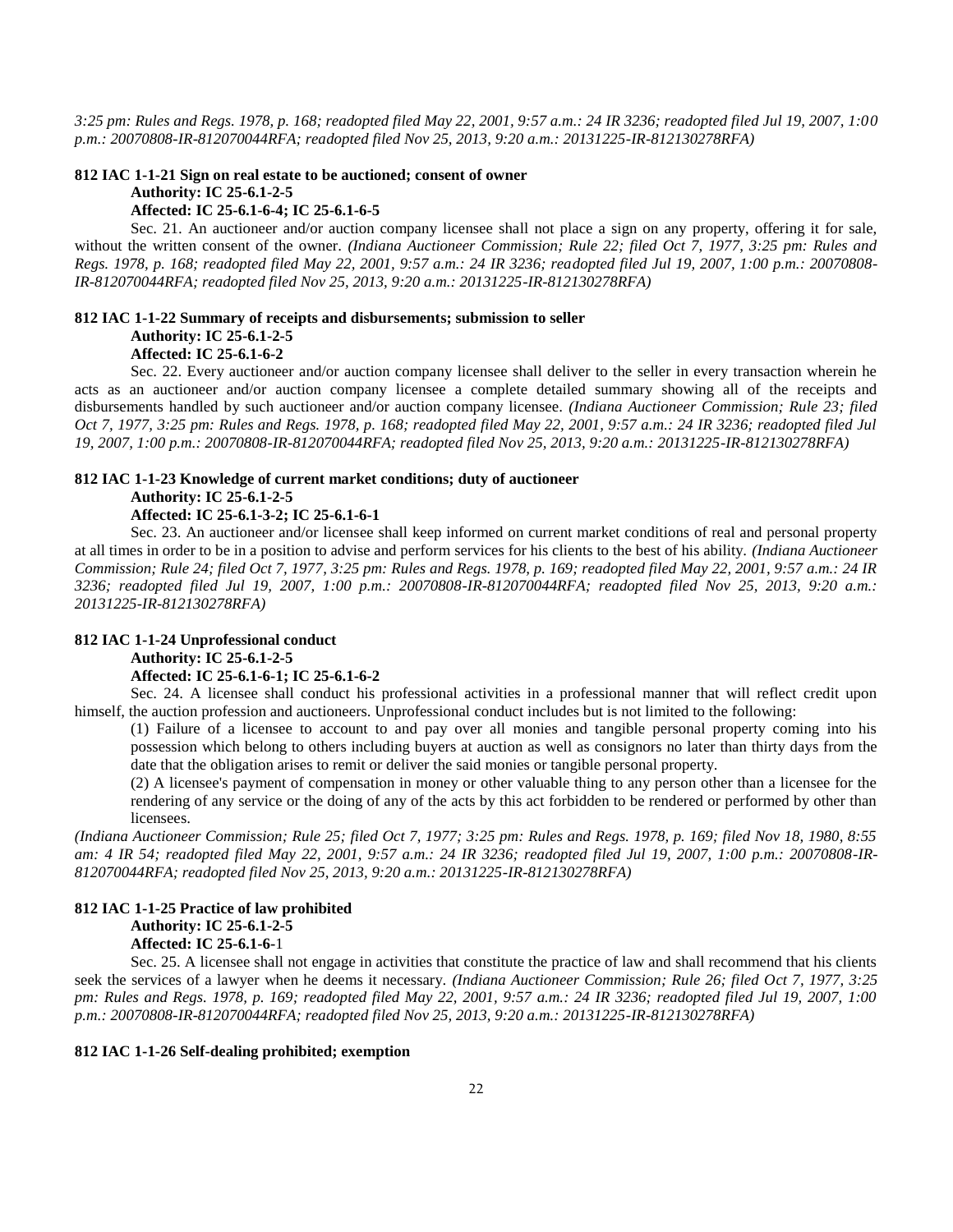*3:25 pm: Rules and Regs. 1978, p. 168; readopted filed May 22, 2001, 9:57 a.m.: 24 IR 3236; readopted filed Jul 19, 2007, 1:00 p.m.: 20070808-IR-812070044RFA; readopted filed Nov 25, 2013, 9:20 a.m.: 20131225-IR-812130278RFA)*

**812 IAC 1-1-21 Sign on real estate to be auctioned; consent of owner**
**Authority: IC 25-6.1-2-5**
**Affected: IC 25-6.1-6-4; IC 25-6.1-6-5**

Sec. 21. An auctioneer and/or auction company licensee shall not place a sign on any property, offering it for sale, without the written consent of the owner. *(Indiana Auctioneer Commission; Rule 22; filed Oct 7, 1977, 3:25 pm: Rules and Regs. 1978, p. 168; readopted filed May 22, 2001, 9:57 a.m.: 24 IR 3236; readopted filed Jul 19, 2007, 1:00 p.m.: 20070808-IR-812070044RFA; readopted filed Nov 25, 2013, 9:20 a.m.: 20131225-IR-812130278RFA)*

**812 IAC 1-1-22 Summary of receipts and disbursements; submission to seller**
**Authority: IC 25-6.1-2-5**
**Affected: IC 25-6.1-6-2**

Sec. 22. Every auctioneer and/or auction company licensee shall deliver to the seller in every transaction wherein he acts as an auctioneer and/or auction company licensee a complete detailed summary showing all of the receipts and disbursements handled by such auctioneer and/or auction company licensee. *(Indiana Auctioneer Commission; Rule 23; filed Oct 7, 1977, 3:25 pm: Rules and Regs. 1978, p. 168; readopted filed May 22, 2001, 9:57 a.m.: 24 IR 3236; readopted filed Jul 19, 2007, 1:00 p.m.: 20070808-IR-812070044RFA; readopted filed Nov 25, 2013, 9:20 a.m.: 20131225-IR-812130278RFA)*

**812 IAC 1-1-23 Knowledge of current market conditions; duty of auctioneer**
**Authority: IC 25-6.1-2-5**
**Affected: IC 25-6.1-3-2; IC 25-6.1-6-1**

Sec. 23. An auctioneer and/or licensee shall keep informed on current market conditions of real and personal property at all times in order to be in a position to advise and perform services for his clients to the best of his ability. *(Indiana Auctioneer Commission; Rule 24; filed Oct 7, 1977, 3:25 pm: Rules and Regs. 1978, p. 169; readopted filed May 22, 2001, 9:57 a.m.: 24 IR 3236; readopted filed Jul 19, 2007, 1:00 p.m.: 20070808-IR-812070044RFA; readopted filed Nov 25, 2013, 9:20 a.m.: 20131225-IR-812130278RFA)*

**812 IAC 1-1-24 Unprofessional conduct**
**Authority: IC 25-6.1-2-5**
**Affected: IC 25-6.1-6-1; IC 25-6.1-6-2**

Sec. 24. A licensee shall conduct his professional activities in a professional manner that will reflect credit upon himself, the auction profession and auctioneers. Unprofessional conduct includes but is not limited to the following:

(1) Failure of a licensee to account to and pay over all monies and tangible personal property coming into his possession which belong to others including buyers at auction as well as consignors no later than thirty days from the date that the obligation arises to remit or deliver the said monies or tangible personal property.

(2) A licensee's payment of compensation in money or other valuable thing to any person other than a licensee for the rendering of any service or the doing of any of the acts by this act forbidden to be rendered or performed by other than licensees.

*(Indiana Auctioneer Commission; Rule 25; filed Oct 7, 1977; 3:25 pm: Rules and Regs. 1978, p. 169; filed Nov 18, 1980, 8:55 am: 4 IR 54; readopted filed May 22, 2001, 9:57 a.m.: 24 IR 3236; readopted filed Jul 19, 2007, 1:00 p.m.: 20070808-IR-812070044RFA; readopted filed Nov 25, 2013, 9:20 a.m.: 20131225-IR-812130278RFA)*

**812 IAC 1-1-25 Practice of law prohibited**
**Authority: IC 25-6.1-2-5**
**Affected: IC 25-6.1-6-**1

Sec. 25. A licensee shall not engage in activities that constitute the practice of law and shall recommend that his clients seek the services of a lawyer when he deems it necessary. *(Indiana Auctioneer Commission; Rule 26; filed Oct 7, 1977, 3:25 pm: Rules and Regs. 1978, p. 169; readopted filed May 22, 2001, 9:57 a.m.: 24 IR 3236; readopted filed Jul 19, 2007, 1:00 p.m.: 20070808-IR-812070044RFA; readopted filed Nov 25, 2013, 9:20 a.m.: 20131225-IR-812130278RFA)*

**812 IAC 1-1-26 Self-dealing prohibited; exemption**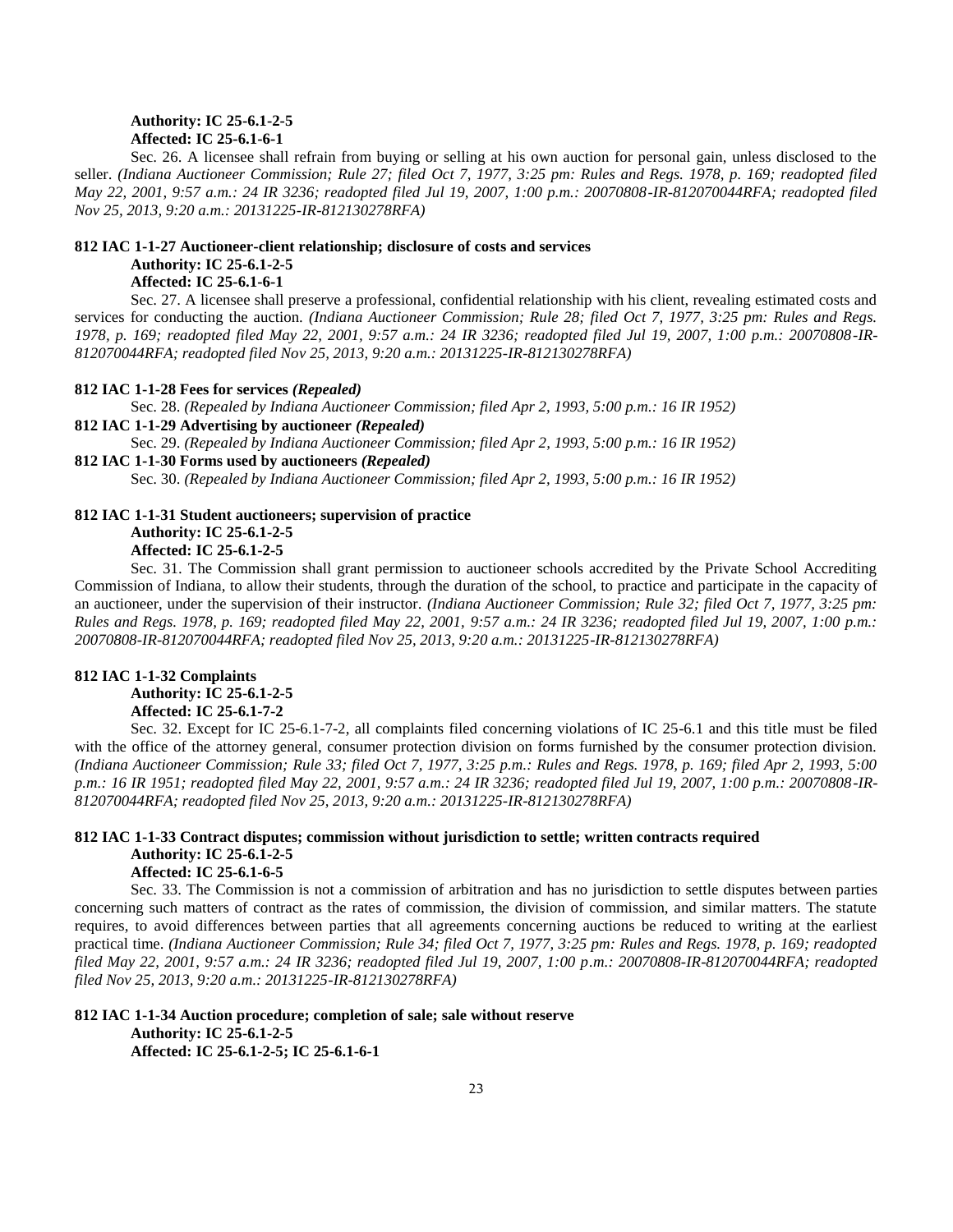**Authority: IC 25-6.1-2-5**
**Affected: IC 25-6.1-6-1**

Sec. 26. A licensee shall refrain from buying or selling at his own auction for personal gain, unless disclosed to the seller. *(Indiana Auctioneer Commission; Rule 27; filed Oct 7, 1977, 3:25 pm: Rules and Regs. 1978, p. 169; readopted filed May 22, 2001, 9:57 a.m.: 24 IR 3236; readopted filed Jul 19, 2007, 1:00 p.m.: 20070808-IR-812070044RFA; readopted filed Nov 25, 2013, 9:20 a.m.: 20131225-IR-812130278RFA)*

**812 IAC 1-1-27 Auctioneer-client relationship; disclosure of costs and services**
**Authority: IC 25-6.1-2-5**
**Affected: IC 25-6.1-6-1**

Sec. 27. A licensee shall preserve a professional, confidential relationship with his client, revealing estimated costs and services for conducting the auction. *(Indiana Auctioneer Commission; Rule 28; filed Oct 7, 1977, 3:25 pm: Rules and Regs. 1978, p. 169; readopted filed May 22, 2001, 9:57 a.m.: 24 IR 3236; readopted filed Jul 19, 2007, 1:00 p.m.: 20070808-IR-812070044RFA; readopted filed Nov 25, 2013, 9:20 a.m.: 20131225-IR-812130278RFA)*

**812 IAC 1-1-28 Fees for services *(Repealed)***

Sec. 28. *(Repealed by Indiana Auctioneer Commission; filed Apr 2, 1993, 5:00 p.m.: 16 IR 1952)*

**812 IAC 1-1-29 Advertising by auctioneer *(Repealed)***

Sec. 29. *(Repealed by Indiana Auctioneer Commission; filed Apr 2, 1993, 5:00 p.m.: 16 IR 1952)*

**812 IAC 1-1-30 Forms used by auctioneers *(Repealed)***

Sec. 30. *(Repealed by Indiana Auctioneer Commission; filed Apr 2, 1993, 5:00 p.m.: 16 IR 1952)*

**812 IAC 1-1-31 Student auctioneers; supervision of practice**
**Authority: IC 25-6.1-2-5**
**Affected: IC 25-6.1-2-5**

Sec. 31. The Commission shall grant permission to auctioneer schools accredited by the Private School Accrediting Commission of Indiana, to allow their students, through the duration of the school, to practice and participate in the capacity of an auctioneer, under the supervision of their instructor. *(Indiana Auctioneer Commission; Rule 32; filed Oct 7, 1977, 3:25 pm: Rules and Regs. 1978, p. 169; readopted filed May 22, 2001, 9:57 a.m.: 24 IR 3236; readopted filed Jul 19, 2007, 1:00 p.m.: 20070808-IR-812070044RFA; readopted filed Nov 25, 2013, 9:20 a.m.: 20131225-IR-812130278RFA)*

**812 IAC 1-1-32 Complaints**
**Authority: IC 25-6.1-2-5**
**Affected: IC 25-6.1-7-2**

Sec. 32. Except for IC 25-6.1-7-2, all complaints filed concerning violations of IC 25-6.1 and this title must be filed with the office of the attorney general, consumer protection division on forms furnished by the consumer protection division. *(Indiana Auctioneer Commission; Rule 33; filed Oct 7, 1977, 3:25 p.m.: Rules and Regs. 1978, p. 169; filed Apr 2, 1993, 5:00 p.m.: 16 IR 1951; readopted filed May 22, 2001, 9:57 a.m.: 24 IR 3236; readopted filed Jul 19, 2007, 1:00 p.m.: 20070808-IR-812070044RFA; readopted filed Nov 25, 2013, 9:20 a.m.: 20131225-IR-812130278RFA)*

**812 IAC 1-1-33 Contract disputes; commission without jurisdiction to settle; written contracts required**
**Authority: IC 25-6.1-2-5**
**Affected: IC 25-6.1-6-5**

Sec. 33. The Commission is not a commission of arbitration and has no jurisdiction to settle disputes between parties concerning such matters of contract as the rates of commission, the division of commission, and similar matters. The statute requires, to avoid differences between parties that all agreements concerning auctions be reduced to writing at the earliest practical time. *(Indiana Auctioneer Commission; Rule 34; filed Oct 7, 1977, 3:25 pm: Rules and Regs. 1978, p. 169; readopted filed May 22, 2001, 9:57 a.m.: 24 IR 3236; readopted filed Jul 19, 2007, 1:00 p.m.: 20070808-IR-812070044RFA; readopted filed Nov 25, 2013, 9:20 a.m.: 20131225-IR-812130278RFA)*

**812 IAC 1-1-34 Auction procedure; completion of sale; sale without reserve**
**Authority: IC 25-6.1-2-5**
**Affected: IC 25-6.1-2-5; IC 25-6.1-6-1**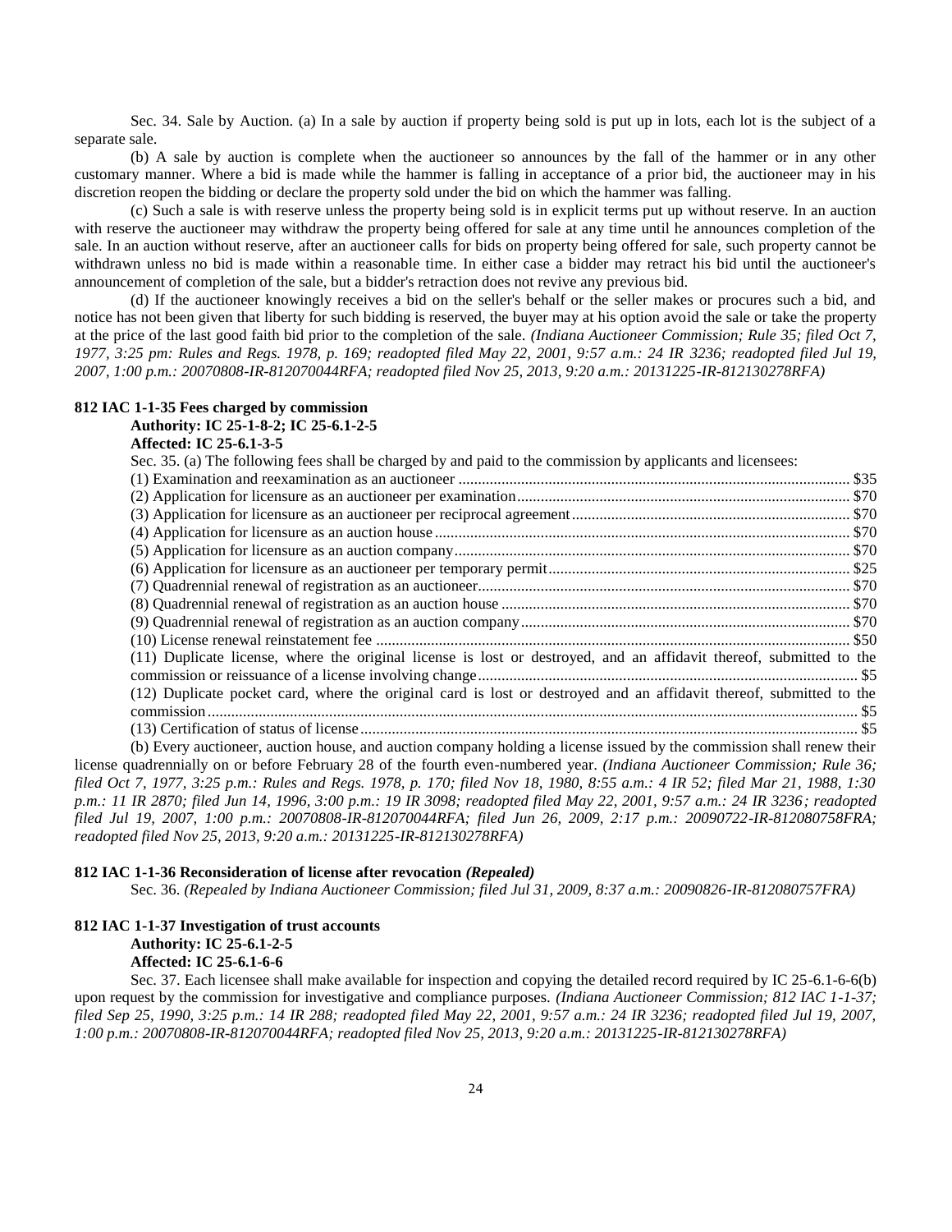Sec. 34. Sale by Auction. (a) In a sale by auction if property being sold is put up in lots, each lot is the subject of a separate sale.

(b) A sale by auction is complete when the auctioneer so announces by the fall of the hammer or in any other customary manner. Where a bid is made while the hammer is falling in acceptance of a prior bid, the auctioneer may in his discretion reopen the bidding or declare the property sold under the bid on which the hammer was falling.

(c) Such a sale is with reserve unless the property being sold is in explicit terms put up without reserve. In an auction with reserve the auctioneer may withdraw the property being offered for sale at any time until he announces completion of the sale. In an auction without reserve, after an auctioneer calls for bids on property being offered for sale, such property cannot be withdrawn unless no bid is made within a reasonable time. In either case a bidder may retract his bid until the auctioneer's announcement of completion of the sale, but a bidder's retraction does not revive any previous bid.

(d) If the auctioneer knowingly receives a bid on the seller's behalf or the seller makes or procures such a bid, and notice has not been given that liberty for such bidding is reserved, the buyer may at his option avoid the sale or take the property at the price of the last good faith bid prior to the completion of the sale. *(Indiana Auctioneer Commission; Rule 35; filed Oct 7, 1977, 3:25 pm: Rules and Regs. 1978, p. 169; readopted filed May 22, 2001, 9:57 a.m.: 24 IR 3236; readopted filed Jul 19, 2007, 1:00 p.m.: 20070808-IR-812070044RFA; readopted filed Nov 25, 2013, 9:20 a.m.: 20131225-IR-812130278RFA)*

**812 IAC 1-1-35 Fees charged by commission**
**Authority: IC 25-1-8-2; IC 25-6.1-2-5**
**Affected: IC 25-6.1-3-5**

Sec. 35. (a) The following fees shall be charged by and paid to the commission by applicants and licensees:

(1) Examination and reexamination as an auctioneer .......... $35
(2) Application for licensure as an auctioneer per examination .......... $70
(3) Application for licensure as an auctioneer per reciprocal agreement .......... $70
(4) Application for licensure as an auction house .......... $70
(5) Application for licensure as an auction company .......... $70
(6) Application for licensure as an auctioneer per temporary permit .......... $25
(7) Quadrennial renewal of registration as an auctioneer .......... $70
(8) Quadrennial renewal of registration as an auction house .......... $70
(9) Quadrennial renewal of registration as an auction company .......... $70
(10) License renewal reinstatement fee .......... $50
(11) Duplicate license, where the original license is lost or destroyed, and an affidavit thereof, submitted to the commission or reissuance of a license involving change .......... $5
(12) Duplicate pocket card, where the original card is lost or destroyed and an affidavit thereof, submitted to the commission .......... $5
(13) Certification of status of license .......... $5

(b) Every auctioneer, auction house, and auction company holding a license issued by the commission shall renew their license quadrennially on or before February 28 of the fourth even-numbered year. *(Indiana Auctioneer Commission; Rule 36; filed Oct 7, 1977, 3:25 p.m.: Rules and Regs. 1978, p. 170; filed Nov 18, 1980, 8:55 a.m.: 4 IR 52; filed Mar 21, 1988, 1:30 p.m.: 11 IR 2870; filed Jun 14, 1996, 3:00 p.m.: 19 IR 3098; readopted filed May 22, 2001, 9:57 a.m.: 24 IR 3236; readopted filed Jul 19, 2007, 1:00 p.m.: 20070808-IR-812070044RFA; filed Jun 26, 2009, 2:17 p.m.: 20090722-IR-812080758FRA; readopted filed Nov 25, 2013, 9:20 a.m.: 20131225-IR-812130278RFA)*

**812 IAC 1-1-36 Reconsideration of license after revocation *(Repealed)***

Sec. 36. *(Repealed by Indiana Auctioneer Commission; filed Jul 31, 2009, 8:37 a.m.: 20090826-IR-812080757FRA)*

**812 IAC 1-1-37 Investigation of trust accounts**
**Authority: IC 25-6.1-2-5**
**Affected: IC 25-6.1-6-6**

Sec. 37. Each licensee shall make available for inspection and copying the detailed record required by IC 25-6.1-6-6(b) upon request by the commission for investigative and compliance purposes. *(Indiana Auctioneer Commission; 812 IAC 1-1-37; filed Sep 25, 1990, 3:25 p.m.: 14 IR 288; readopted filed May 22, 2001, 9:57 a.m.: 24 IR 3236; readopted filed Jul 19, 2007, 1:00 p.m.: 20070808-IR-812070044RFA; readopted filed Nov 25, 2013, 9:20 a.m.: 20131225-IR-812130278RFA)*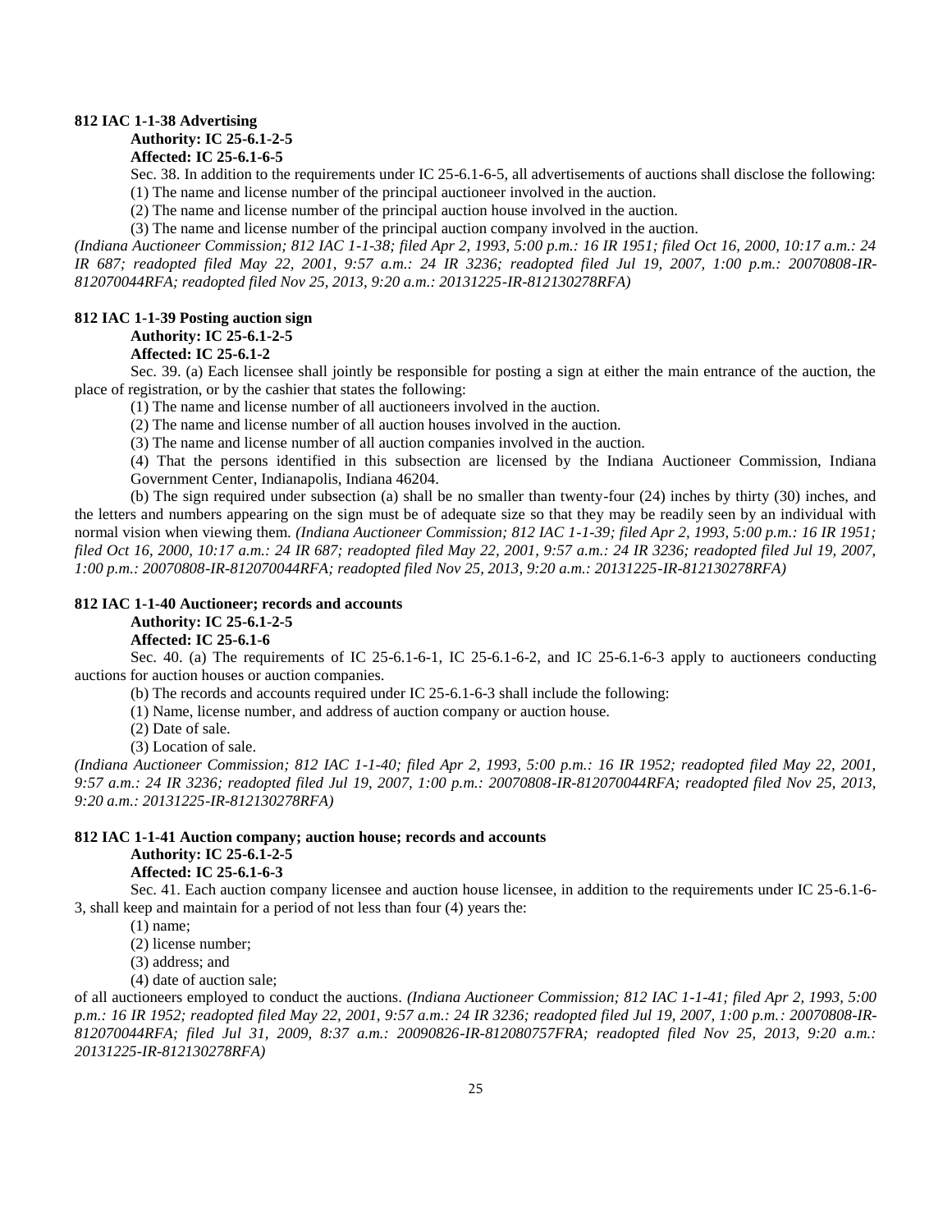**812 IAC 1-1-38 Advertising**

**Authority: IC 25-6.1-2-5**

**Affected: IC 25-6.1-6-5**

Sec. 38. In addition to the requirements under IC 25-6.1-6-5, all advertisements of auctions shall disclose the following:

(1) The name and license number of the principal auctioneer involved in the auction.

(2) The name and license number of the principal auction house involved in the auction.

(3) The name and license number of the principal auction company involved in the auction.

*(Indiana Auctioneer Commission; 812 IAC 1-1-38; filed Apr 2, 1993, 5:00 p.m.: 16 IR 1951; filed Oct 16, 2000, 10:17 a.m.: 24 IR 687; readopted filed May 22, 2001, 9:57 a.m.: 24 IR 3236; readopted filed Jul 19, 2007, 1:00 p.m.: 20070808-IR-812070044RFA; readopted filed Nov 25, 2013, 9:20 a.m.: 20131225-IR-812130278RFA)*

**812 IAC 1-1-39 Posting auction sign**

**Authority: IC 25-6.1-2-5**

**Affected: IC 25-6.1-2**

Sec. 39. (a) Each licensee shall jointly be responsible for posting a sign at either the main entrance of the auction, the place of registration, or by the cashier that states the following:

(1) The name and license number of all auctioneers involved in the auction.

(2) The name and license number of all auction houses involved in the auction.

(3) The name and license number of all auction companies involved in the auction.

(4) That the persons identified in this subsection are licensed by the Indiana Auctioneer Commission, Indiana Government Center, Indianapolis, Indiana 46204.

(b) The sign required under subsection (a) shall be no smaller than twenty-four (24) inches by thirty (30) inches, and the letters and numbers appearing on the sign must be of adequate size so that they may be readily seen by an individual with normal vision when viewing them. *(Indiana Auctioneer Commission; 812 IAC 1-1-39; filed Apr 2, 1993, 5:00 p.m.: 16 IR 1951; filed Oct 16, 2000, 10:17 a.m.: 24 IR 687; readopted filed May 22, 2001, 9:57 a.m.: 24 IR 3236; readopted filed Jul 19, 2007, 1:00 p.m.: 20070808-IR-812070044RFA; readopted filed Nov 25, 2013, 9:20 a.m.: 20131225-IR-812130278RFA)*

**812 IAC 1-1-40 Auctioneer; records and accounts**

**Authority: IC 25-6.1-2-5**

**Affected: IC 25-6.1-6**

Sec. 40. (a) The requirements of IC 25-6.1-6-1, IC 25-6.1-6-2, and IC 25-6.1-6-3 apply to auctioneers conducting auctions for auction houses or auction companies.

(b) The records and accounts required under IC 25-6.1-6-3 shall include the following:

(1) Name, license number, and address of auction company or auction house.

(2) Date of sale.

(3) Location of sale.

*(Indiana Auctioneer Commission; 812 IAC 1-1-40; filed Apr 2, 1993, 5:00 p.m.: 16 IR 1952; readopted filed May 22, 2001, 9:57 a.m.: 24 IR 3236; readopted filed Jul 19, 2007, 1:00 p.m.: 20070808-IR-812070044RFA; readopted filed Nov 25, 2013, 9:20 a.m.: 20131225-IR-812130278RFA)*

**812 IAC 1-1-41 Auction company; auction house; records and accounts**

**Authority: IC 25-6.1-2-5**

**Affected: IC 25-6.1-6-3**

Sec. 41. Each auction company licensee and auction house licensee, in addition to the requirements under IC 25-6.1-6-3, shall keep and maintain for a period of not less than four (4) years the:

(1) name;

(2) license number;

(3) address; and

(4) date of auction sale;

of all auctioneers employed to conduct the auctions. *(Indiana Auctioneer Commission; 812 IAC 1-1-41; filed Apr 2, 1993, 5:00 p.m.: 16 IR 1952; readopted filed May 22, 2001, 9:57 a.m.: 24 IR 3236; readopted filed Jul 19, 2007, 1:00 p.m.: 20070808-IR-812070044RFA; filed Jul 31, 2009, 8:37 a.m.: 20090826-IR-812080757FRA; readopted filed Nov 25, 2013, 9:20 a.m.: 20131225-IR-812130278RFA)*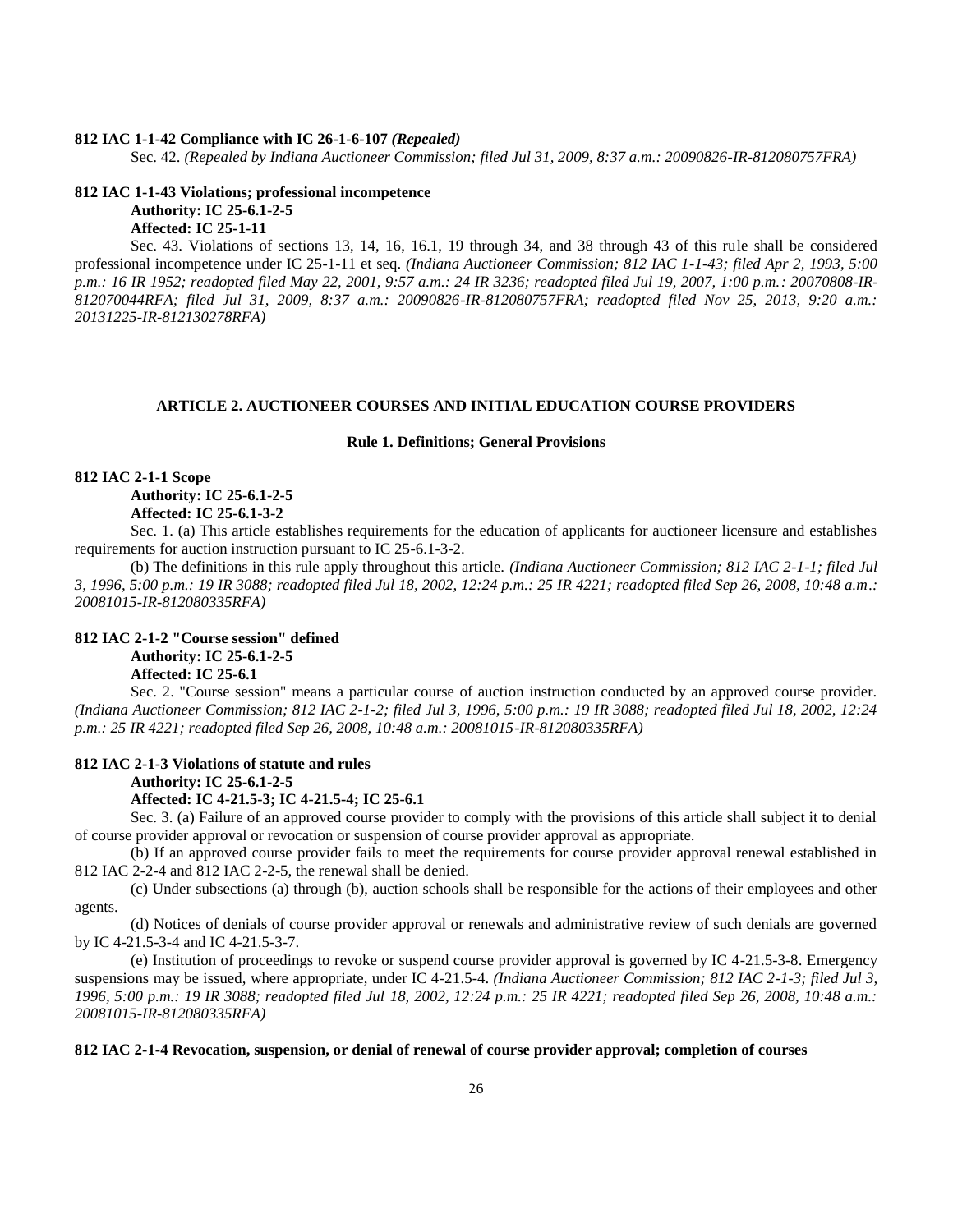**812 IAC 1-1-42 Compliance with IC 26-1-6-107 *(Repealed)***

Sec. 42. *(Repealed by Indiana Auctioneer Commission; filed Jul 31, 2009, 8:37 a.m.: 20090826-IR-812080757FRA)*

**812 IAC 1-1-43 Violations; professional incompetence**

**Authority: IC 25-6.1-2-5**
**Affected: IC 25-1-11**

Sec. 43. Violations of sections 13, 14, 16, 16.1, 19 through 34, and 38 through 43 of this rule shall be considered professional incompetence under IC 25-1-11 et seq. *(Indiana Auctioneer Commission; 812 IAC 1-1-43; filed Apr 2, 1993, 5:00 p.m.: 16 IR 1952; readopted filed May 22, 2001, 9:57 a.m.: 24 IR 3236; readopted filed Jul 19, 2007, 1:00 p.m.: 20070808-IR-812070044RFA; filed Jul 31, 2009, 8:37 a.m.: 20090826-IR-812080757FRA; readopted filed Nov 25, 2013, 9:20 a.m.: 20131225-IR-812130278RFA)*

---

## ARTICLE 2. AUCTIONEER COURSES AND INITIAL EDUCATION COURSE PROVIDERS

### Rule 1. Definitions; General Provisions

**812 IAC 2-1-1 Scope**

**Authority: IC 25-6.1-2-5**
**Affected: IC 25-6.1-3-2**

Sec. 1. (a) This article establishes requirements for the education of applicants for auctioneer licensure and establishes requirements for auction instruction pursuant to IC 25-6.1-3-2.

(b) The definitions in this rule apply throughout this article. *(Indiana Auctioneer Commission; 812 IAC 2-1-1; filed Jul 3, 1996, 5:00 p.m.: 19 IR 3088; readopted filed Jul 18, 2002, 12:24 p.m.: 25 IR 4221; readopted filed Sep 26, 2008, 10:48 a.m.: 20081015-IR-812080335RFA)*

**812 IAC 2-1-2 "Course session" defined**

**Authority: IC 25-6.1-2-5**
**Affected: IC 25-6.1**

Sec. 2. "Course session" means a particular course of auction instruction conducted by an approved course provider. *(Indiana Auctioneer Commission; 812 IAC 2-1-2; filed Jul 3, 1996, 5:00 p.m.: 19 IR 3088; readopted filed Jul 18, 2002, 12:24 p.m.: 25 IR 4221; readopted filed Sep 26, 2008, 10:48 a.m.: 20081015-IR-812080335RFA)*

**812 IAC 2-1-3 Violations of statute and rules**

**Authority: IC 25-6.1-2-5**
**Affected: IC 4-21.5-3; IC 4-21.5-4; IC 25-6.1**

Sec. 3. (a) Failure of an approved course provider to comply with the provisions of this article shall subject it to denial of course provider approval or revocation or suspension of course provider approval as appropriate.

(b) If an approved course provider fails to meet the requirements for course provider approval renewal established in 812 IAC 2-2-4 and 812 IAC 2-2-5, the renewal shall be denied.

(c) Under subsections (a) through (b), auction schools shall be responsible for the actions of their employees and other agents.

(d) Notices of denials of course provider approval or renewals and administrative review of such denials are governed by IC 4-21.5-3-4 and IC 4-21.5-3-7.

(e) Institution of proceedings to revoke or suspend course provider approval is governed by IC 4-21.5-3-8. Emergency suspensions may be issued, where appropriate, under IC 4-21.5-4. *(Indiana Auctioneer Commission; 812 IAC 2-1-3; filed Jul 3, 1996, 5:00 p.m.: 19 IR 3088; readopted filed Jul 18, 2002, 12:24 p.m.: 25 IR 4221; readopted filed Sep 26, 2008, 10:48 a.m.: 20081015-IR-812080335RFA)*

**812 IAC 2-1-4 Revocation, suspension, or denial of renewal of course provider approval; completion of courses**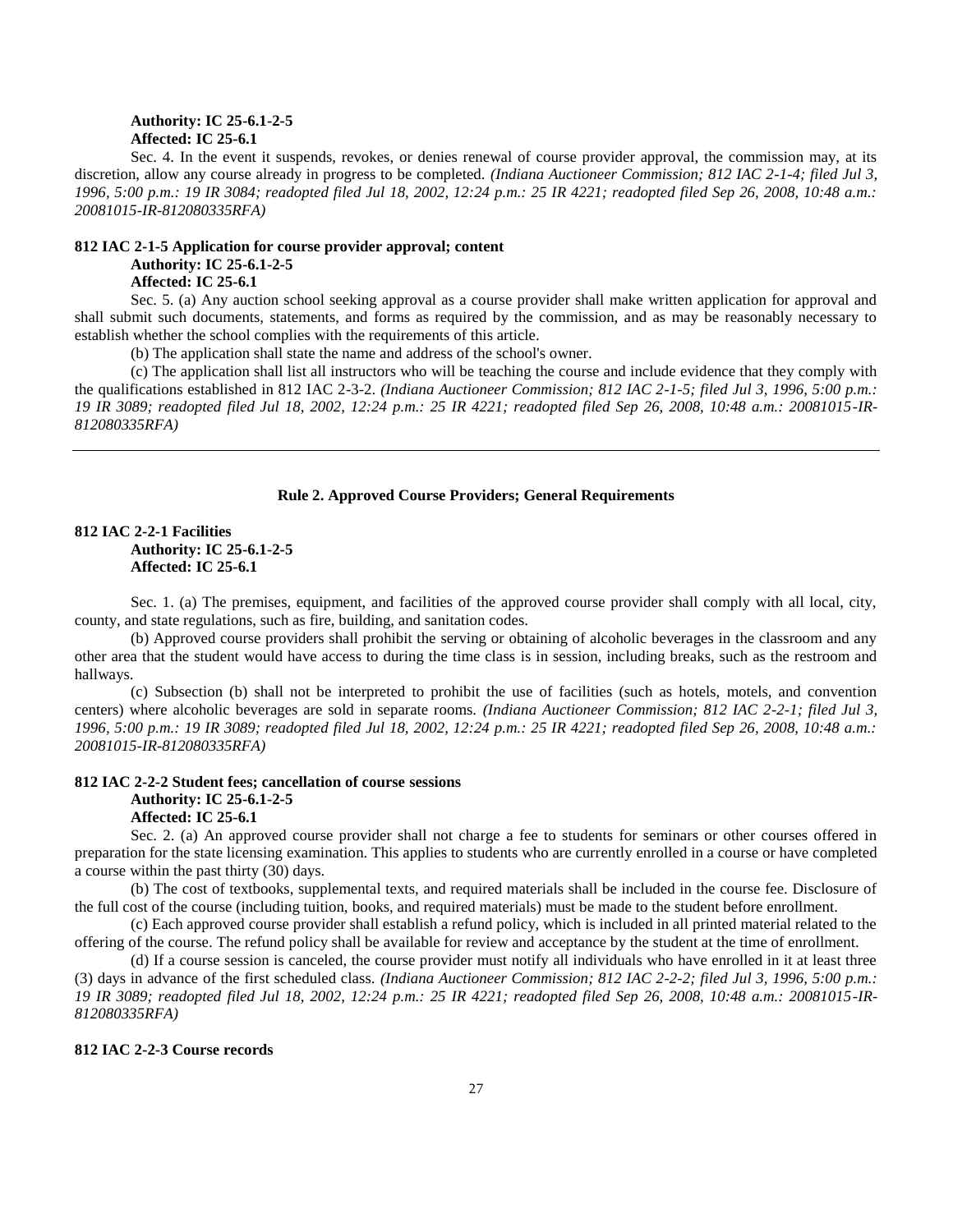**Authority: IC 25-6.1-2-5**
**Affected: IC 25-6.1**

Sec. 4. In the event it suspends, revokes, or denies renewal of course provider approval, the commission may, at its discretion, allow any course already in progress to be completed. *(Indiana Auctioneer Commission; 812 IAC 2-1-4; filed Jul 3, 1996, 5:00 p.m.: 19 IR 3084; readopted filed Jul 18, 2002, 12:24 p.m.: 25 IR 4221; readopted filed Sep 26, 2008, 10:48 a.m.: 20081015-IR-812080335RFA)*

**812 IAC 2-1-5 Application for course provider approval; content**
**Authority: IC 25-6.1-2-5**
**Affected: IC 25-6.1**

Sec. 5. (a) Any auction school seeking approval as a course provider shall make written application for approval and shall submit such documents, statements, and forms as required by the commission, and as may be reasonably necessary to establish whether the school complies with the requirements of this article.

(b) The application shall state the name and address of the school's owner.

(c) The application shall list all instructors who will be teaching the course and include evidence that they comply with the qualifications established in 812 IAC 2-3-2. *(Indiana Auctioneer Commission; 812 IAC 2-1-5; filed Jul 3, 1996, 5:00 p.m.: 19 IR 3089; readopted filed Jul 18, 2002, 12:24 p.m.: 25 IR 4221; readopted filed Sep 26, 2008, 10:48 a.m.: 20081015-IR-812080335RFA)*

---

## Rule 2. Approved Course Providers; General Requirements

**812 IAC 2-2-1 Facilities**
**Authority: IC 25-6.1-2-5**
**Affected: IC 25-6.1**

Sec. 1. (a) The premises, equipment, and facilities of the approved course provider shall comply with all local, city, county, and state regulations, such as fire, building, and sanitation codes.

(b) Approved course providers shall prohibit the serving or obtaining of alcoholic beverages in the classroom and any other area that the student would have access to during the time class is in session, including breaks, such as the restroom and hallways.

(c) Subsection (b) shall not be interpreted to prohibit the use of facilities (such as hotels, motels, and convention centers) where alcoholic beverages are sold in separate rooms. *(Indiana Auctioneer Commission; 812 IAC 2-2-1; filed Jul 3, 1996, 5:00 p.m.: 19 IR 3089; readopted filed Jul 18, 2002, 12:24 p.m.: 25 IR 4221; readopted filed Sep 26, 2008, 10:48 a.m.: 20081015-IR-812080335RFA)*

**812 IAC 2-2-2 Student fees; cancellation of course sessions**
**Authority: IC 25-6.1-2-5**
**Affected: IC 25-6.1**

Sec. 2. (a) An approved course provider shall not charge a fee to students for seminars or other courses offered in preparation for the state licensing examination. This applies to students who are currently enrolled in a course or have completed a course within the past thirty (30) days.

(b) The cost of textbooks, supplemental texts, and required materials shall be included in the course fee. Disclosure of the full cost of the course (including tuition, books, and required materials) must be made to the student before enrollment.

(c) Each approved course provider shall establish a refund policy, which is included in all printed material related to the offering of the course. The refund policy shall be available for review and acceptance by the student at the time of enrollment.

(d) If a course session is canceled, the course provider must notify all individuals who have enrolled in it at least three (3) days in advance of the first scheduled class. *(Indiana Auctioneer Commission; 812 IAC 2-2-2; filed Jul 3, 1996, 5:00 p.m.: 19 IR 3089; readopted filed Jul 18, 2002, 12:24 p.m.: 25 IR 4221; readopted filed Sep 26, 2008, 10:48 a.m.: 20081015-IR-812080335RFA)*

**812 IAC 2-2-3 Course records**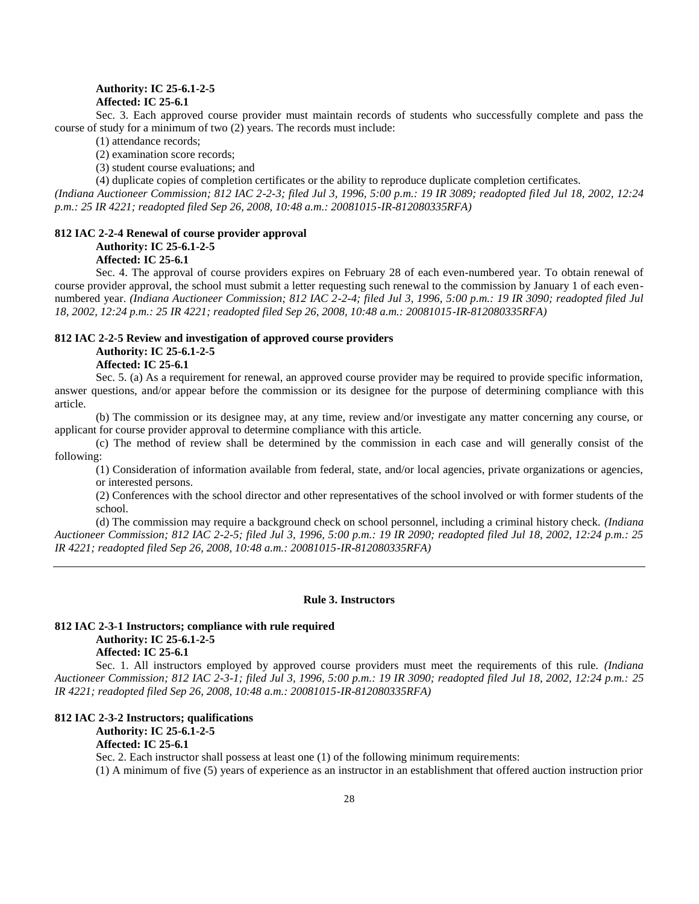**Authority: IC 25-6.1-2-5**
**Affected: IC 25-6.1**

Sec. 3. Each approved course provider must maintain records of students who successfully complete and pass the course of study for a minimum of two (2) years. The records must include:

(1) attendance records;

(2) examination score records;

(3) student course evaluations; and

(4) duplicate copies of completion certificates or the ability to reproduce duplicate completion certificates.

*(Indiana Auctioneer Commission; 812 IAC 2-2-3; filed Jul 3, 1996, 5:00 p.m.: 19 IR 3089; readopted filed Jul 18, 2002, 12:24 p.m.: 25 IR 4221; readopted filed Sep 26, 2008, 10:48 a.m.: 20081015-IR-812080335RFA)*

**812 IAC 2-2-4 Renewal of course provider approval**
**Authority: IC 25-6.1-2-5**
**Affected: IC 25-6.1**

Sec. 4. The approval of course providers expires on February 28 of each even-numbered year. To obtain renewal of course provider approval, the school must submit a letter requesting such renewal to the commission by January 1 of each even-numbered year. *(Indiana Auctioneer Commission; 812 IAC 2-2-4; filed Jul 3, 1996, 5:00 p.m.: 19 IR 3090; readopted filed Jul 18, 2002, 12:24 p.m.: 25 IR 4221; readopted filed Sep 26, 2008, 10:48 a.m.: 20081015-IR-812080335RFA)*

**812 IAC 2-2-5 Review and investigation of approved course providers**
**Authority: IC 25-6.1-2-5**
**Affected: IC 25-6.1**

Sec. 5. (a) As a requirement for renewal, an approved course provider may be required to provide specific information, answer questions, and/or appear before the commission or its designee for the purpose of determining compliance with this article.

(b) The commission or its designee may, at any time, review and/or investigate any matter concerning any course, or applicant for course provider approval to determine compliance with this article.

(c) The method of review shall be determined by the commission in each case and will generally consist of the following:

(1) Consideration of information available from federal, state, and/or local agencies, private organizations or agencies, or interested persons.

(2) Conferences with the school director and other representatives of the school involved or with former students of the school.

(d) The commission may require a background check on school personnel, including a criminal history check. *(Indiana Auctioneer Commission; 812 IAC 2-2-5; filed Jul 3, 1996, 5:00 p.m.: 19 IR 2090; readopted filed Jul 18, 2002, 12:24 p.m.: 25 IR 4221; readopted filed Sep 26, 2008, 10:48 a.m.: 20081015-IR-812080335RFA)*

---

## Rule 3. Instructors

**812 IAC 2-3-1 Instructors; compliance with rule required**
**Authority: IC 25-6.1-2-5**
**Affected: IC 25-6.1**

Sec. 1. All instructors employed by approved course providers must meet the requirements of this rule. *(Indiana Auctioneer Commission; 812 IAC 2-3-1; filed Jul 3, 1996, 5:00 p.m.: 19 IR 3090; readopted filed Jul 18, 2002, 12:24 p.m.: 25 IR 4221; readopted filed Sep 26, 2008, 10:48 a.m.: 20081015-IR-812080335RFA)*

**812 IAC 2-3-2 Instructors; qualifications**
**Authority: IC 25-6.1-2-5**
**Affected: IC 25-6.1**

Sec. 2. Each instructor shall possess at least one (1) of the following minimum requirements:

(1) A minimum of five (5) years of experience as an instructor in an establishment that offered auction instruction prior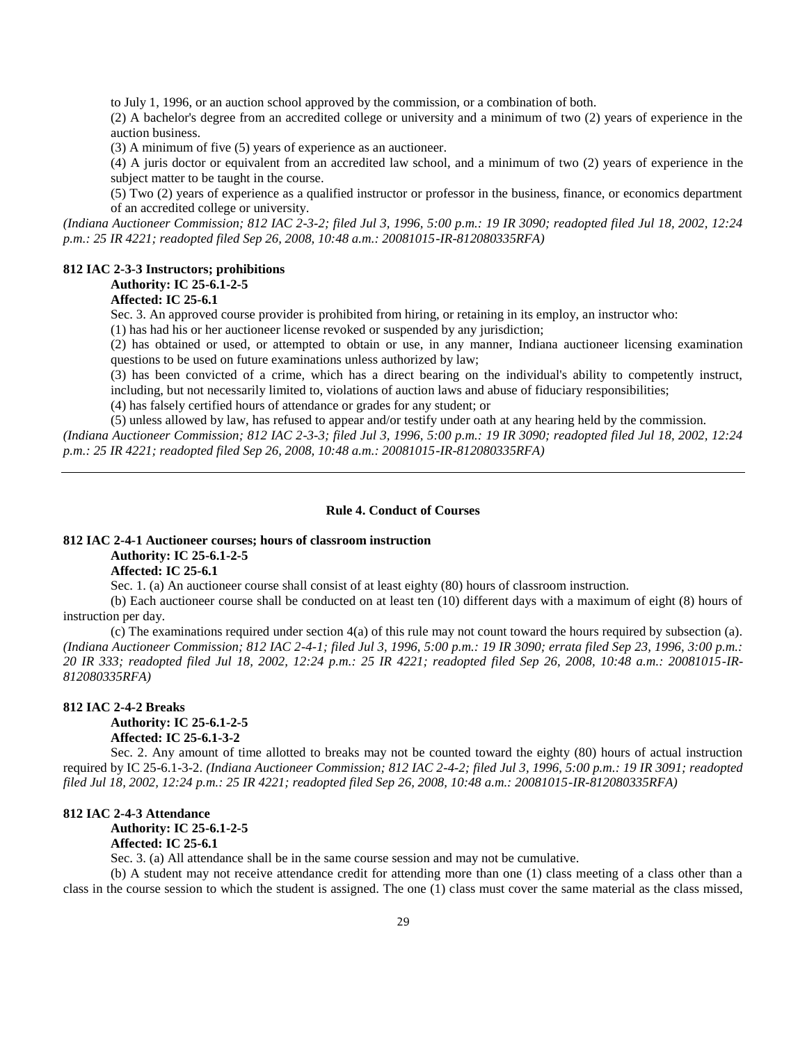to July 1, 1996, or an auction school approved by the commission, or a combination of both.

(2) A bachelor's degree from an accredited college or university and a minimum of two (2) years of experience in the auction business.

(3) A minimum of five (5) years of experience as an auctioneer.

(4) A juris doctor or equivalent from an accredited law school, and a minimum of two (2) years of experience in the subject matter to be taught in the course.

(5) Two (2) years of experience as a qualified instructor or professor in the business, finance, or economics department of an accredited college or university.

*(Indiana Auctioneer Commission; 812 IAC 2-3-2; filed Jul 3, 1996, 5:00 p.m.: 19 IR 3090; readopted filed Jul 18, 2002, 12:24 p.m.: 25 IR 4221; readopted filed Sep 26, 2008, 10:48 a.m.: 20081015-IR-812080335RFA)*

**812 IAC 2-3-3 Instructors; prohibitions**

**Authority: IC 25-6.1-2-5**

**Affected: IC 25-6.1**

Sec. 3. An approved course provider is prohibited from hiring, or retaining in its employ, an instructor who:

(1) has had his or her auctioneer license revoked or suspended by any jurisdiction;

(2) has obtained or used, or attempted to obtain or use, in any manner, Indiana auctioneer licensing examination questions to be used on future examinations unless authorized by law;

(3) has been convicted of a crime, which has a direct bearing on the individual's ability to competently instruct, including, but not necessarily limited to, violations of auction laws and abuse of fiduciary responsibilities;

(4) has falsely certified hours of attendance or grades for any student; or

(5) unless allowed by law, has refused to appear and/or testify under oath at any hearing held by the commission.

*(Indiana Auctioneer Commission; 812 IAC 2-3-3; filed Jul 3, 1996, 5:00 p.m.: 19 IR 3090; readopted filed Jul 18, 2002, 12:24 p.m.: 25 IR 4221; readopted filed Sep 26, 2008, 10:48 a.m.: 20081015-IR-812080335RFA)*

---

## Rule 4. Conduct of Courses

**812 IAC 2-4-1 Auctioneer courses; hours of classroom instruction**

**Authority: IC 25-6.1-2-5**

**Affected: IC 25-6.1**

Sec. 1. (a) An auctioneer course shall consist of at least eighty (80) hours of classroom instruction.

(b) Each auctioneer course shall be conducted on at least ten (10) different days with a maximum of eight (8) hours of instruction per day.

(c) The examinations required under section 4(a) of this rule may not count toward the hours required by subsection (a). *(Indiana Auctioneer Commission; 812 IAC 2-4-1; filed Jul 3, 1996, 5:00 p.m.: 19 IR 3090; errata filed Sep 23, 1996, 3:00 p.m.: 20 IR 333; readopted filed Jul 18, 2002, 12:24 p.m.: 25 IR 4221; readopted filed Sep 26, 2008, 10:48 a.m.: 20081015-IR-812080335RFA)*

**812 IAC 2-4-2 Breaks**

**Authority: IC 25-6.1-2-5**

**Affected: IC 25-6.1-3-2**

Sec. 2. Any amount of time allotted to breaks may not be counted toward the eighty (80) hours of actual instruction required by IC 25-6.1-3-2. *(Indiana Auctioneer Commission; 812 IAC 2-4-2; filed Jul 3, 1996, 5:00 p.m.: 19 IR 3091; readopted filed Jul 18, 2002, 12:24 p.m.: 25 IR 4221; readopted filed Sep 26, 2008, 10:48 a.m.: 20081015-IR-812080335RFA)*

**812 IAC 2-4-3 Attendance**

**Authority: IC 25-6.1-2-5**

**Affected: IC 25-6.1**

Sec. 3. (a) All attendance shall be in the same course session and may not be cumulative.

(b) A student may not receive attendance credit for attending more than one (1) class meeting of a class other than a class in the course session to which the student is assigned. The one (1) class must cover the same material as the class missed,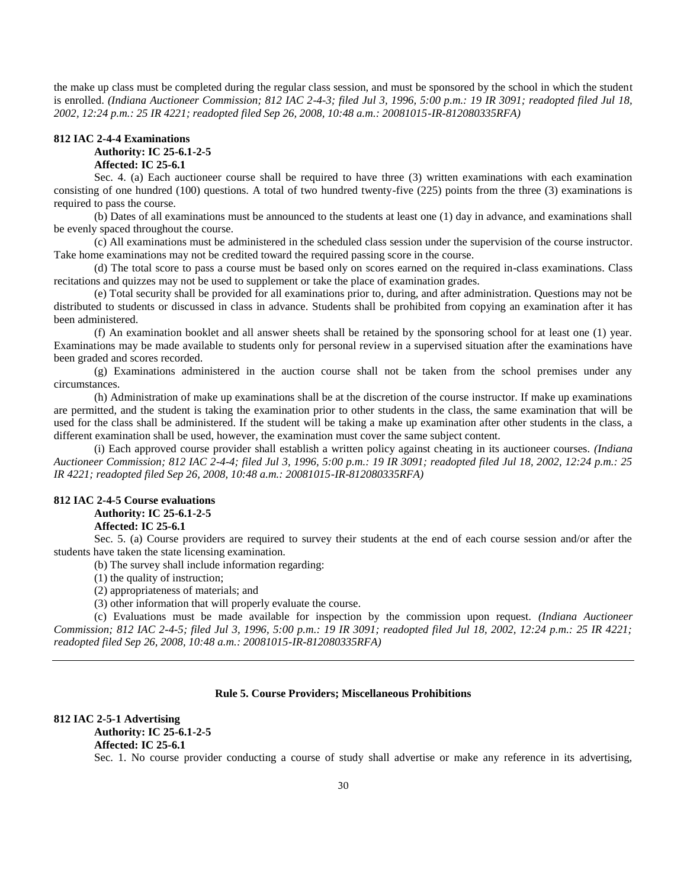the make up class must be completed during the regular class session, and must be sponsored by the school in which the student is enrolled. *(Indiana Auctioneer Commission; 812 IAC 2-4-3; filed Jul 3, 1996, 5:00 p.m.: 19 IR 3091; readopted filed Jul 18, 2002, 12:24 p.m.: 25 IR 4221; readopted filed Sep 26, 2008, 10:48 a.m.: 20081015-IR-812080335RFA)*

**812 IAC 2-4-4 Examinations**

**Authority: IC 25-6.1-2-5**

**Affected: IC 25-6.1**

Sec. 4. (a) Each auctioneer course shall be required to have three (3) written examinations with each examination consisting of one hundred (100) questions. A total of two hundred twenty-five (225) points from the three (3) examinations is required to pass the course.

(b) Dates of all examinations must be announced to the students at least one (1) day in advance, and examinations shall be evenly spaced throughout the course.

(c) All examinations must be administered in the scheduled class session under the supervision of the course instructor. Take home examinations may not be credited toward the required passing score in the course.

(d) The total score to pass a course must be based only on scores earned on the required in-class examinations. Class recitations and quizzes may not be used to supplement or take the place of examination grades.

(e) Total security shall be provided for all examinations prior to, during, and after administration. Questions may not be distributed to students or discussed in class in advance. Students shall be prohibited from copying an examination after it has been administered.

(f) An examination booklet and all answer sheets shall be retained by the sponsoring school for at least one (1) year. Examinations may be made available to students only for personal review in a supervised situation after the examinations have been graded and scores recorded.

(g) Examinations administered in the auction course shall not be taken from the school premises under any circumstances.

(h) Administration of make up examinations shall be at the discretion of the course instructor. If make up examinations are permitted, and the student is taking the examination prior to other students in the class, the same examination that will be used for the class shall be administered. If the student will be taking a make up examination after other students in the class, a different examination shall be used, however, the examination must cover the same subject content.

(i) Each approved course provider shall establish a written policy against cheating in its auctioneer courses. *(Indiana Auctioneer Commission; 812 IAC 2-4-4; filed Jul 3, 1996, 5:00 p.m.: 19 IR 3091; readopted filed Jul 18, 2002, 12:24 p.m.: 25 IR 4221; readopted filed Sep 26, 2008, 10:48 a.m.: 20081015-IR-812080335RFA)*

**812 IAC 2-4-5 Course evaluations**

**Authority: IC 25-6.1-2-5**

**Affected: IC 25-6.1**

Sec. 5. (a) Course providers are required to survey their students at the end of each course session and/or after the students have taken the state licensing examination.

(b) The survey shall include information regarding:

(1) the quality of instruction;

(2) appropriateness of materials; and

(3) other information that will properly evaluate the course.

(c) Evaluations must be made available for inspection by the commission upon request. *(Indiana Auctioneer Commission; 812 IAC 2-4-5; filed Jul 3, 1996, 5:00 p.m.: 19 IR 3091; readopted filed Jul 18, 2002, 12:24 p.m.: 25 IR 4221; readopted filed Sep 26, 2008, 10:48 a.m.: 20081015-IR-812080335RFA)*

---

## Rule 5. Course Providers; Miscellaneous Prohibitions

**812 IAC 2-5-1 Advertising**

**Authority: IC 25-6.1-2-5**

**Affected: IC 25-6.1**

Sec. 1. No course provider conducting a course of study shall advertise or make any reference in its advertising,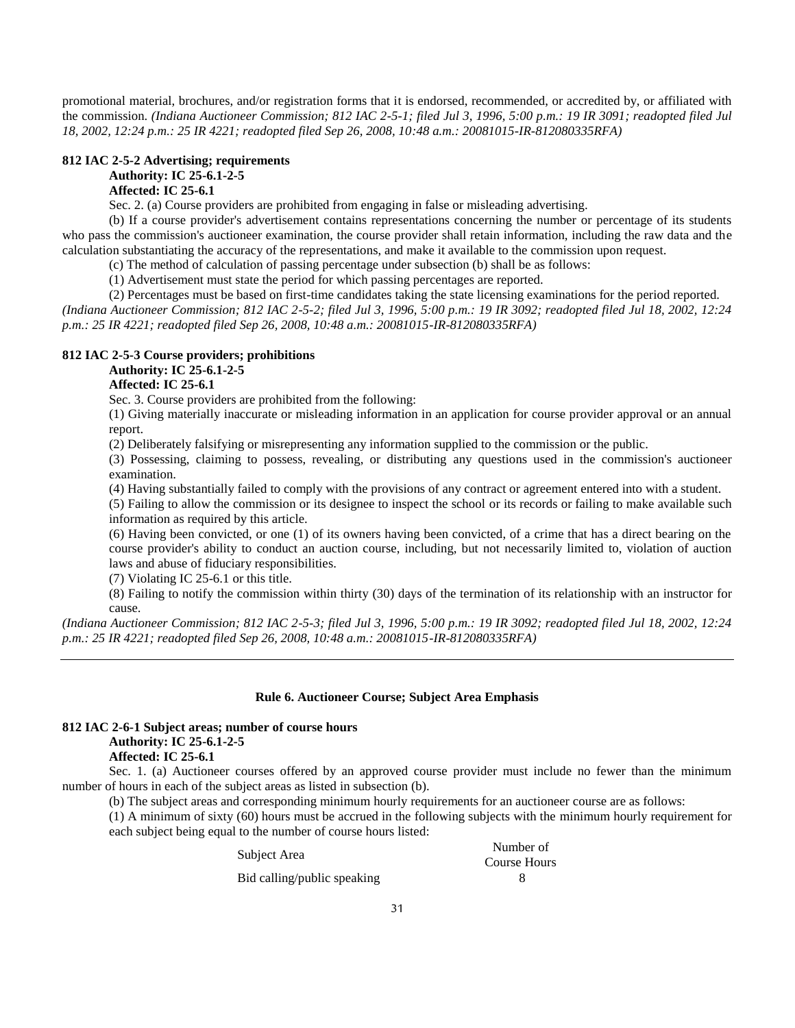promotional material, brochures, and/or registration forms that it is endorsed, recommended, or accredited by, or affiliated with the commission. *(Indiana Auctioneer Commission; 812 IAC 2-5-1; filed Jul 3, 1996, 5:00 p.m.: 19 IR 3091; readopted filed Jul 18, 2002, 12:24 p.m.: 25 IR 4221; readopted filed Sep 26, 2008, 10:48 a.m.: 20081015-IR-812080335RFA)*

**812 IAC 2-5-2 Advertising; requirements**

**Authority: IC 25-6.1-2-5**

**Affected: IC 25-6.1**

Sec. 2. (a) Course providers are prohibited from engaging in false or misleading advertising.

(b) If a course provider's advertisement contains representations concerning the number or percentage of its students who pass the commission's auctioneer examination, the course provider shall retain information, including the raw data and the calculation substantiating the accuracy of the representations, and make it available to the commission upon request.

(c) The method of calculation of passing percentage under subsection (b) shall be as follows:

(1) Advertisement must state the period for which passing percentages are reported.

(2) Percentages must be based on first-time candidates taking the state licensing examinations for the period reported.

*(Indiana Auctioneer Commission; 812 IAC 2-5-2; filed Jul 3, 1996, 5:00 p.m.: 19 IR 3092; readopted filed Jul 18, 2002, 12:24 p.m.: 25 IR 4221; readopted filed Sep 26, 2008, 10:48 a.m.: 20081015-IR-812080335RFA)*

**812 IAC 2-5-3 Course providers; prohibitions**

**Authority: IC 25-6.1-2-5**

**Affected: IC 25-6.1**

Sec. 3. Course providers are prohibited from the following:

(1) Giving materially inaccurate or misleading information in an application for course provider approval or an annual report.

(2) Deliberately falsifying or misrepresenting any information supplied to the commission or the public.

(3) Possessing, claiming to possess, revealing, or distributing any questions used in the commission's auctioneer examination.

(4) Having substantially failed to comply with the provisions of any contract or agreement entered into with a student.

(5) Failing to allow the commission or its designee to inspect the school or its records or failing to make available such information as required by this article.

(6) Having been convicted, or one (1) of its owners having been convicted, of a crime that has a direct bearing on the course provider's ability to conduct an auction course, including, but not necessarily limited to, violation of auction laws and abuse of fiduciary responsibilities.

(7) Violating IC 25-6.1 or this title.

(8) Failing to notify the commission within thirty (30) days of the termination of its relationship with an instructor for cause.

*(Indiana Auctioneer Commission; 812 IAC 2-5-3; filed Jul 3, 1996, 5:00 p.m.: 19 IR 3092; readopted filed Jul 18, 2002, 12:24 p.m.: 25 IR 4221; readopted filed Sep 26, 2008, 10:48 a.m.: 20081015-IR-812080335RFA)*

---

## Rule 6. Auctioneer Course; Subject Area Emphasis

**812 IAC 2-6-1 Subject areas; number of course hours**

**Authority: IC 25-6.1-2-5**

**Affected: IC 25-6.1**

Sec. 1. (a) Auctioneer courses offered by an approved course provider must include no fewer than the minimum number of hours in each of the subject areas as listed in subsection (b).

(b) The subject areas and corresponding minimum hourly requirements for an auctioneer course are as follows:

(1) A minimum of sixty (60) hours must be accrued in the following subjects with the minimum hourly requirement for each subject being equal to the number of course hours listed:

| Subject Area | Number of Course Hours |
|---|---|
| Bid calling/public speaking | 8 |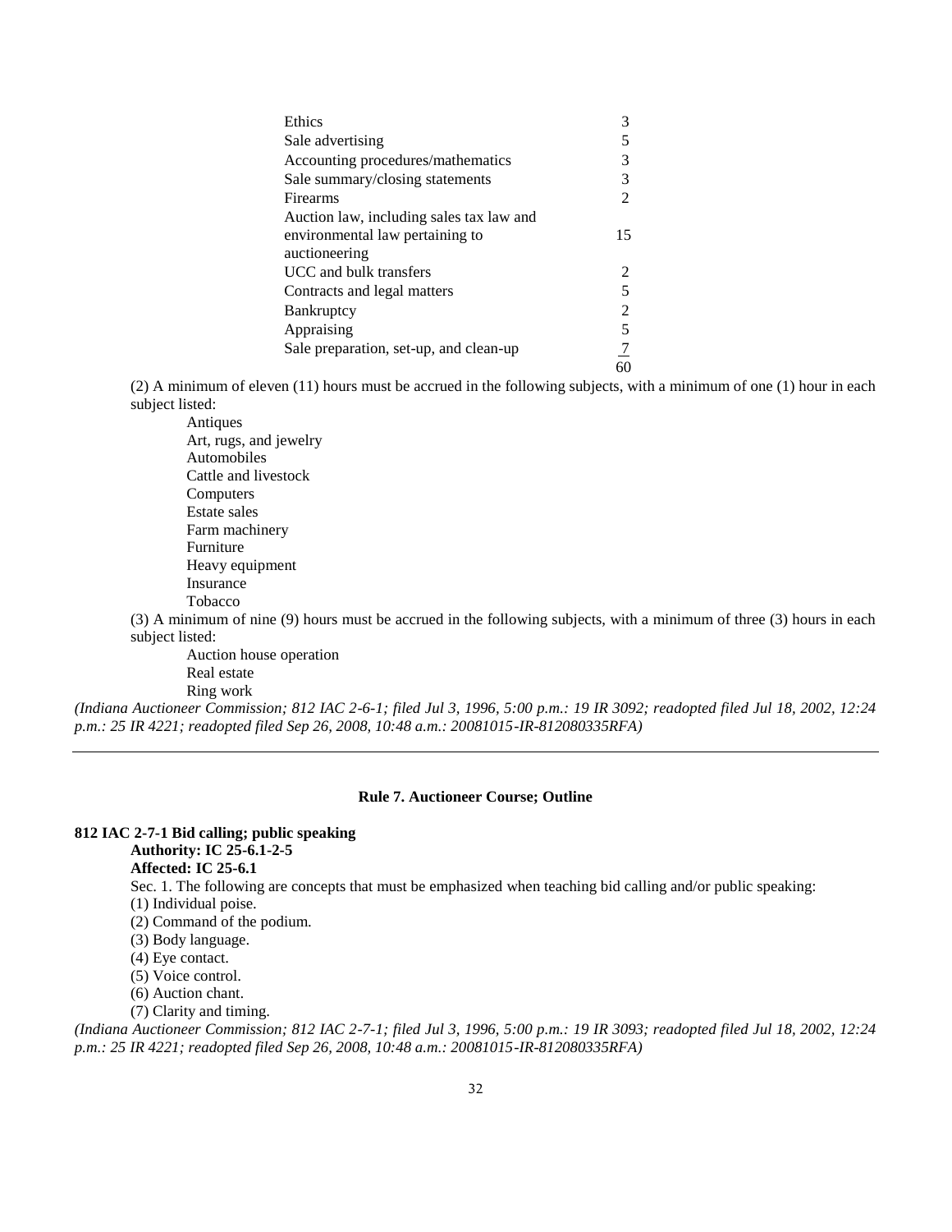| | |
|---|---|
| Ethics | 3 |
| Sale advertising | 5 |
| Accounting procedures/mathematics | 3 |
| Sale summary/closing statements | 3 |
| Firearms | 2 |
| Auction law, including sales tax law and environmental law pertaining to auctioneering | 15 |
| UCC and bulk transfers | 2 |
| Contracts and legal matters | 5 |
| Bankruptcy | 2 |
| Appraising | 5 |
| Sale preparation, set-up, and clean-up | 7 |
| | 60 |

(2) A minimum of eleven (11) hours must be accrued in the following subjects, with a minimum of one (1) hour in each subject listed:

Antiques
Art, rugs, and jewelry
Automobiles
Cattle and livestock
Computers
Estate sales
Farm machinery
Furniture
Heavy equipment
Insurance
Tobacco

(3) A minimum of nine (9) hours must be accrued in the following subjects, with a minimum of three (3) hours in each subject listed:

Auction house operation
Real estate
Ring work

*(Indiana Auctioneer Commission; 812 IAC 2-6-1; filed Jul 3, 1996, 5:00 p.m.: 19 IR 3092; readopted filed Jul 18, 2002, 12:24 p.m.: 25 IR 4221; readopted filed Sep 26, 2008, 10:48 a.m.: 20081015-IR-812080335RFA)*

---

## Rule 7. Auctioneer Course; Outline

**812 IAC 2-7-1 Bid calling; public speaking**
**Authority: IC 25-6.1-2-5**
**Affected: IC 25-6.1**

Sec. 1. The following are concepts that must be emphasized when teaching bid calling and/or public speaking:

(1) Individual poise.
(2) Command of the podium.
(3) Body language.
(4) Eye contact.
(5) Voice control.
(6) Auction chant.
(7) Clarity and timing.

*(Indiana Auctioneer Commission; 812 IAC 2-7-1; filed Jul 3, 1996, 5:00 p.m.: 19 IR 3093; readopted filed Jul 18, 2002, 12:24 p.m.: 25 IR 4221; readopted filed Sep 26, 2008, 10:48 a.m.: 20081015-IR-812080335RFA)*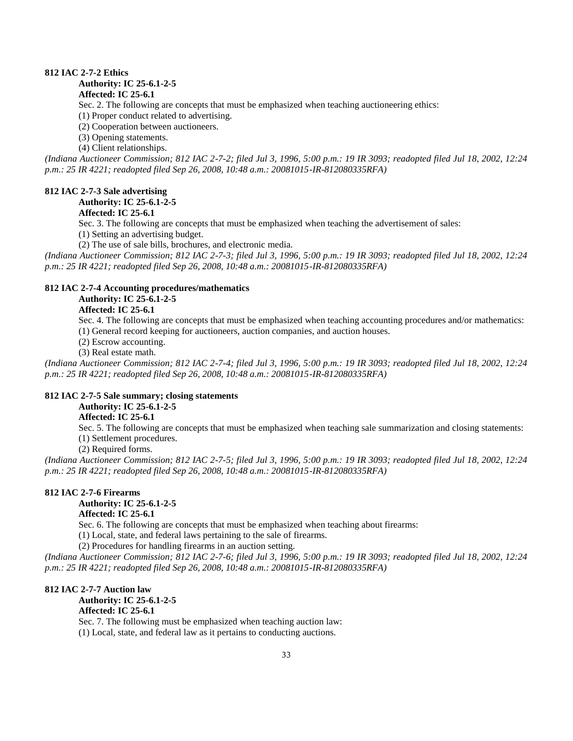**812 IAC 2-7-2 Ethics**

**Authority: IC 25-6.1-2-5**

**Affected: IC 25-6.1**

Sec. 2. The following are concepts that must be emphasized when teaching auctioneering ethics:

(1) Proper conduct related to advertising.

(2) Cooperation between auctioneers.

(3) Opening statements.

(4) Client relationships.

*(Indiana Auctioneer Commission; 812 IAC 2-7-2; filed Jul 3, 1996, 5:00 p.m.: 19 IR 3093; readopted filed Jul 18, 2002, 12:24 p.m.: 25 IR 4221; readopted filed Sep 26, 2008, 10:48 a.m.: 20081015-IR-812080335RFA)*

**812 IAC 2-7-3 Sale advertising**

**Authority: IC 25-6.1-2-5**

**Affected: IC 25-6.1**

Sec. 3. The following are concepts that must be emphasized when teaching the advertisement of sales:

(1) Setting an advertising budget.

(2) The use of sale bills, brochures, and electronic media.

*(Indiana Auctioneer Commission; 812 IAC 2-7-3; filed Jul 3, 1996, 5:00 p.m.: 19 IR 3093; readopted filed Jul 18, 2002, 12:24 p.m.: 25 IR 4221; readopted filed Sep 26, 2008, 10:48 a.m.: 20081015-IR-812080335RFA)*

**812 IAC 2-7-4 Accounting procedures/mathematics**

**Authority: IC 25-6.1-2-5**

**Affected: IC 25-6.1**

Sec. 4. The following are concepts that must be emphasized when teaching accounting procedures and/or mathematics:

(1) General record keeping for auctioneers, auction companies, and auction houses.

(2) Escrow accounting.

(3) Real estate math.

*(Indiana Auctioneer Commission; 812 IAC 2-7-4; filed Jul 3, 1996, 5:00 p.m.: 19 IR 3093; readopted filed Jul 18, 2002, 12:24 p.m.: 25 IR 4221; readopted filed Sep 26, 2008, 10:48 a.m.: 20081015-IR-812080335RFA)*

**812 IAC 2-7-5 Sale summary; closing statements**

**Authority: IC 25-6.1-2-5**

**Affected: IC 25-6.1**

Sec. 5. The following are concepts that must be emphasized when teaching sale summarization and closing statements:

(1) Settlement procedures.

(2) Required forms.

*(Indiana Auctioneer Commission; 812 IAC 2-7-5; filed Jul 3, 1996, 5:00 p.m.: 19 IR 3093; readopted filed Jul 18, 2002, 12:24 p.m.: 25 IR 4221; readopted filed Sep 26, 2008, 10:48 a.m.: 20081015-IR-812080335RFA)*

**812 IAC 2-7-6 Firearms**

**Authority: IC 25-6.1-2-5**

**Affected: IC 25-6.1**

Sec. 6. The following are concepts that must be emphasized when teaching about firearms:

(1) Local, state, and federal laws pertaining to the sale of firearms.

(2) Procedures for handling firearms in an auction setting.

*(Indiana Auctioneer Commission; 812 IAC 2-7-6; filed Jul 3, 1996, 5:00 p.m.: 19 IR 3093; readopted filed Jul 18, 2002, 12:24 p.m.: 25 IR 4221; readopted filed Sep 26, 2008, 10:48 a.m.: 20081015-IR-812080335RFA)*

**812 IAC 2-7-7 Auction law**

**Authority: IC 25-6.1-2-5**

**Affected: IC 25-6.1**

Sec. 7. The following must be emphasized when teaching auction law:

(1) Local, state, and federal law as it pertains to conducting auctions.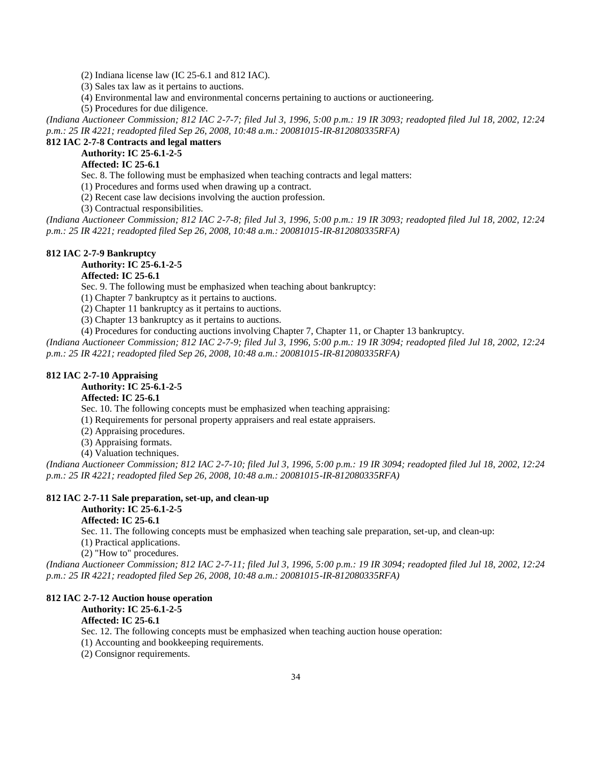(2) Indiana license law (IC 25-6.1 and 812 IAC).

(3) Sales tax law as it pertains to auctions.

(4) Environmental law and environmental concerns pertaining to auctions or auctioneering.

(5) Procedures for due diligence.

*(Indiana Auctioneer Commission; 812 IAC 2-7-7; filed Jul 3, 1996, 5:00 p.m.: 19 IR 3093; readopted filed Jul 18, 2002, 12:24 p.m.: 25 IR 4221; readopted filed Sep 26, 2008, 10:48 a.m.: 20081015-IR-812080335RFA)*

**812 IAC 2-7-8 Contracts and legal matters**

**Authority: IC 25-6.1-2-5**

**Affected: IC 25-6.1**

Sec. 8. The following must be emphasized when teaching contracts and legal matters:

(1) Procedures and forms used when drawing up a contract.

(2) Recent case law decisions involving the auction profession.

(3) Contractual responsibilities.

*(Indiana Auctioneer Commission; 812 IAC 2-7-8; filed Jul 3, 1996, 5:00 p.m.: 19 IR 3093; readopted filed Jul 18, 2002, 12:24 p.m.: 25 IR 4221; readopted filed Sep 26, 2008, 10:48 a.m.: 20081015-IR-812080335RFA)*

**812 IAC 2-7-9 Bankruptcy**

**Authority: IC 25-6.1-2-5**

**Affected: IC 25-6.1**

Sec. 9. The following must be emphasized when teaching about bankruptcy:

(1) Chapter 7 bankruptcy as it pertains to auctions.

(2) Chapter 11 bankruptcy as it pertains to auctions.

(3) Chapter 13 bankruptcy as it pertains to auctions.

(4) Procedures for conducting auctions involving Chapter 7, Chapter 11, or Chapter 13 bankruptcy.

*(Indiana Auctioneer Commission; 812 IAC 2-7-9; filed Jul 3, 1996, 5:00 p.m.: 19 IR 3094; readopted filed Jul 18, 2002, 12:24 p.m.: 25 IR 4221; readopted filed Sep 26, 2008, 10:48 a.m.: 20081015-IR-812080335RFA)*

**812 IAC 2-7-10 Appraising**

**Authority: IC 25-6.1-2-5**

**Affected: IC 25-6.1**

Sec. 10. The following concepts must be emphasized when teaching appraising:

(1) Requirements for personal property appraisers and real estate appraisers.

(2) Appraising procedures.

(3) Appraising formats.

(4) Valuation techniques.

*(Indiana Auctioneer Commission; 812 IAC 2-7-10; filed Jul 3, 1996, 5:00 p.m.: 19 IR 3094; readopted filed Jul 18, 2002, 12:24 p.m.: 25 IR 4221; readopted filed Sep 26, 2008, 10:48 a.m.: 20081015-IR-812080335RFA)*

**812 IAC 2-7-11 Sale preparation, set-up, and clean-up**

**Authority: IC 25-6.1-2-5**

**Affected: IC 25-6.1**

Sec. 11. The following concepts must be emphasized when teaching sale preparation, set-up, and clean-up:

(1) Practical applications.

(2) "How to" procedures.

*(Indiana Auctioneer Commission; 812 IAC 2-7-11; filed Jul 3, 1996, 5:00 p.m.: 19 IR 3094; readopted filed Jul 18, 2002, 12:24 p.m.: 25 IR 4221; readopted filed Sep 26, 2008, 10:48 a.m.: 20081015-IR-812080335RFA)*

**812 IAC 2-7-12 Auction house operation**

**Authority: IC 25-6.1-2-5**

**Affected: IC 25-6.1**

Sec. 12. The following concepts must be emphasized when teaching auction house operation:

(1) Accounting and bookkeeping requirements.

(2) Consignor requirements.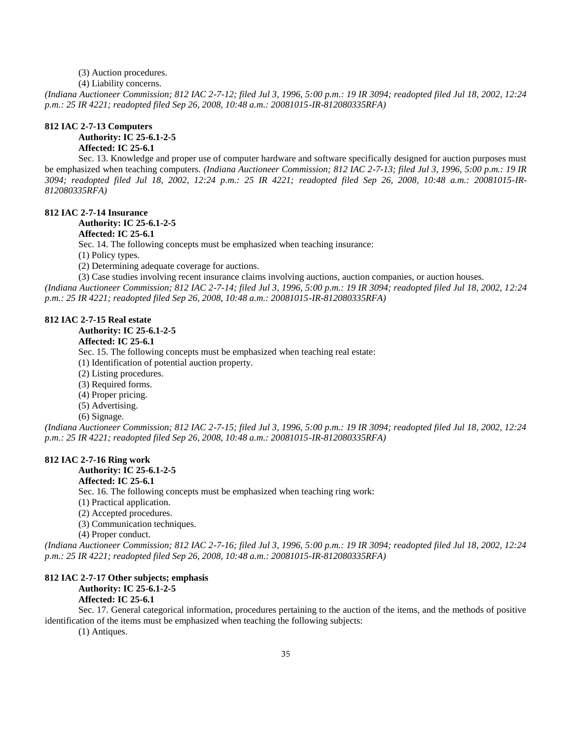(3) Auction procedures.

(4) Liability concerns.

*(Indiana Auctioneer Commission; 812 IAC 2-7-12; filed Jul 3, 1996, 5:00 p.m.: 19 IR 3094; readopted filed Jul 18, 2002, 12:24 p.m.: 25 IR 4221; readopted filed Sep 26, 2008, 10:48 a.m.: 20081015-IR-812080335RFA)*

**812 IAC 2-7-13 Computers**

**Authority: IC 25-6.1-2-5**
**Affected: IC 25-6.1**

Sec. 13. Knowledge and proper use of computer hardware and software specifically designed for auction purposes must be emphasized when teaching computers. *(Indiana Auctioneer Commission; 812 IAC 2-7-13; filed Jul 3, 1996, 5:00 p.m.: 19 IR 3094; readopted filed Jul 18, 2002, 12:24 p.m.: 25 IR 4221; readopted filed Sep 26, 2008, 10:48 a.m.: 20081015-IR-812080335RFA)*

**812 IAC 2-7-14 Insurance**

**Authority: IC 25-6.1-2-5**
**Affected: IC 25-6.1**

Sec. 14. The following concepts must be emphasized when teaching insurance:

(1) Policy types.

(2) Determining adequate coverage for auctions.

(3) Case studies involving recent insurance claims involving auctions, auction companies, or auction houses.

*(Indiana Auctioneer Commission; 812 IAC 2-7-14; filed Jul 3, 1996, 5:00 p.m.: 19 IR 3094; readopted filed Jul 18, 2002, 12:24 p.m.: 25 IR 4221; readopted filed Sep 26, 2008, 10:48 a.m.: 20081015-IR-812080335RFA)*

**812 IAC 2-7-15 Real estate**

**Authority: IC 25-6.1-2-5**
**Affected: IC 25-6.1**

Sec. 15. The following concepts must be emphasized when teaching real estate:

(1) Identification of potential auction property.

(2) Listing procedures.

(3) Required forms.

(4) Proper pricing.

(5) Advertising.

(6) Signage.

*(Indiana Auctioneer Commission; 812 IAC 2-7-15; filed Jul 3, 1996, 5:00 p.m.: 19 IR 3094; readopted filed Jul 18, 2002, 12:24 p.m.: 25 IR 4221; readopted filed Sep 26, 2008, 10:48 a.m.: 20081015-IR-812080335RFA)*

**812 IAC 2-7-16 Ring work**

**Authority: IC 25-6.1-2-5**
**Affected: IC 25-6.1**

Sec. 16. The following concepts must be emphasized when teaching ring work:

(1) Practical application.

(2) Accepted procedures.

(3) Communication techniques.

(4) Proper conduct.

*(Indiana Auctioneer Commission; 812 IAC 2-7-16; filed Jul 3, 1996, 5:00 p.m.: 19 IR 3094; readopted filed Jul 18, 2002, 12:24 p.m.: 25 IR 4221; readopted filed Sep 26, 2008, 10:48 a.m.: 20081015-IR-812080335RFA)*

**812 IAC 2-7-17 Other subjects; emphasis**

**Authority: IC 25-6.1-2-5**
**Affected: IC 25-6.1**

Sec. 17. General categorical information, procedures pertaining to the auction of the items, and the methods of positive identification of the items must be emphasized when teaching the following subjects:

(1) Antiques.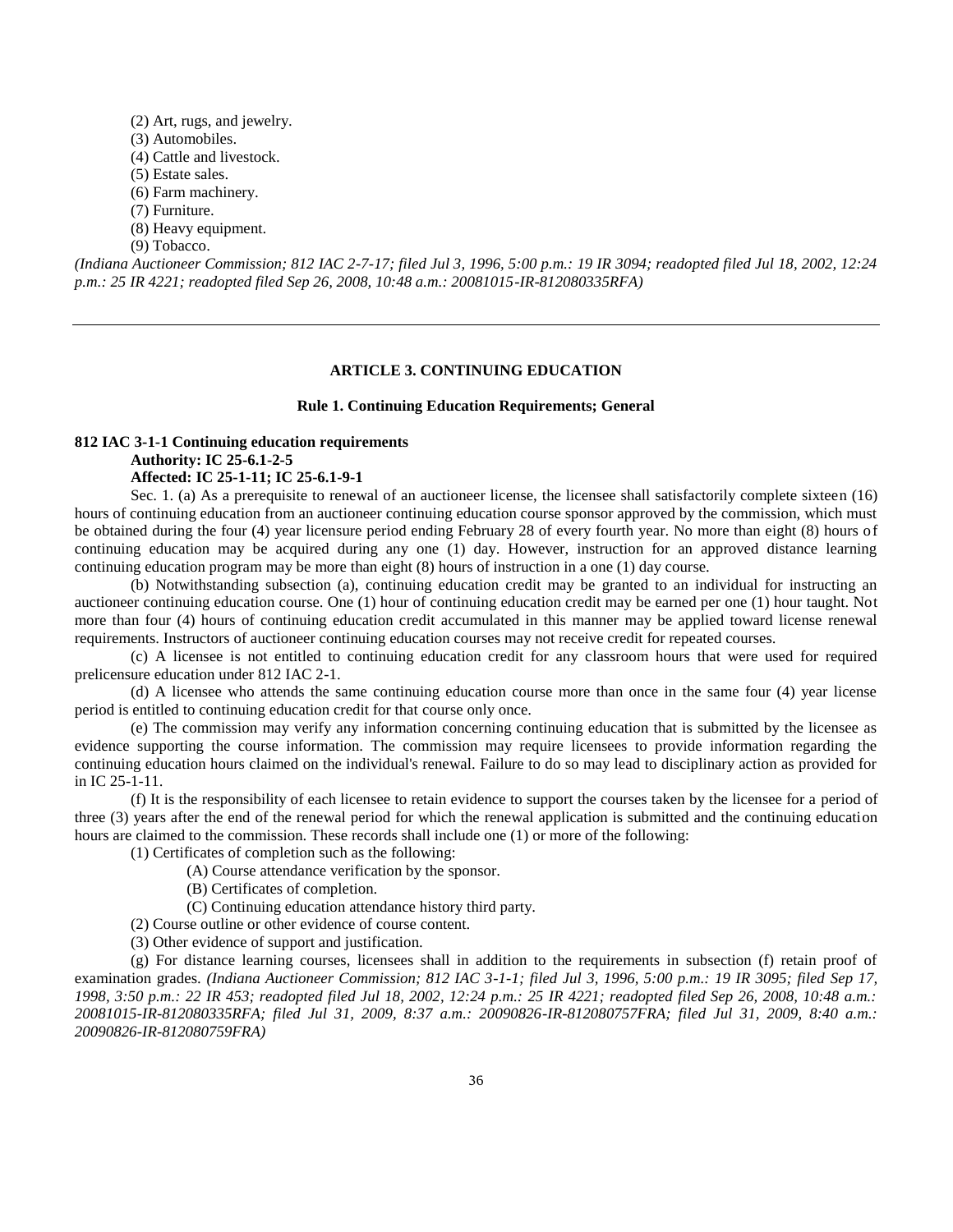(2) Art, rugs, and jewelry.
(3) Automobiles.
(4) Cattle and livestock.
(5) Estate sales.
(6) Farm machinery.
(7) Furniture.
(8) Heavy equipment.
(9) Tobacco.

*(Indiana Auctioneer Commission; 812 IAC 2-7-17; filed Jul 3, 1996, 5:00 p.m.: 19 IR 3094; readopted filed Jul 18, 2002, 12:24 p.m.: 25 IR 4221; readopted filed Sep 26, 2008, 10:48 a.m.: 20081015-IR-812080335RFA)*

---

## ARTICLE 3. CONTINUING EDUCATION

### Rule 1. Continuing Education Requirements; General

**812 IAC 3-1-1 Continuing education requirements**
**Authority: IC 25-6.1-2-5**
**Affected: IC 25-1-11; IC 25-6.1-9-1**

Sec. 1. (a) As a prerequisite to renewal of an auctioneer license, the licensee shall satisfactorily complete sixteen (16) hours of continuing education from an auctioneer continuing education course sponsor approved by the commission, which must be obtained during the four (4) year licensure period ending February 28 of every fourth year. No more than eight (8) hours of continuing education may be acquired during any one (1) day. However, instruction for an approved distance learning continuing education program may be more than eight (8) hours of instruction in a one (1) day course.

(b) Notwithstanding subsection (a), continuing education credit may be granted to an individual for instructing an auctioneer continuing education course. One (1) hour of continuing education credit may be earned per one (1) hour taught. Not more than four (4) hours of continuing education credit accumulated in this manner may be applied toward license renewal requirements. Instructors of auctioneer continuing education courses may not receive credit for repeated courses.

(c) A licensee is not entitled to continuing education credit for any classroom hours that were used for required prelicensure education under 812 IAC 2-1.

(d) A licensee who attends the same continuing education course more than once in the same four (4) year license period is entitled to continuing education credit for that course only once.

(e) The commission may verify any information concerning continuing education that is submitted by the licensee as evidence supporting the course information. The commission may require licensees to provide information regarding the continuing education hours claimed on the individual's renewal. Failure to do so may lead to disciplinary action as provided for in IC 25-1-11.

(f) It is the responsibility of each licensee to retain evidence to support the courses taken by the licensee for a period of three (3) years after the end of the renewal period for which the renewal application is submitted and the continuing education hours are claimed to the commission. These records shall include one (1) or more of the following:

(1) Certificates of completion such as the following:
  (A) Course attendance verification by the sponsor.
  (B) Certificates of completion.
  (C) Continuing education attendance history third party.
(2) Course outline or other evidence of course content.
(3) Other evidence of support and justification.

(g) For distance learning courses, licensees shall in addition to the requirements in subsection (f) retain proof of examination grades. *(Indiana Auctioneer Commission; 812 IAC 3-1-1; filed Jul 3, 1996, 5:00 p.m.: 19 IR 3095; filed Sep 17, 1998, 3:50 p.m.: 22 IR 453; readopted filed Jul 18, 2002, 12:24 p.m.: 25 IR 4221; readopted filed Sep 26, 2008, 10:48 a.m.: 20081015-IR-812080335RFA; filed Jul 31, 2009, 8:37 a.m.: 20090826-IR-812080757FRA; filed Jul 31, 2009, 8:40 a.m.: 20090826-IR-812080759FRA)*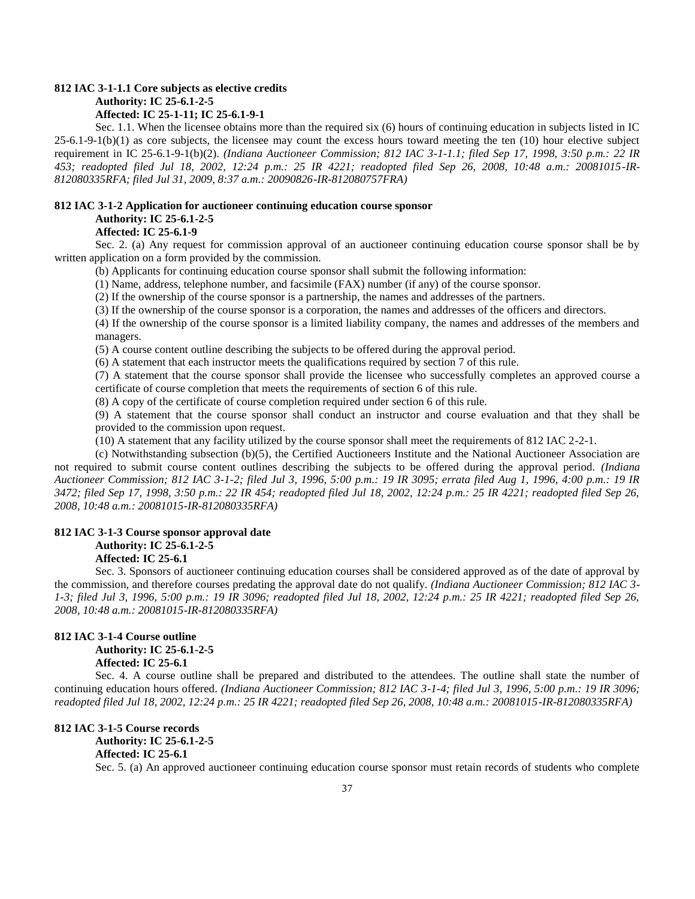**812 IAC 3-1-1.1 Core subjects as elective credits**

**Authority: IC 25-6.1-2-5**

**Affected: IC 25-1-11; IC 25-6.1-9-1**

Sec. 1.1. When the licensee obtains more than the required six (6) hours of continuing education in subjects listed in IC 25-6.1-9-1(b)(1) as core subjects, the licensee may count the excess hours toward meeting the ten (10) hour elective subject requirement in IC 25-6.1-9-1(b)(2). *(Indiana Auctioneer Commission; 812 IAC 3-1-1.1; filed Sep 17, 1998, 3:50 p.m.: 22 IR 453; readopted filed Jul 18, 2002, 12:24 p.m.: 25 IR 4221; readopted filed Sep 26, 2008, 10:48 a.m.: 20081015-IR-812080335RFA; filed Jul 31, 2009, 8:37 a.m.: 20090826-IR-812080757FRA)*

**812 IAC 3-1-2 Application for auctioneer continuing education course sponsor**

**Authority: IC 25-6.1-2-5**

**Affected: IC 25-6.1-9**

Sec. 2. (a) Any request for commission approval of an auctioneer continuing education course sponsor shall be by written application on a form provided by the commission.

(b) Applicants for continuing education course sponsor shall submit the following information:

(1) Name, address, telephone number, and facsimile (FAX) number (if any) of the course sponsor.

(2) If the ownership of the course sponsor is a partnership, the names and addresses of the partners.

(3) If the ownership of the course sponsor is a corporation, the names and addresses of the officers and directors.

(4) If the ownership of the course sponsor is a limited liability company, the names and addresses of the members and managers.

(5) A course content outline describing the subjects to be offered during the approval period.

(6) A statement that each instructor meets the qualifications required by section 7 of this rule.

(7) A statement that the course sponsor shall provide the licensee who successfully completes an approved course a certificate of course completion that meets the requirements of section 6 of this rule.

(8) A copy of the certificate of course completion required under section 6 of this rule.

(9) A statement that the course sponsor shall conduct an instructor and course evaluation and that they shall be provided to the commission upon request.

(10) A statement that any facility utilized by the course sponsor shall meet the requirements of 812 IAC 2-2-1.

(c) Notwithstanding subsection (b)(5), the Certified Auctioneers Institute and the National Auctioneer Association are not required to submit course content outlines describing the subjects to be offered during the approval period. *(Indiana Auctioneer Commission; 812 IAC 3-1-2; filed Jul 3, 1996, 5:00 p.m.: 19 IR 3095; errata filed Aug 1, 1996, 4:00 p.m.: 19 IR 3472; filed Sep 17, 1998, 3:50 p.m.: 22 IR 454; readopted filed Jul 18, 2002, 12:24 p.m.: 25 IR 4221; readopted filed Sep 26, 2008, 10:48 a.m.: 20081015-IR-812080335RFA)*

**812 IAC 3-1-3 Course sponsor approval date**

**Authority: IC 25-6.1-2-5**

**Affected: IC 25-6.1**

Sec. 3. Sponsors of auctioneer continuing education courses shall be considered approved as of the date of approval by the commission, and therefore courses predating the approval date do not qualify. *(Indiana Auctioneer Commission; 812 IAC 3-1-3; filed Jul 3, 1996, 5:00 p.m.: 19 IR 3096; readopted filed Jul 18, 2002, 12:24 p.m.: 25 IR 4221; readopted filed Sep 26, 2008, 10:48 a.m.: 20081015-IR-812080335RFA)*

**812 IAC 3-1-4 Course outline**

**Authority: IC 25-6.1-2-5**

**Affected: IC 25-6.1**

Sec. 4. A course outline shall be prepared and distributed to the attendees. The outline shall state the number of continuing education hours offered. *(Indiana Auctioneer Commission; 812 IAC 3-1-4; filed Jul 3, 1996, 5:00 p.m.: 19 IR 3096; readopted filed Jul 18, 2002, 12:24 p.m.: 25 IR 4221; readopted filed Sep 26, 2008, 10:48 a.m.: 20081015-IR-812080335RFA)*

**812 IAC 3-1-5 Course records**

**Authority: IC 25-6.1-2-5**

**Affected: IC 25-6.1**

Sec. 5. (a) An approved auctioneer continuing education course sponsor must retain records of students who complete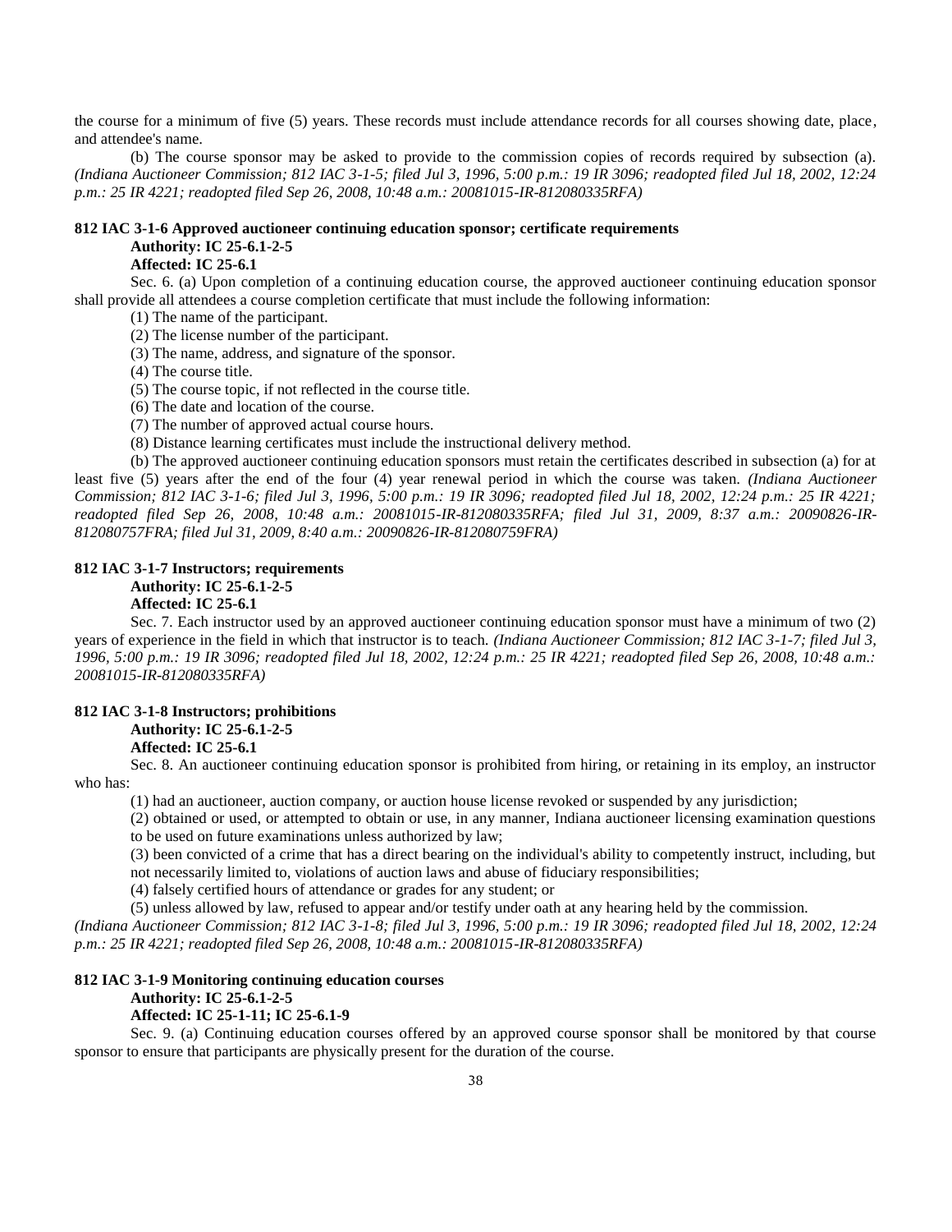the course for a minimum of five (5) years. These records must include attendance records for all courses showing date, place, and attendee's name.

(b) The course sponsor may be asked to provide to the commission copies of records required by subsection (a). *(Indiana Auctioneer Commission; 812 IAC 3-1-5; filed Jul 3, 1996, 5:00 p.m.: 19 IR 3096; readopted filed Jul 18, 2002, 12:24 p.m.: 25 IR 4221; readopted filed Sep 26, 2008, 10:48 a.m.: 20081015-IR-812080335RFA)*

**812 IAC 3-1-6 Approved auctioneer continuing education sponsor; certificate requirements**
**Authority: IC 25-6.1-2-5**
**Affected: IC 25-6.1**

Sec. 6. (a) Upon completion of a continuing education course, the approved auctioneer continuing education sponsor shall provide all attendees a course completion certificate that must include the following information:

(1) The name of the participant.
(2) The license number of the participant.
(3) The name, address, and signature of the sponsor.
(4) The course title.
(5) The course topic, if not reflected in the course title.
(6) The date and location of the course.
(7) The number of approved actual course hours.
(8) Distance learning certificates must include the instructional delivery method.

(b) The approved auctioneer continuing education sponsors must retain the certificates described in subsection (a) for at least five (5) years after the end of the four (4) year renewal period in which the course was taken. *(Indiana Auctioneer Commission; 812 IAC 3-1-6; filed Jul 3, 1996, 5:00 p.m.: 19 IR 3096; readopted filed Jul 18, 2002, 12:24 p.m.: 25 IR 4221; readopted filed Sep 26, 2008, 10:48 a.m.: 20081015-IR-812080335RFA; filed Jul 31, 2009, 8:37 a.m.: 20090826-IR-812080757FRA; filed Jul 31, 2009, 8:40 a.m.: 20090826-IR-812080759FRA)*

**812 IAC 3-1-7 Instructors; requirements**
**Authority: IC 25-6.1-2-5**
**Affected: IC 25-6.1**

Sec. 7. Each instructor used by an approved auctioneer continuing education sponsor must have a minimum of two (2) years of experience in the field in which that instructor is to teach. *(Indiana Auctioneer Commission; 812 IAC 3-1-7; filed Jul 3, 1996, 5:00 p.m.: 19 IR 3096; readopted filed Jul 18, 2002, 12:24 p.m.: 25 IR 4221; readopted filed Sep 26, 2008, 10:48 a.m.: 20081015-IR-812080335RFA)*

**812 IAC 3-1-8 Instructors; prohibitions**
**Authority: IC 25-6.1-2-5**
**Affected: IC 25-6.1**

Sec. 8. An auctioneer continuing education sponsor is prohibited from hiring, or retaining in its employ, an instructor who has:

(1) had an auctioneer, auction company, or auction house license revoked or suspended by any jurisdiction;
(2) obtained or used, or attempted to obtain or use, in any manner, Indiana auctioneer licensing examination questions to be used on future examinations unless authorized by law;
(3) been convicted of a crime that has a direct bearing on the individual's ability to competently instruct, including, but not necessarily limited to, violations of auction laws and abuse of fiduciary responsibilities;
(4) falsely certified hours of attendance or grades for any student; or
(5) unless allowed by law, refused to appear and/or testify under oath at any hearing held by the commission.

*(Indiana Auctioneer Commission; 812 IAC 3-1-8; filed Jul 3, 1996, 5:00 p.m.: 19 IR 3096; readopted filed Jul 18, 2002, 12:24 p.m.: 25 IR 4221; readopted filed Sep 26, 2008, 10:48 a.m.: 20081015-IR-812080335RFA)*

**812 IAC 3-1-9 Monitoring continuing education courses**
**Authority: IC 25-6.1-2-5**
**Affected: IC 25-1-11; IC 25-6.1-9**

Sec. 9. (a) Continuing education courses offered by an approved course sponsor shall be monitored by that course sponsor to ensure that participants are physically present for the duration of the course.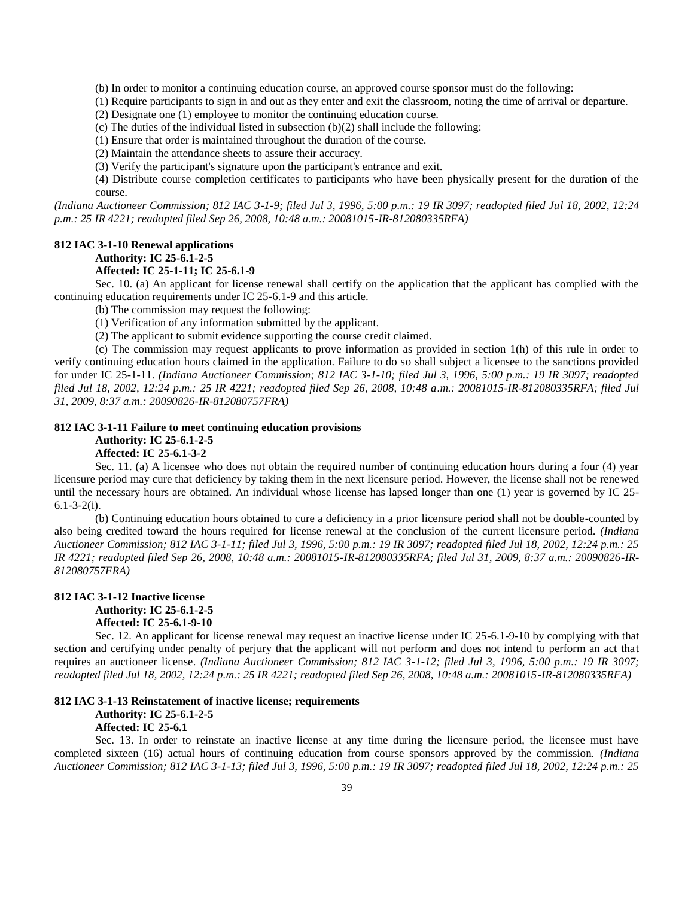(b) In order to monitor a continuing education course, an approved course sponsor must do the following:

(1) Require participants to sign in and out as they enter and exit the classroom, noting the time of arrival or departure.

(2) Designate one (1) employee to monitor the continuing education course.

(c) The duties of the individual listed in subsection (b)(2) shall include the following:

(1) Ensure that order is maintained throughout the duration of the course.

(2) Maintain the attendance sheets to assure their accuracy.

(3) Verify the participant's signature upon the participant's entrance and exit.

(4) Distribute course completion certificates to participants who have been physically present for the duration of the course.

*(Indiana Auctioneer Commission; 812 IAC 3-1-9; filed Jul 3, 1996, 5:00 p.m.: 19 IR 3097; readopted filed Jul 18, 2002, 12:24 p.m.: 25 IR 4221; readopted filed Sep 26, 2008, 10:48 a.m.: 20081015-IR-812080335RFA)*

**812 IAC 3-1-10 Renewal applications**

**Authority: IC 25-6.1-2-5**

**Affected: IC 25-1-11; IC 25-6.1-9**

Sec. 10. (a) An applicant for license renewal shall certify on the application that the applicant has complied with the continuing education requirements under IC 25-6.1-9 and this article.

(b) The commission may request the following:

(1) Verification of any information submitted by the applicant.

(2) The applicant to submit evidence supporting the course credit claimed.

(c) The commission may request applicants to prove information as provided in section 1(h) of this rule in order to verify continuing education hours claimed in the application. Failure to do so shall subject a licensee to the sanctions provided for under IC 25-1-11. *(Indiana Auctioneer Commission; 812 IAC 3-1-10; filed Jul 3, 1996, 5:00 p.m.: 19 IR 3097; readopted filed Jul 18, 2002, 12:24 p.m.: 25 IR 4221; readopted filed Sep 26, 2008, 10:48 a.m.: 20081015-IR-812080335RFA; filed Jul 31, 2009, 8:37 a.m.: 20090826-IR-812080757FRA)*

**812 IAC 3-1-11 Failure to meet continuing education provisions**

**Authority: IC 25-6.1-2-5**

**Affected: IC 25-6.1-3-2**

Sec. 11. (a) A licensee who does not obtain the required number of continuing education hours during a four (4) year licensure period may cure that deficiency by taking them in the next licensure period. However, the license shall not be renewed until the necessary hours are obtained. An individual whose license has lapsed longer than one (1) year is governed by IC 25-6.1-3-2(i).

(b) Continuing education hours obtained to cure a deficiency in a prior licensure period shall not be double-counted by also being credited toward the hours required for license renewal at the conclusion of the current licensure period. *(Indiana Auctioneer Commission; 812 IAC 3-1-11; filed Jul 3, 1996, 5:00 p.m.: 19 IR 3097; readopted filed Jul 18, 2002, 12:24 p.m.: 25 IR 4221; readopted filed Sep 26, 2008, 10:48 a.m.: 20081015-IR-812080335RFA; filed Jul 31, 2009, 8:37 a.m.: 20090826-IR-812080757FRA)*

**812 IAC 3-1-12 Inactive license**

**Authority: IC 25-6.1-2-5**

**Affected: IC 25-6.1-9-10**

Sec. 12. An applicant for license renewal may request an inactive license under IC 25-6.1-9-10 by complying with that section and certifying under penalty of perjury that the applicant will not perform and does not intend to perform an act that requires an auctioneer license. *(Indiana Auctioneer Commission; 812 IAC 3-1-12; filed Jul 3, 1996, 5:00 p.m.: 19 IR 3097; readopted filed Jul 18, 2002, 12:24 p.m.: 25 IR 4221; readopted filed Sep 26, 2008, 10:48 a.m.: 20081015-IR-812080335RFA)*

**812 IAC 3-1-13 Reinstatement of inactive license; requirements**

**Authority: IC 25-6.1-2-5**

**Affected: IC 25-6.1**

Sec. 13. In order to reinstate an inactive license at any time during the licensure period, the licensee must have completed sixteen (16) actual hours of continuing education from course sponsors approved by the commission. *(Indiana Auctioneer Commission; 812 IAC 3-1-13; filed Jul 3, 1996, 5:00 p.m.: 19 IR 3097; readopted filed Jul 18, 2002, 12:24 p.m.: 25*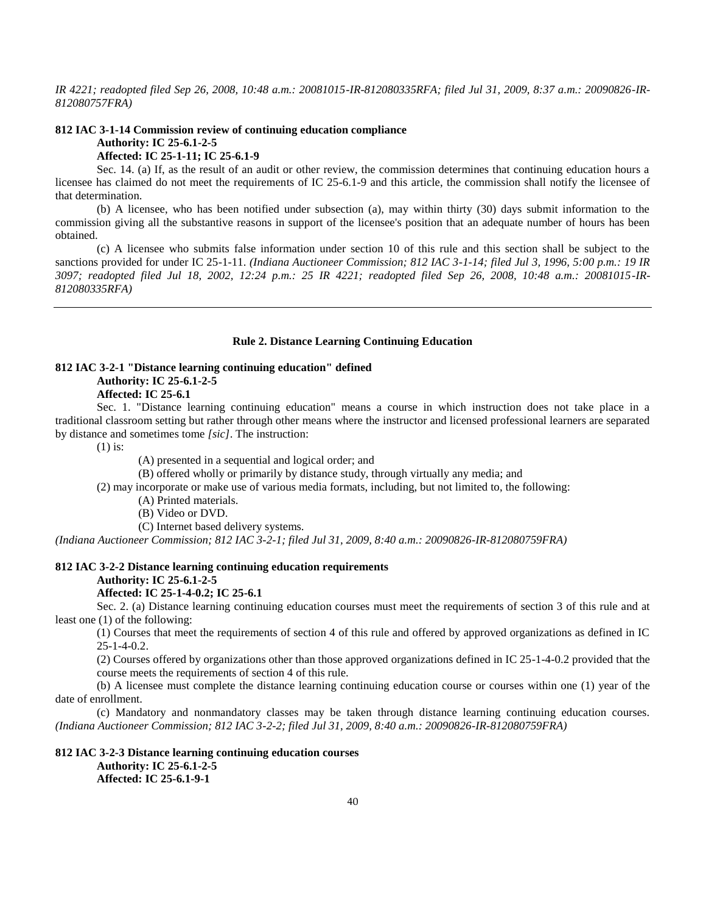*IR 4221; readopted filed Sep 26, 2008, 10:48 a.m.: 20081015-IR-812080335RFA; filed Jul 31, 2009, 8:37 a.m.: 20090826-IR-812080757FRA)*

**812 IAC 3-1-14 Commission review of continuing education compliance**
**Authority: IC 25-6.1-2-5**
**Affected: IC 25-1-11; IC 25-6.1-9**

Sec. 14. (a) If, as the result of an audit or other review, the commission determines that continuing education hours a licensee has claimed do not meet the requirements of IC 25-6.1-9 and this article, the commission shall notify the licensee of that determination.

(b) A licensee, who has been notified under subsection (a), may within thirty (30) days submit information to the commission giving all the substantive reasons in support of the licensee's position that an adequate number of hours has been obtained.

(c) A licensee who submits false information under section 10 of this rule and this section shall be subject to the sanctions provided for under IC 25-1-11. *(Indiana Auctioneer Commission; 812 IAC 3-1-14; filed Jul 3, 1996, 5:00 p.m.: 19 IR 3097; readopted filed Jul 18, 2002, 12:24 p.m.: 25 IR 4221; readopted filed Sep 26, 2008, 10:48 a.m.: 20081015-IR-812080335RFA)*

---

## Rule 2. Distance Learning Continuing Education

**812 IAC 3-2-1 "Distance learning continuing education" defined**
**Authority: IC 25-6.1-2-5**
**Affected: IC 25-6.1**

Sec. 1. "Distance learning continuing education" means a course in which instruction does not take place in a traditional classroom setting but rather through other means where the instructor and licensed professional learners are separated by distance and sometimes tome *[sic]*. The instruction:

(1) is:

(A) presented in a sequential and logical order; and

(B) offered wholly or primarily by distance study, through virtually any media; and

(2) may incorporate or make use of various media formats, including, but not limited to, the following:

(A) Printed materials.

(B) Video or DVD.

(C) Internet based delivery systems.

*(Indiana Auctioneer Commission; 812 IAC 3-2-1; filed Jul 31, 2009, 8:40 a.m.: 20090826-IR-812080759FRA)*

**812 IAC 3-2-2 Distance learning continuing education requirements**
**Authority: IC 25-6.1-2-5**
**Affected: IC 25-1-4-0.2; IC 25-6.1**

Sec. 2. (a) Distance learning continuing education courses must meet the requirements of section 3 of this rule and at least one (1) of the following:

(1) Courses that meet the requirements of section 4 of this rule and offered by approved organizations as defined in IC 25-1-4-0.2.

(2) Courses offered by organizations other than those approved organizations defined in IC 25-1-4-0.2 provided that the course meets the requirements of section 4 of this rule.

(b) A licensee must complete the distance learning continuing education course or courses within one (1) year of the date of enrollment.

(c) Mandatory and nonmandatory classes may be taken through distance learning continuing education courses. *(Indiana Auctioneer Commission; 812 IAC 3-2-2; filed Jul 31, 2009, 8:40 a.m.: 20090826-IR-812080759FRA)*

**812 IAC 3-2-3 Distance learning continuing education courses**
**Authority: IC 25-6.1-2-5**
**Affected: IC 25-6.1-9-1**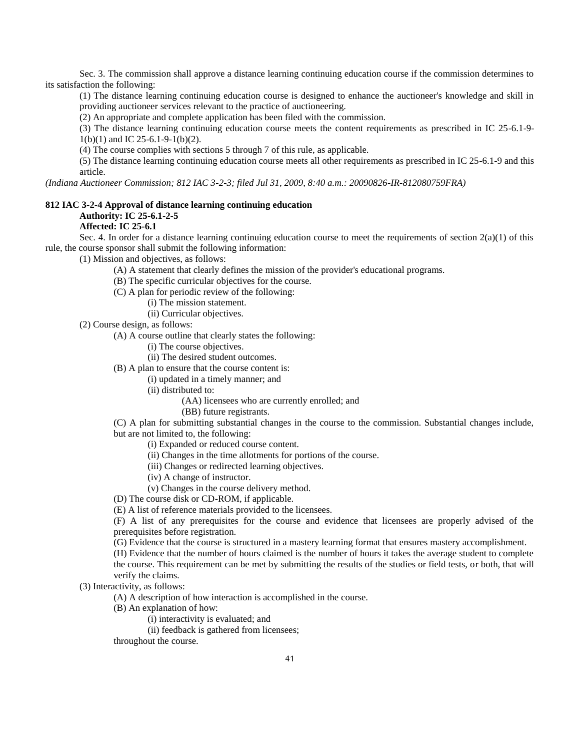Sec. 3. The commission shall approve a distance learning continuing education course if the commission determines to its satisfaction the following:

(1) The distance learning continuing education course is designed to enhance the auctioneer's knowledge and skill in providing auctioneer services relevant to the practice of auctioneering.

(2) An appropriate and complete application has been filed with the commission.

(3) The distance learning continuing education course meets the content requirements as prescribed in IC 25-6.1-9-1(b)(1) and IC 25-6.1-9-1(b)(2).

(4) The course complies with sections 5 through 7 of this rule, as applicable.

(5) The distance learning continuing education course meets all other requirements as prescribed in IC 25-6.1-9 and this article.

*(Indiana Auctioneer Commission; 812 IAC 3-2-3; filed Jul 31, 2009, 8:40 a.m.: 20090826-IR-812080759FRA)*

**812 IAC 3-2-4 Approval of distance learning continuing education**
**Authority: IC 25-6.1-2-5**
**Affected: IC 25-6.1**

Sec. 4. In order for a distance learning continuing education course to meet the requirements of section 2(a)(1) of this rule, the course sponsor shall submit the following information:

(1) Mission and objectives, as follows:

(A) A statement that clearly defines the mission of the provider's educational programs.

(B) The specific curricular objectives for the course.

(C) A plan for periodic review of the following:

(i) The mission statement.

(ii) Curricular objectives.

(2) Course design, as follows:

(A) A course outline that clearly states the following:

(i) The course objectives.

(ii) The desired student outcomes.

(B) A plan to ensure that the course content is:

(i) updated in a timely manner; and

(ii) distributed to:

(AA) licensees who are currently enrolled; and

(BB) future registrants.

(C) A plan for submitting substantial changes in the course to the commission. Substantial changes include, but are not limited to, the following:

(i) Expanded or reduced course content.

(ii) Changes in the time allotments for portions of the course.

(iii) Changes or redirected learning objectives.

(iv) A change of instructor.

(v) Changes in the course delivery method.

(D) The course disk or CD-ROM, if applicable.

(E) A list of reference materials provided to the licensees.

(F) A list of any prerequisites for the course and evidence that licensees are properly advised of the prerequisites before registration.

(G) Evidence that the course is structured in a mastery learning format that ensures mastery accomplishment.

(H) Evidence that the number of hours claimed is the number of hours it takes the average student to complete the course. This requirement can be met by submitting the results of the studies or field tests, or both, that will verify the claims.

(3) Interactivity, as follows:

(A) A description of how interaction is accomplished in the course.

(B) An explanation of how:

(i) interactivity is evaluated; and

(ii) feedback is gathered from licensees;

throughout the course.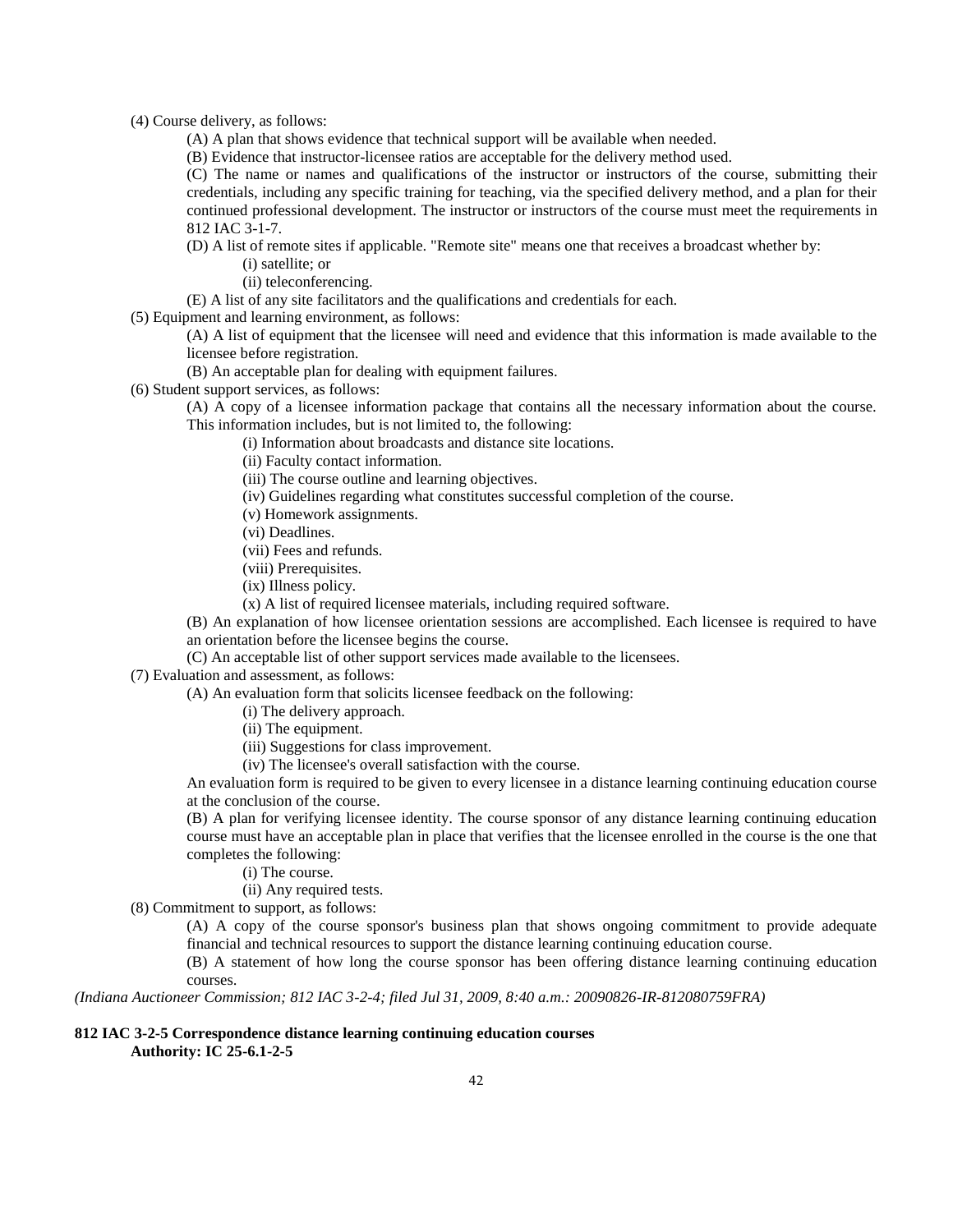(4) Course delivery, as follows:

(A) A plan that shows evidence that technical support will be available when needed.

(B) Evidence that instructor-licensee ratios are acceptable for the delivery method used.

(C) The name or names and qualifications of the instructor or instructors of the course, submitting their credentials, including any specific training for teaching, via the specified delivery method, and a plan for their continued professional development. The instructor or instructors of the course must meet the requirements in 812 IAC 3-1-7.

(D) A list of remote sites if applicable. "Remote site" means one that receives a broadcast whether by:

(i) satellite; or

(ii) teleconferencing.

(E) A list of any site facilitators and the qualifications and credentials for each.

(5) Equipment and learning environment, as follows:

(A) A list of equipment that the licensee will need and evidence that this information is made available to the licensee before registration.

(B) An acceptable plan for dealing with equipment failures.

(6) Student support services, as follows:

(A) A copy of a licensee information package that contains all the necessary information about the course. This information includes, but is not limited to, the following:

(i) Information about broadcasts and distance site locations.

(ii) Faculty contact information.

(iii) The course outline and learning objectives.

(iv) Guidelines regarding what constitutes successful completion of the course.

(v) Homework assignments.

(vi) Deadlines.

(vii) Fees and refunds.

(viii) Prerequisites.

(ix) Illness policy.

(x) A list of required licensee materials, including required software.

(B) An explanation of how licensee orientation sessions are accomplished. Each licensee is required to have an orientation before the licensee begins the course.

(C) An acceptable list of other support services made available to the licensees.

(7) Evaluation and assessment, as follows:

(A) An evaluation form that solicits licensee feedback on the following:

(i) The delivery approach.

(ii) The equipment.

(iii) Suggestions for class improvement.

(iv) The licensee's overall satisfaction with the course.

An evaluation form is required to be given to every licensee in a distance learning continuing education course at the conclusion of the course.

(B) A plan for verifying licensee identity. The course sponsor of any distance learning continuing education course must have an acceptable plan in place that verifies that the licensee enrolled in the course is the one that completes the following:

(i) The course.

(ii) Any required tests.

(8) Commitment to support, as follows:

(A) A copy of the course sponsor's business plan that shows ongoing commitment to provide adequate financial and technical resources to support the distance learning continuing education course.

(B) A statement of how long the course sponsor has been offering distance learning continuing education courses.

*(Indiana Auctioneer Commission; 812 IAC 3-2-4; filed Jul 31, 2009, 8:40 a.m.: 20090826-IR-812080759FRA)*

**812 IAC 3-2-5 Correspondence distance learning continuing education courses**
**Authority: IC 25-6.1-2-5**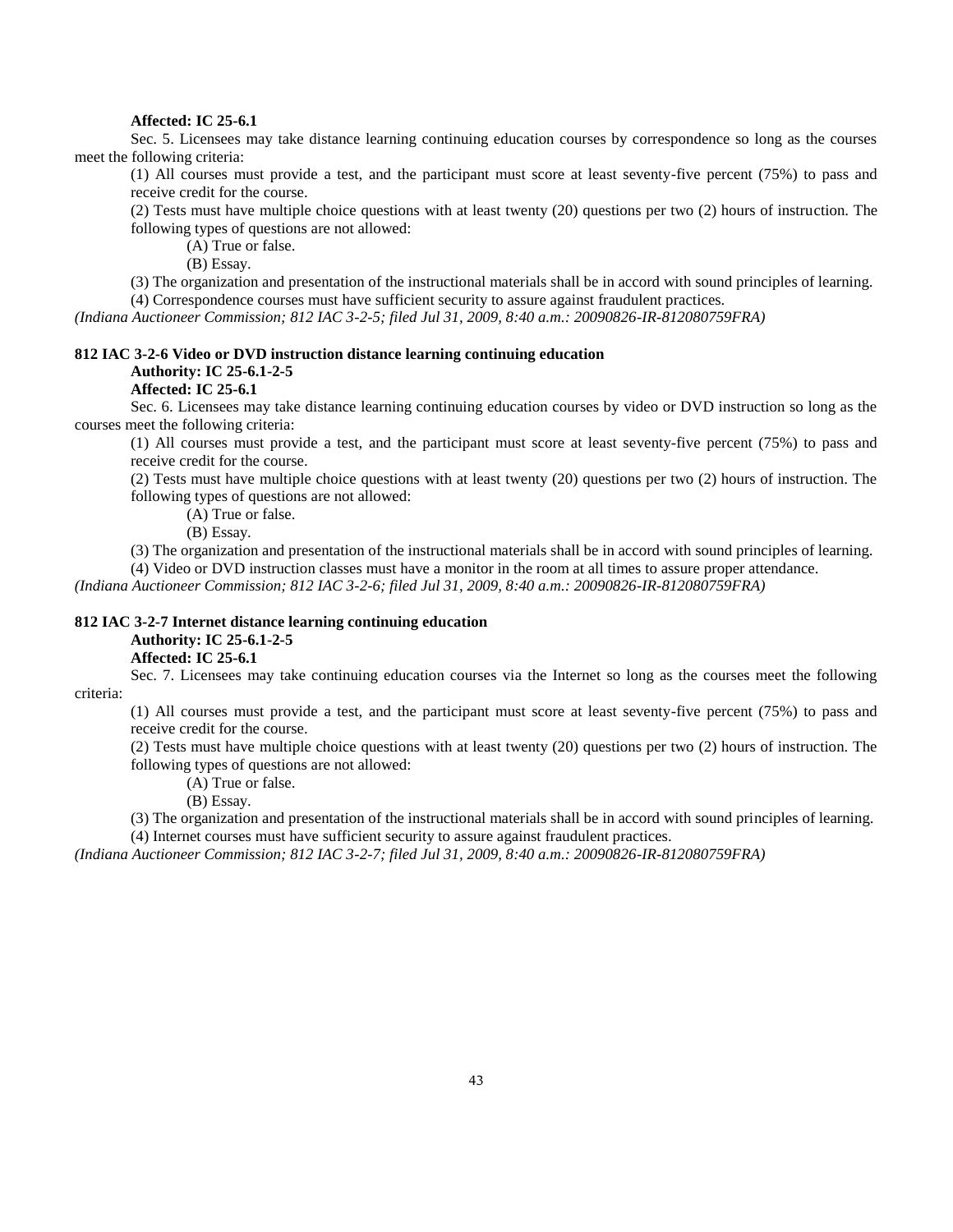**Affected: IC 25-6.1**

Sec. 5. Licensees may take distance learning continuing education courses by correspondence so long as the courses meet the following criteria:

(1) All courses must provide a test, and the participant must score at least seventy-five percent (75%) to pass and receive credit for the course.

(2) Tests must have multiple choice questions with at least twenty (20) questions per two (2) hours of instruction. The following types of questions are not allowed:

(A) True or false.

(B) Essay.

(3) The organization and presentation of the instructional materials shall be in accord with sound principles of learning.

(4) Correspondence courses must have sufficient security to assure against fraudulent practices.

*(Indiana Auctioneer Commission; 812 IAC 3-2-5; filed Jul 31, 2009, 8:40 a.m.: 20090826-IR-812080759FRA)*

**812 IAC 3-2-6 Video or DVD instruction distance learning continuing education**

**Authority: IC 25-6.1-2-5**

**Affected: IC 25-6.1**

Sec. 6. Licensees may take distance learning continuing education courses by video or DVD instruction so long as the courses meet the following criteria:

(1) All courses must provide a test, and the participant must score at least seventy-five percent (75%) to pass and receive credit for the course.

(2) Tests must have multiple choice questions with at least twenty (20) questions per two (2) hours of instruction. The following types of questions are not allowed:

(A) True or false.

(B) Essay.

(3) The organization and presentation of the instructional materials shall be in accord with sound principles of learning.

(4) Video or DVD instruction classes must have a monitor in the room at all times to assure proper attendance.

*(Indiana Auctioneer Commission; 812 IAC 3-2-6; filed Jul 31, 2009, 8:40 a.m.: 20090826-IR-812080759FRA)*

**812 IAC 3-2-7 Internet distance learning continuing education**

**Authority: IC 25-6.1-2-5**

**Affected: IC 25-6.1**

Sec. 7. Licensees may take continuing education courses via the Internet so long as the courses meet the following criteria:

(1) All courses must provide a test, and the participant must score at least seventy-five percent (75%) to pass and receive credit for the course.

(2) Tests must have multiple choice questions with at least twenty (20) questions per two (2) hours of instruction. The following types of questions are not allowed:

(A) True or false.

(B) Essay.

(3) The organization and presentation of the instructional materials shall be in accord with sound principles of learning.

(4) Internet courses must have sufficient security to assure against fraudulent practices.

*(Indiana Auctioneer Commission; 812 IAC 3-2-7; filed Jul 31, 2009, 8:40 a.m.: 20090826-IR-812080759FRA)*